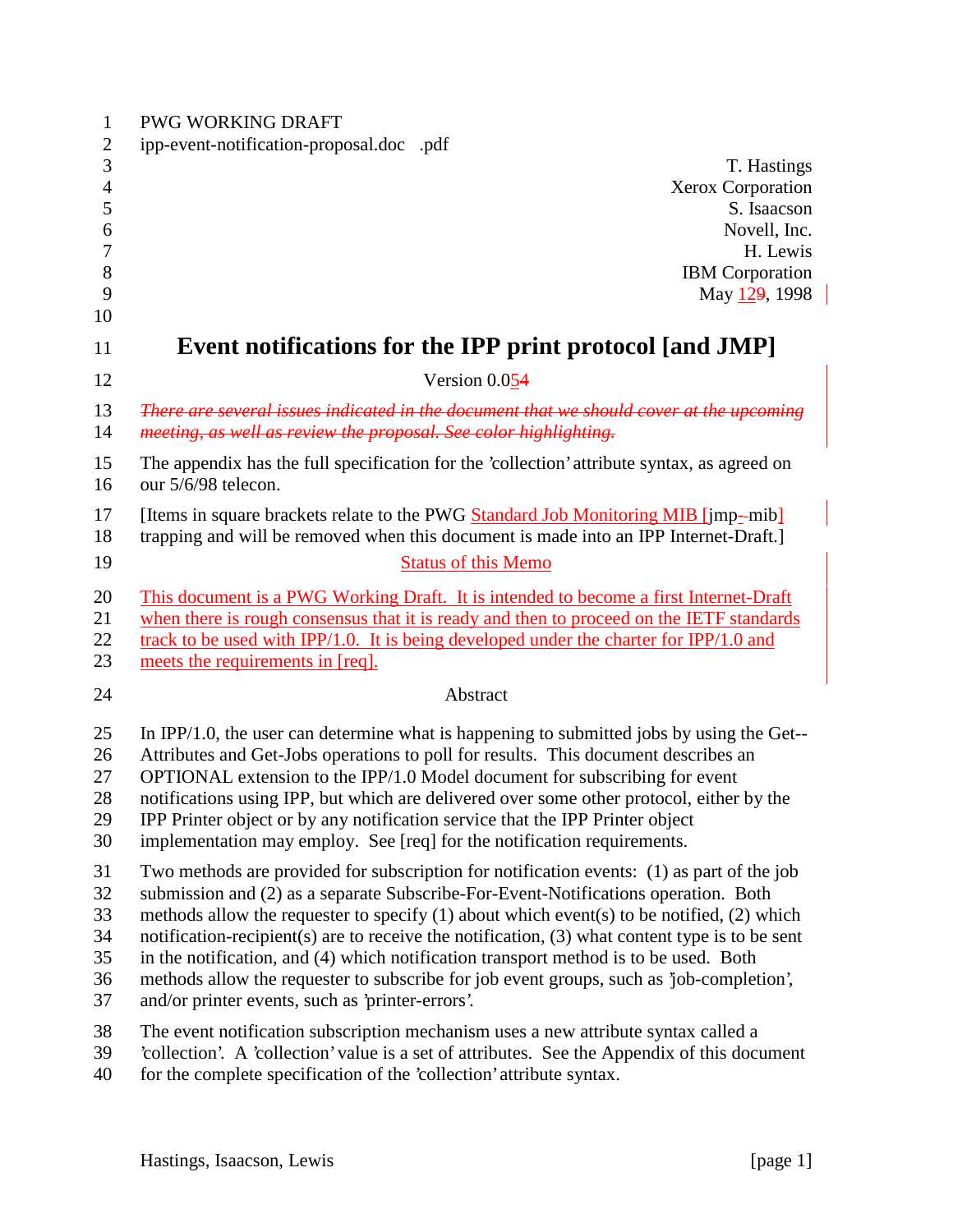PWG WORKING DRAFT
ipp-event-notification-proposal.doc .pdf

T. Hastings
Xerox Corporation
S. Isaacson
Novell, Inc.
H. Lewis
IBM Corporation
May 129, 1998

# Event notifications for the IPP print protocol [and JMP]

Version 0.054

~~There are several issues indicated in the document that we should cover at the upcoming meeting, as well as review the proposal. See color highlighting.~~

The appendix has the full specification for the 'collection' attribute syntax, as agreed on our 5/6/98 telecon.

[Items in square brackets relate to the PWG Standard Job Monitoring MIB [jmp--mib] trapping and will be removed when this document is made into an IPP Internet-Draft.]

## Status of this Memo

This document is a PWG Working Draft. It is intended to become a first Internet-Draft when there is rough consensus that it is ready and then to proceed on the IETF standards track to be used with IPP/1.0. It is being developed under the charter for IPP/1.0 and meets the requirements in [req].

## Abstract

In IPP/1.0, the user can determine what is happening to submitted jobs by using the Get--Attributes and Get-Jobs operations to poll for results. This document describes an OPTIONAL extension to the IPP/1.0 Model document for subscribing for event notifications using IPP, but which are delivered over some other protocol, either by the IPP Printer object or by any notification service that the IPP Printer object implementation may employ. See [req] for the notification requirements.

Two methods are provided for subscription for notification events: (1) as part of the job submission and (2) as a separate Subscribe-For-Event-Notifications operation. Both methods allow the requester to specify (1) about which event(s) to be notified, (2) which notification-recipient(s) are to receive the notification, (3) what content type is to be sent in the notification, and (4) which notification transport method is to be used. Both methods allow the requester to subscribe for job event groups, such as 'job-completion', and/or printer events, such as 'printer-errors'.

The event notification subscription mechanism uses a new attribute syntax called a 'collection'. A 'collection' value is a set of attributes. See the Appendix of this document for the complete specification of the 'collection' attribute syntax.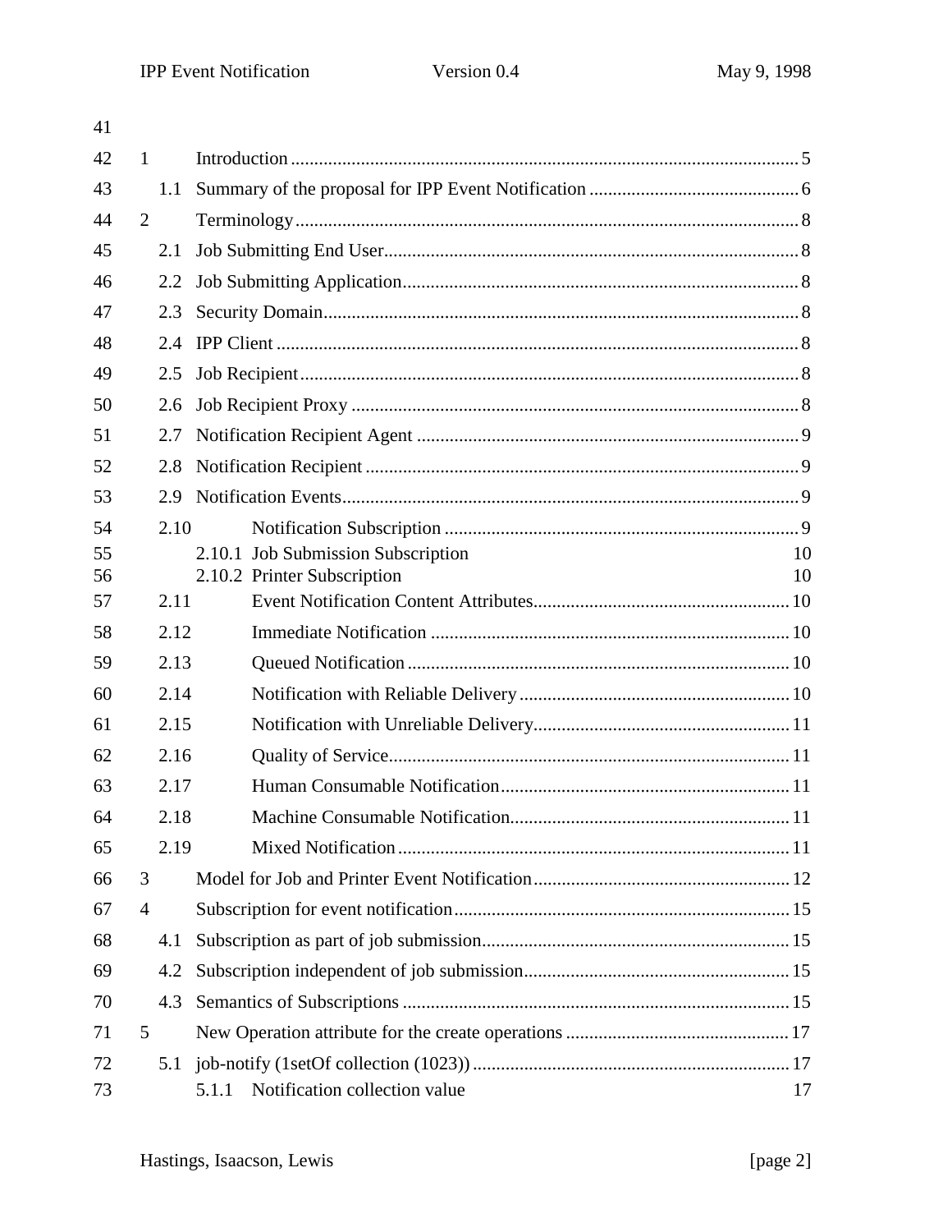41

42 1 Introduction ........................................ 5

43 1.1 Summary of the proposal for IPP Event Notification ........................................ 6

44 2 Terminology ........................................ 8

45 2.1 Job Submitting End User ........................................ 8

46 2.2 Job Submitting Application ........................................ 8

47 2.3 Security Domain ........................................ 8

48 2.4 IPP Client ........................................ 8

49 2.5 Job Recipient ........................................ 8

50 2.6 Job Recipient Proxy ........................................ 8

51 2.7 Notification Recipient Agent ........................................ 9

52 2.8 Notification Recipient ........................................ 9

53 2.9 Notification Events ........................................ 9

54 2.10 Notification Subscription ........................................ 9

55 2.10.1 Job Submission Subscription 10

56 2.10.2 Printer Subscription 10

57 2.11 Event Notification Content Attributes ........................................ 10

58 2.12 Immediate Notification ........................................ 10

59 2.13 Queued Notification ........................................ 10

60 2.14 Notification with Reliable Delivery ........................................ 10

61 2.15 Notification with Unreliable Delivery ........................................ 11

62 2.16 Quality of Service ........................................ 11

63 2.17 Human Consumable Notification ........................................ 11

64 2.18 Machine Consumable Notification ........................................ 11

65 2.19 Mixed Notification ........................................ 11

66 3 Model for Job and Printer Event Notification ........................................ 12

67 4 Subscription for event notification ........................................ 15

68 4.1 Subscription as part of job submission ........................................ 15

69 4.2 Subscription independent of job submission ........................................ 15

70 4.3 Semantics of Subscriptions ........................................ 15

71 5 New Operation attribute for the create operations ........................................ 17

72 5.1 job-notify (1setOf collection (1023)) ........................................ 17

73 5.1.1 Notification collection value 17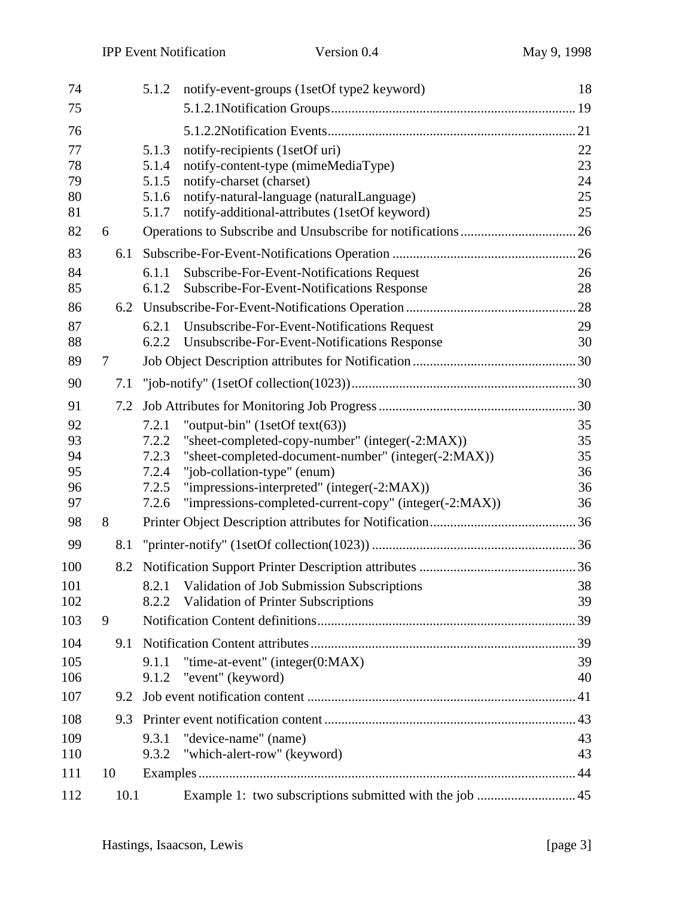74 5.1.2 notify-event-groups (1setOf type2 keyword) 18
75 5.1.2.1Notification Groups 19
76 5.1.2.2Notification Events 21
77 5.1.3 notify-recipients (1setOf uri) 22
78 5.1.4 notify-content-type (mimeMediaType) 23
79 5.1.5 notify-charset (charset) 24
80 5.1.6 notify-natural-language (naturalLanguage) 25
81 5.1.7 notify-additional-attributes (1setOf keyword) 25
82 6 Operations to Subscribe and Unsubscribe for notifications 26
83 6.1 Subscribe-For-Event-Notifications Operation 26
84 6.1.1 Subscribe-For-Event-Notifications Request 26
85 6.1.2 Subscribe-For-Event-Notifications Response 28
86 6.2 Unsubscribe-For-Event-Notifications Operation 28
87 6.2.1 Unsubscribe-For-Event-Notifications Request 29
88 6.2.2 Unsubscribe-For-Event-Notifications Response 30
89 7 Job Object Description attributes for Notification 30
90 7.1 "job-notify" (1setOf collection(1023)) 30
91 7.2 Job Attributes for Monitoring Job Progress 30
92 7.2.1 "output-bin" (1setOf text(63)) 35
93 7.2.2 "sheet-completed-copy-number" (integer(-2:MAX)) 35
94 7.2.3 "sheet-completed-document-number" (integer(-2:MAX)) 35
95 7.2.4 "job-collation-type" (enum) 36
96 7.2.5 "impressions-interpreted" (integer(-2:MAX)) 36
97 7.2.6 "impressions-completed-current-copy" (integer(-2:MAX)) 36
98 8 Printer Object Description attributes for Notification 36
99 8.1 "printer-notify" (1setOf collection(1023)) 36
100 8.2 Notification Support Printer Description attributes 36
101 8.2.1 Validation of Job Submission Subscriptions 38
102 8.2.2 Validation of Printer Subscriptions 39
103 9 Notification Content definitions 39
104 9.1 Notification Content attributes 39
105 9.1.1 "time-at-event" (integer(0:MAX) 39
106 9.1.2 "event" (keyword) 40
107 9.2 Job event notification content 41
108 9.3 Printer event notification content 43
109 9.3.1 "device-name" (name) 43
110 9.3.2 "which-alert-row" (keyword) 43
111 10 Examples 44
112 10.1 Example 1: two subscriptions submitted with the job 45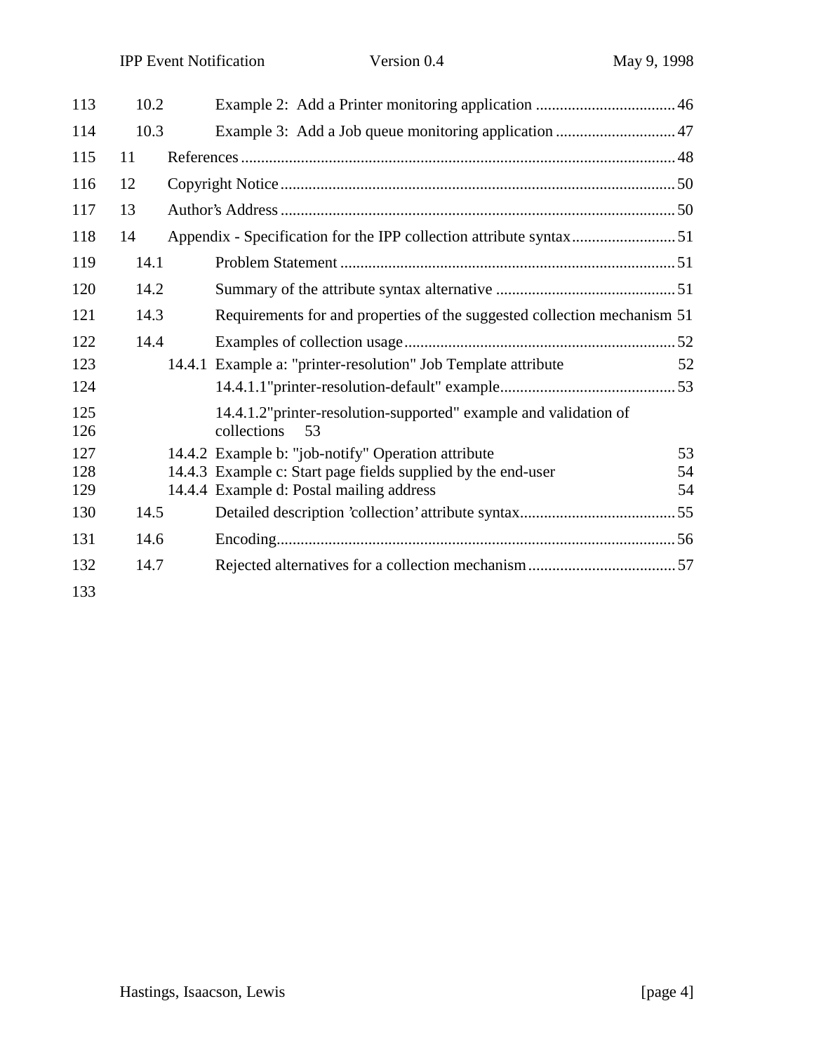113 10.2 Example 2: Add a Printer monitoring application ................................... 46
114 10.3 Example 3: Add a Job queue monitoring application .............................. 47
115 11 References ............................................................................................. 48
116 12 Copyright Notice .................................................................................... 50
117 13 Author's Address .................................................................................... 50
118 14 Appendix - Specification for the IPP collection attribute syntax .......................... 51
119 14.1 Problem Statement .................................................................................... 51
120 14.2 Summary of the attribute syntax alternative ............................................. 51
121 14.3 Requirements for and properties of the suggested collection mechanism 51
122 14.4 Examples of collection usage .................................................................... 52
123 14.4.1 Example a: "printer-resolution" Job Template attribute 52
124 14.4.1.1"printer-resolution-default" example............................................ 53
125 14.4.1.2"printer-resolution-supported" example and validation of
126 collections 53
127 14.4.2 Example b: "job-notify" Operation attribute 53
128 14.4.3 Example c: Start page fields supplied by the end-user 54
129 14.4.4 Example d: Postal mailing address 54
130 14.5 Detailed description 'collection' attribute syntax....................................... 55
131 14.6 Encoding.................................................................................................... 56
132 14.7 Rejected alternatives for a collection mechanism ..................................... 57
133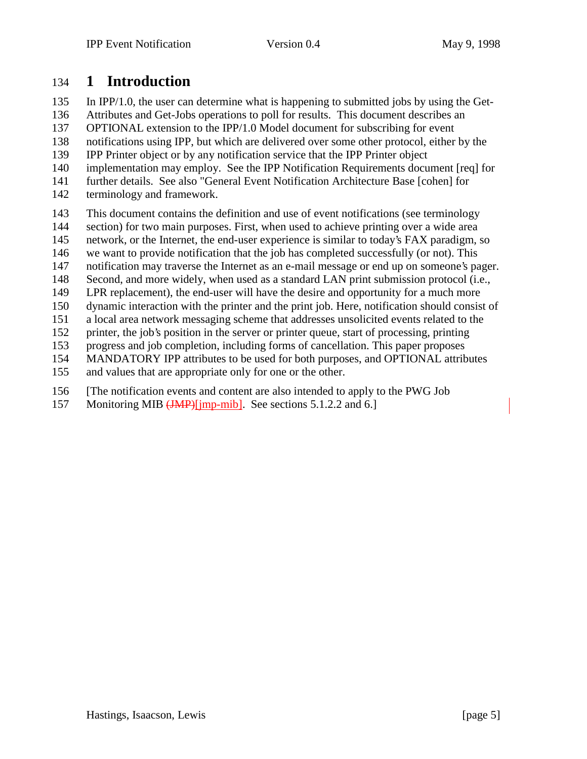# 1 Introduction

In IPP/1.0, the user can determine what is happening to submitted jobs by using the Get-Attributes and Get-Jobs operations to poll for results. This document describes an OPTIONAL extension to the IPP/1.0 Model document for subscribing for event notifications using IPP, but which are delivered over some other protocol, either by the IPP Printer object or by any notification service that the IPP Printer object implementation may employ. See the IPP Notification Requirements document [req] for further details. See also "General Event Notification Architecture Base [cohen] for terminology and framework.

This document contains the definition and use of event notifications (see terminology section) for two main purposes. First, when used to achieve printing over a wide area network, or the Internet, the end-user experience is similar to today's FAX paradigm, so we want to provide notification that the job has completed successfully (or not). This notification may traverse the Internet as an e-mail message or end up on someone's pager. Second, and more widely, when used as a standard LAN print submission protocol (i.e., LPR replacement), the end-user will have the desire and opportunity for a much more dynamic interaction with the printer and the print job. Here, notification should consist of a local area network messaging scheme that addresses unsolicited events related to the printer, the job's position in the server or printer queue, start of processing, printing progress and job completion, including forms of cancellation. This paper proposes MANDATORY IPP attributes to be used for both purposes, and OPTIONAL attributes and values that are appropriate only for one or the other.

[The notification events and content are also intended to apply to the PWG Job Monitoring MIB ~~(JMP)~~[jmp-mib]. See sections 5.1.2.2 and 6.]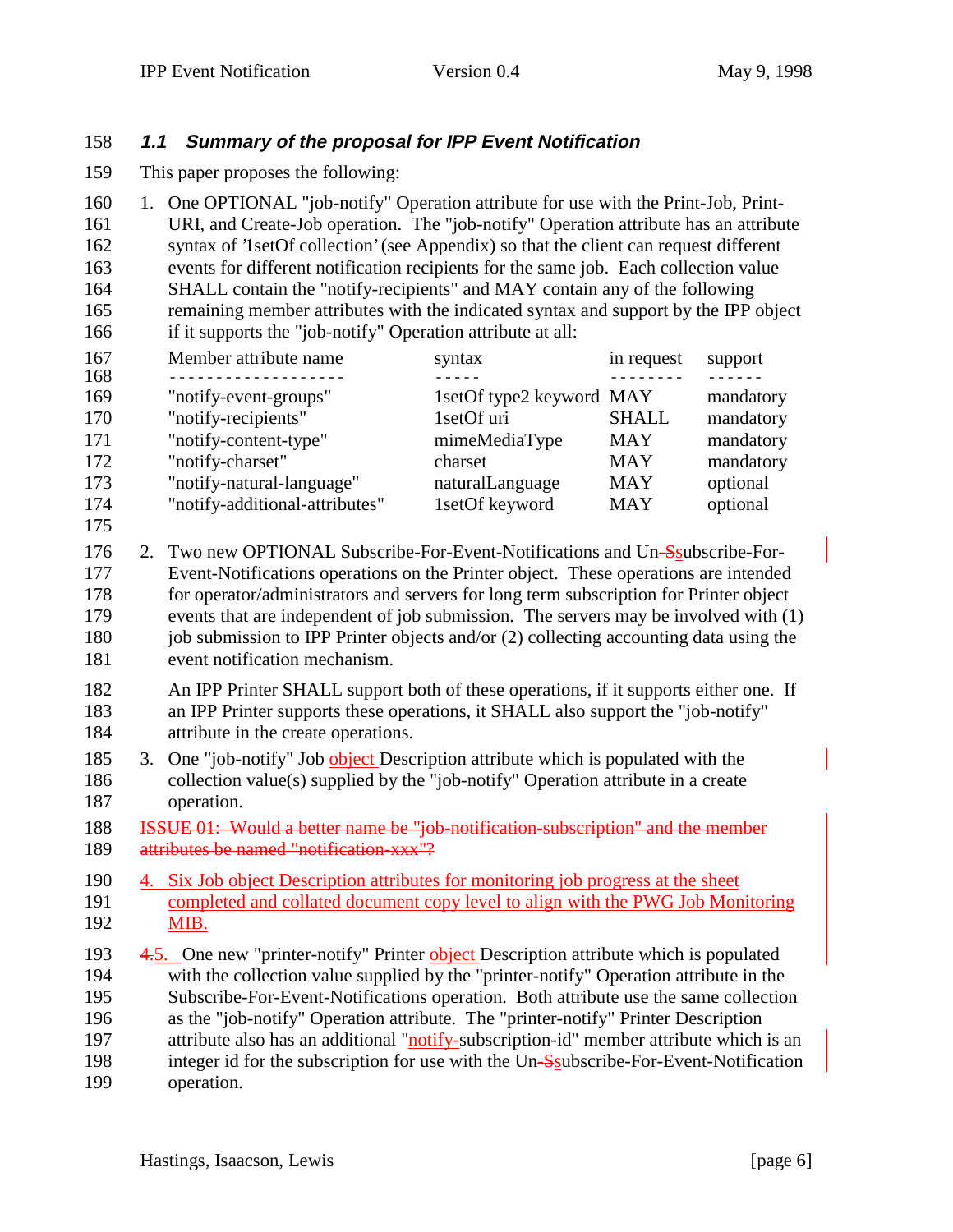### 1.1 Summary of the proposal for IPP Event Notification

This paper proposes the following:

1. One OPTIONAL "job-notify" Operation attribute for use with the Print-Job, Print-URI, and Create-Job operation. The "job-notify" Operation attribute has an attribute syntax of '1setOf collection' (see Appendix) so that the client can request different events for different notification recipients for the same job. Each collection value SHALL contain the "notify-recipients" and MAY contain any of the following remaining member attributes with the indicated syntax and support by the IPP object if it supports the "job-notify" Operation attribute at all:

| Member attribute name | syntax | in request | support |
|---|---|---|---|
| "notify-event-groups" | 1setOf type2 keyword | MAY | mandatory |
| "notify-recipients" | 1setOf uri | SHALL | mandatory |
| "notify-content-type" | mimeMediaType | MAY | mandatory |
| "notify-charset" | charset | MAY | mandatory |
| "notify-natural-language" | naturalLanguage | MAY | optional |
| "notify-additional-attributes" | 1setOf keyword | MAY | optional |

2. Two new OPTIONAL Subscribe-For-Event-Notifications and Un-~~S~~subscribe-For-Event-Notifications operations on the Printer object. These operations are intended for operator/administrators and servers for long term subscription for Printer object events that are independent of job submission. The servers may be involved with (1) job submission to IPP Printer objects and/or (2) collecting accounting data using the event notification mechanism.

   An IPP Printer SHALL support both of these operations, if it supports either one. If an IPP Printer supports these operations, it SHALL also support the "job-notify" attribute in the create operations.

3. One "job-notify" Job object Description attribute which is populated with the collection value(s) supplied by the "job-notify" Operation attribute in a create operation.

~~ISSUE 01: Would a better name be "job-notification-subscription" and the member attributes be named "notification-xxx"?~~

4. Six Job object Description attributes for monitoring job progress at the sheet completed and collated document copy level to align with the PWG Job Monitoring MIB.

~~4.~~5. One new "printer-notify" Printer object Description attribute which is populated with the collection value supplied by the "printer-notify" Operation attribute in the Subscribe-For-Event-Notifications operation. Both attribute use the same collection as the "job-notify" Operation attribute. The "printer-notify" Printer Description attribute also has an additional "notify-subscription-id" member attribute which is an integer id for the subscription for use with the Un-~~S~~subscribe-For-Event-Notification operation.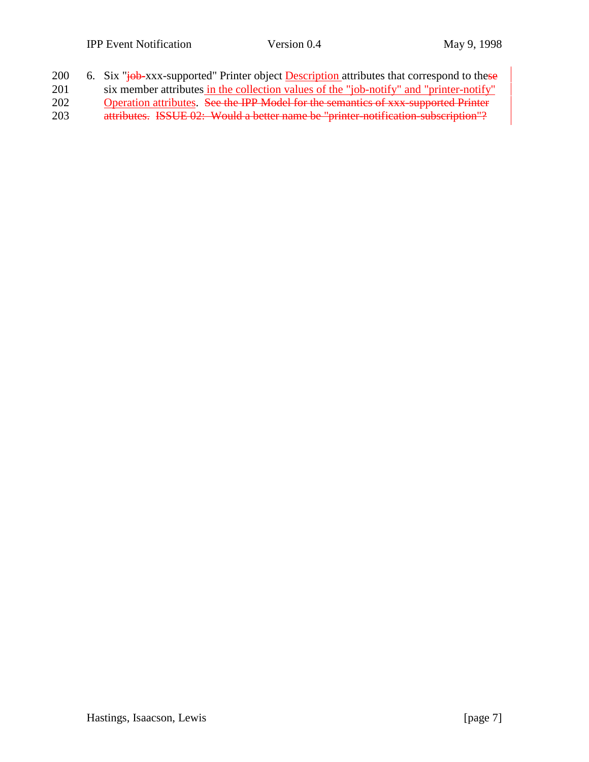6. Six "job-xxx-supported" Printer object Description attributes that correspond to these six member attributes in the collection values of the "job-notify" and "printer-notify" Operation attributes. See the IPP Model for the semantics of xxx-supported Printer attributes. ISSUE 02: Would a better name be "printer-notification-subscription"?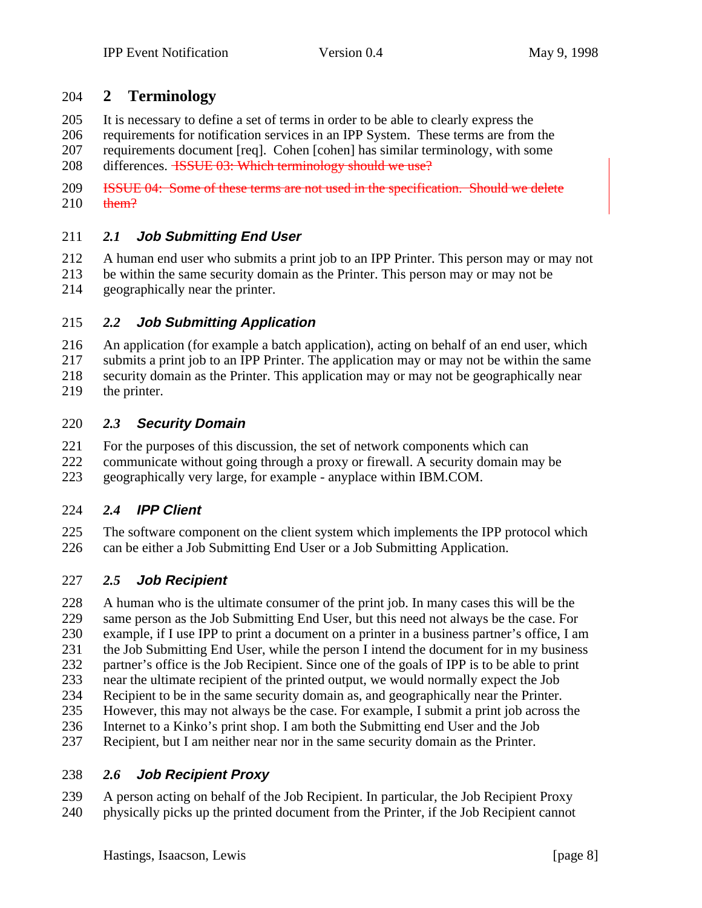# 2 Terminology

It is necessary to define a set of terms in order to be able to clearly express the requirements for notification services in an IPP System. These terms are from the requirements document [req]. Cohen [cohen] has similar terminology, with some differences. ~~ISSUE 03: Which terminology should we use?~~

~~ISSUE 04: Some of these terms are not used in the specification. Should we delete them?~~

## 2.1 Job Submitting End User

A human end user who submits a print job to an IPP Printer. This person may or may not be within the same security domain as the Printer. This person may or may not be geographically near the printer.

## 2.2 Job Submitting Application

An application (for example a batch application), acting on behalf of an end user, which submits a print job to an IPP Printer. The application may or may not be within the same security domain as the Printer. This application may or may not be geographically near the printer.

## 2.3 Security Domain

For the purposes of this discussion, the set of network components which can communicate without going through a proxy or firewall. A security domain may be geographically very large, for example - anyplace within IBM.COM.

## 2.4 IPP Client

The software component on the client system which implements the IPP protocol which can be either a Job Submitting End User or a Job Submitting Application.

## 2.5 Job Recipient

A human who is the ultimate consumer of the print job. In many cases this will be the same person as the Job Submitting End User, but this need not always be the case. For example, if I use IPP to print a document on a printer in a business partner's office, I am the Job Submitting End User, while the person I intend the document for in my business partner's office is the Job Recipient. Since one of the goals of IPP is to be able to print near the ultimate recipient of the printed output, we would normally expect the Job Recipient to be in the same security domain as, and geographically near the Printer. However, this may not always be the case. For example, I submit a print job across the Internet to a Kinko's print shop. I am both the Submitting end User and the Job Recipient, but I am neither near nor in the same security domain as the Printer.

## 2.6 Job Recipient Proxy

A person acting on behalf of the Job Recipient. In particular, the Job Recipient Proxy physically picks up the printed document from the Printer, if the Job Recipient cannot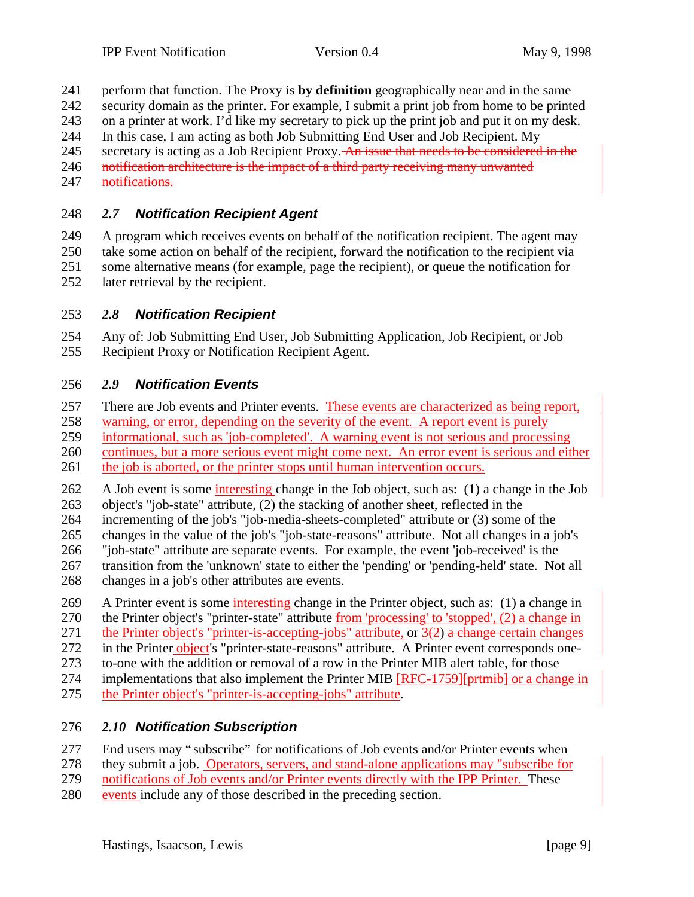perform that function. The Proxy is **by definition** geographically near and in the same security domain as the printer. For example, I submit a print job from home to be printed on a printer at work. I'd like my secretary to pick up the print job and put it on my desk. In this case, I am acting as both Job Submitting End User and Job Recipient. My secretary is acting as a Job Recipient Proxy. ~~An issue that needs to be considered in the notification architecture is the impact of a third party receiving many unwanted notifications.~~

### *2.7 Notification Recipient Agent*

A program which receives events on behalf of the notification recipient. The agent may take some action on behalf of the recipient, forward the notification to the recipient via some alternative means (for example, page the recipient), or queue the notification for later retrieval by the recipient.

### *2.8 Notification Recipient*

Any of: Job Submitting End User, Job Submitting Application, Job Recipient, or Job Recipient Proxy or Notification Recipient Agent.

### *2.9 Notification Events*

There are Job events and Printer events. These events are characterized as being report, warning, or error, depending on the severity of the event. A report event is purely informational, such as 'job-completed'. A warning event is not serious and processing continues, but a more serious event might come next. An error event is serious and either the job is aborted, or the printer stops until human intervention occurs.

A Job event is some interesting change in the Job object, such as: (1) a change in the Job object's "job-state" attribute, (2) the stacking of another sheet, reflected in the incrementing of the job's "job-media-sheets-completed" attribute or (3) some of the changes in the value of the job's "job-state-reasons" attribute. Not all changes in a job's "job-state" attribute are separate events. For example, the event 'job-received' is the transition from the 'unknown' state to either the 'pending' or 'pending-held' state. Not all changes in a job's other attributes are events.

A Printer event is some interesting change in the Printer object, such as: (1) a change in the Printer object's "printer-state" attribute from 'processing' to 'stopped', (2) a change in the Printer object's "printer-is-accepting-jobs" attribute, or 3~~(2)~~ ~~a change~~ certain changes in the Printer object's "printer-state-reasons" attribute. A Printer event corresponds one-to-one with the addition or removal of a row in the Printer MIB alert table, for those implementations that also implement the Printer MIB [RFC-1759]~~[prtmib]~~ or a change in the Printer object's "printer-is-accepting-jobs" attribute.

### *2.10 Notification Subscription*

End users may "subscribe" for notifications of Job events and/or Printer events when they submit a job. Operators, servers, and stand-alone applications may "subscribe for notifications of Job events and/or Printer events directly with the IPP Printer. These events include any of those described in the preceding section.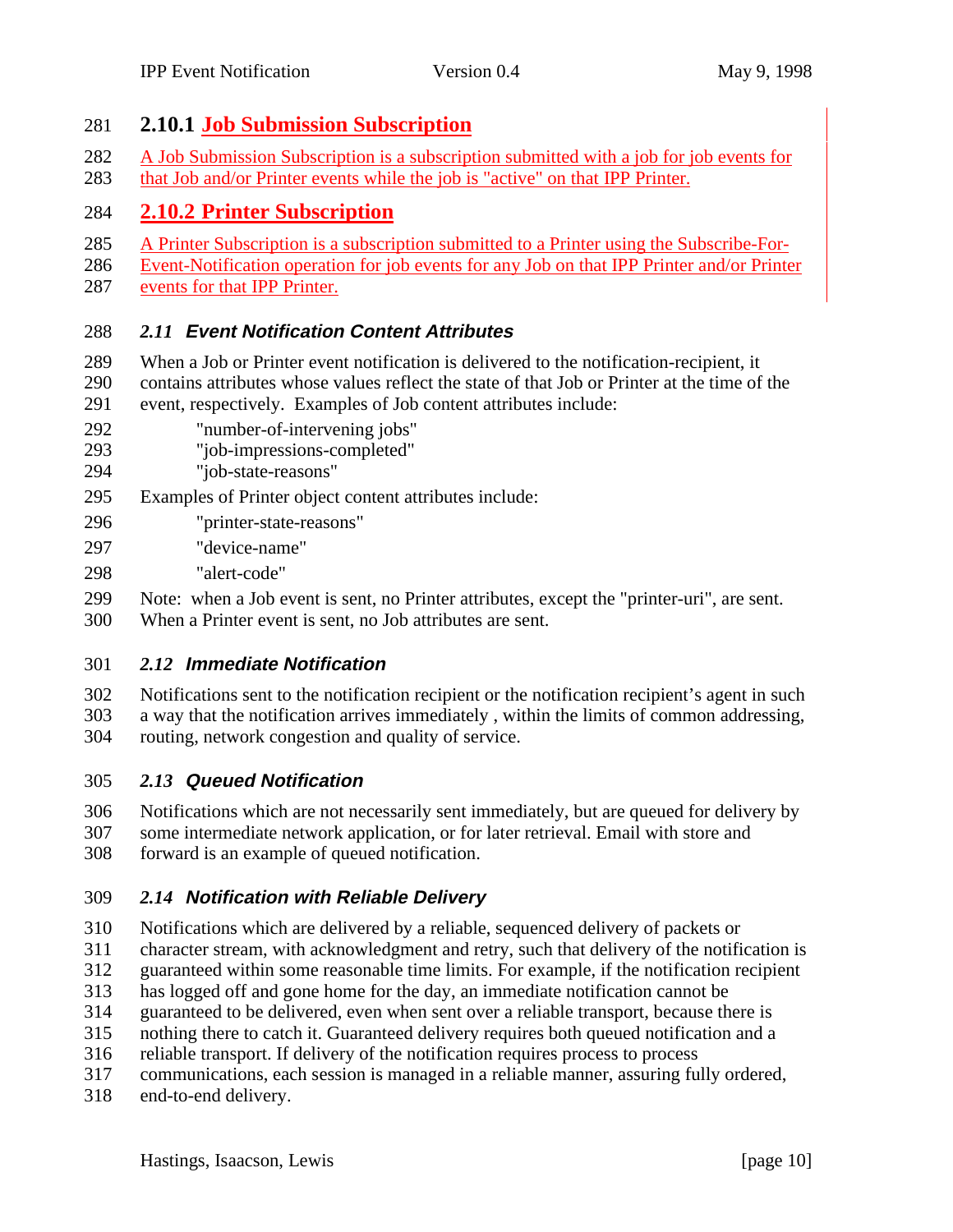### 2.10.1 Job Submission Subscription

A Job Submission Subscription is a subscription submitted with a job for job events for that Job and/or Printer events while the job is "active" on that IPP Printer.

### 2.10.2 Printer Subscription

A Printer Subscription is a subscription submitted to a Printer using the Subscribe-For-Event-Notification operation for job events for any Job on that IPP Printer and/or Printer events for that IPP Printer.

## *2.11 Event Notification Content Attributes*

When a Job or Printer event notification is delivered to the notification-recipient, it contains attributes whose values reflect the state of that Job or Printer at the time of the event, respectively. Examples of Job content attributes include:

- "number-of-intervening jobs"
- "job-impressions-completed"
- "job-state-reasons"

Examples of Printer object content attributes include:

- "printer-state-reasons"
- "device-name"
- "alert-code"

Note: when a Job event is sent, no Printer attributes, except the "printer-uri", are sent. When a Printer event is sent, no Job attributes are sent.

## *2.12 Immediate Notification*

Notifications sent to the notification recipient or the notification recipient's agent in such a way that the notification arrives immediately , within the limits of common addressing, routing, network congestion and quality of service.

## *2.13 Queued Notification*

Notifications which are not necessarily sent immediately, but are queued for delivery by some intermediate network application, or for later retrieval. Email with store and forward is an example of queued notification.

## *2.14 Notification with Reliable Delivery*

Notifications which are delivered by a reliable, sequenced delivery of packets or character stream, with acknowledgment and retry, such that delivery of the notification is guaranteed within some reasonable time limits. For example, if the notification recipient has logged off and gone home for the day, an immediate notification cannot be guaranteed to be delivered, even when sent over a reliable transport, because there is nothing there to catch it. Guaranteed delivery requires both queued notification and a reliable transport. If delivery of the notification requires process to process communications, each session is managed in a reliable manner, assuring fully ordered, end-to-end delivery.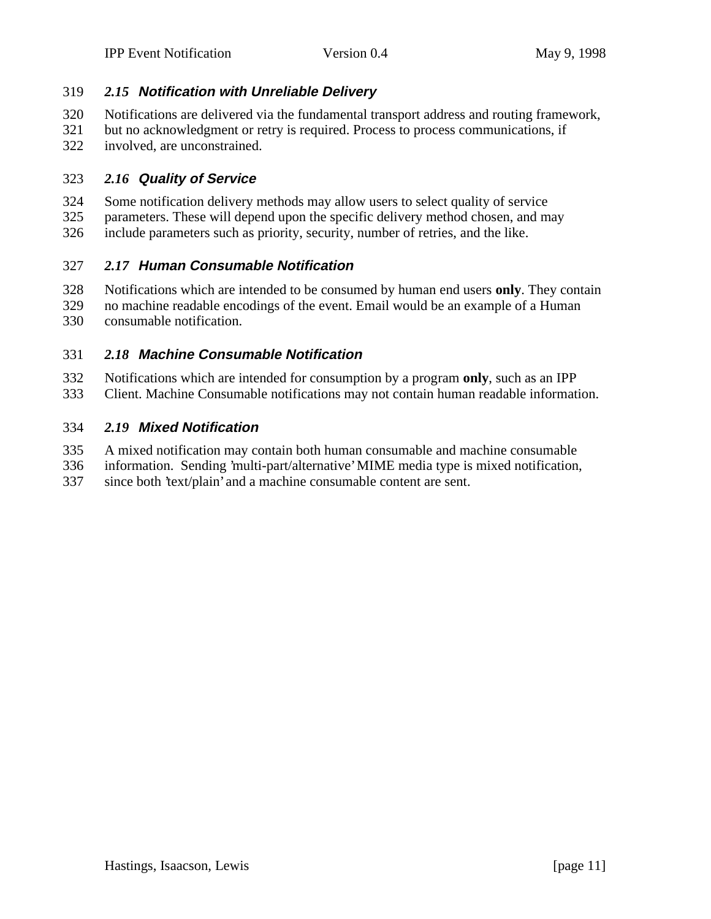### 2.15 Notification with Unreliable Delivery

Notifications are delivered via the fundamental transport address and routing framework, but no acknowledgment or retry is required. Process to process communications, if involved, are unconstrained.

### 2.16 Quality of Service

Some notification delivery methods may allow users to select quality of service parameters. These will depend upon the specific delivery method chosen, and may include parameters such as priority, security, number of retries, and the like.

### 2.17 Human Consumable Notification

Notifications which are intended to be consumed by human end users **only**. They contain no machine readable encodings of the event. Email would be an example of a Human consumable notification.

### 2.18 Machine Consumable Notification

Notifications which are intended for consumption by a program **only**, such as an IPP Client. Machine Consumable notifications may not contain human readable information.

### 2.19 Mixed Notification

A mixed notification may contain both human consumable and machine consumable information. Sending 'multi-part/alternative' MIME media type is mixed notification, since both 'text/plain' and a machine consumable content are sent.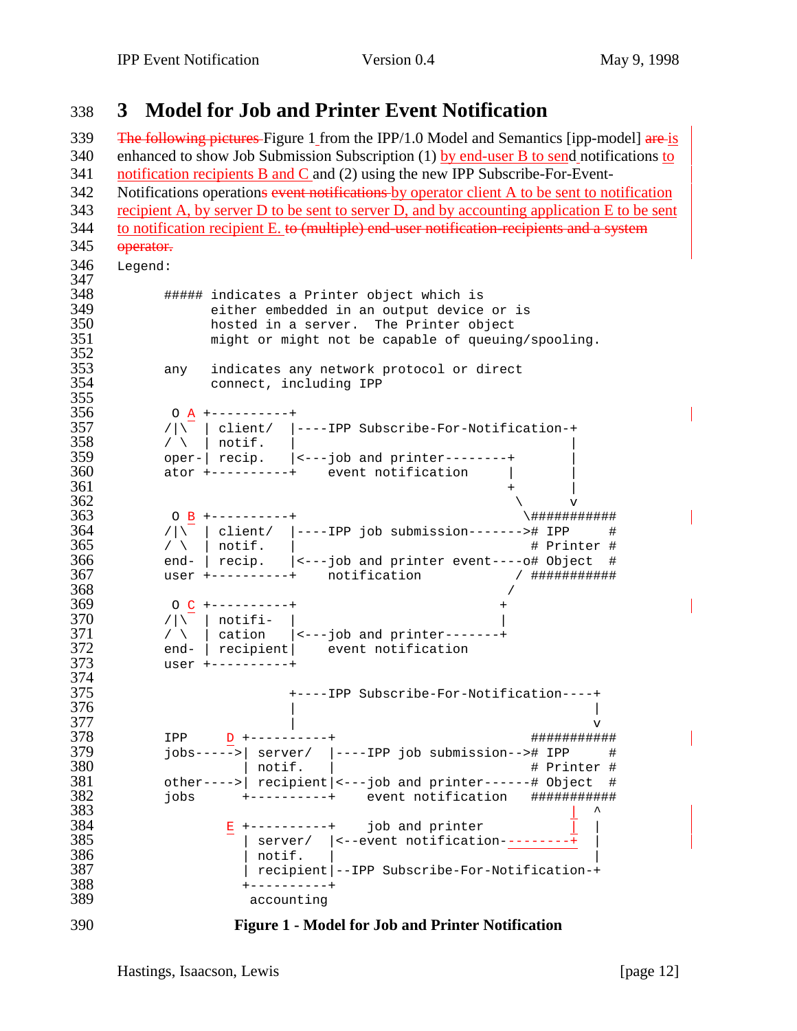# 3 Model for Job and Printer Event Notification

~~The following pictures~~ Figure 1 from the IPP/1.0 Model and Semantics [ipp-model] ~~are~~ is enhanced to show Job Submission Subscription (1) by end-user B to send notifications to notification recipients B and C and (2) using the new IPP Subscribe-For-Event-Notifications operations ~~event notifications~~ by operator client A to be sent to notification recipient A, by server D to be sent to server D, and by accounting application E to be sent to notification recipient E. ~~to (multiple) end-user notification-recipients and a system operator.~~

Legend:

```
      ##### indicates a Printer object which is
            either embedded in an output device or is
            hosted in a server.  The Printer object
            might or might not be capable of queuing/spooling.

      any   indicates any network protocol or direct
            connect, including IPP

       O A +----------+
      /|\  | client/  |----IPP Subscribe-For-Notification-+
      / \  | notif.   |                                   |
      oper-| recip.   |<---job and printer--------+       |
      ator +----------+    event notification     |       |
                                                  +       |
                                                   \      v
       O B +----------+                             \###########
      /|\  | client/  |----IPP job submission------># IPP     #
      / \  | notif.   |                              # Printer #
      end- | recip.   |<---job and printer event----o# Object  #
      user +----------+    notification             / ###########
                                                   /
       O C +----------+                           +
      /|\  | notifi-  |                           |
      / \  | cation   |<---job and printer-------+
      end- | recipient|    event notification
      user +----------+

                      +----IPP Subscribe-For-Notification----+
                      |                                      |
                      |                                      v
      IPP     D +----------+                           ###########
      jobs----->| server/  |----IPP job submission--># IPP     #
                | notif.   |                           # Printer #
      other---->| recipient|<---job and printer------# Object  #
      jobs      +----------+    event notification     ###########
                                                          |  ^
              E +----------+    job and printer           |  |
                | server/  |<--event notification---------+  |
                | notif.   |                                 |
                | recipient|--IPP Subscribe-For-Notification-+
                +----------+
                 accounting
```

**Figure 1 - Model for Job and Printer Notification**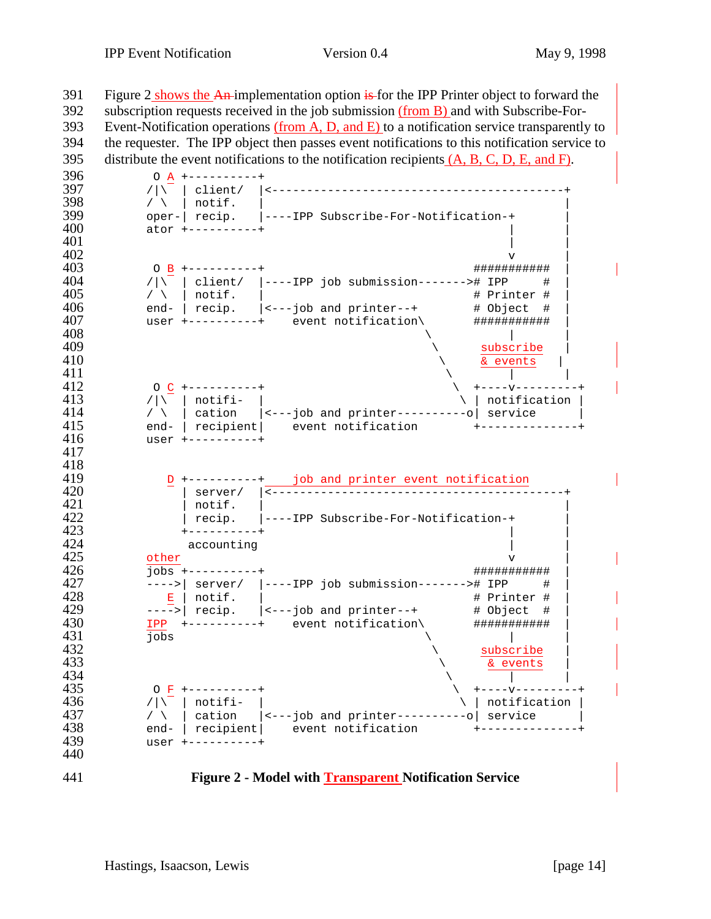Figure 2 shows the An implementation option is for the IPP Printer object to forward the subscription requests received in the job submission (from B) and with Subscribe-For-Event-Notification operations (from A, D, and E) to a notification service transparently to the requester. The IPP object then passes event notifications to this notification service to distribute the event notifications to the notification recipients (A, B, C, D, E, and F).

```
     O A +----------+
    /|\  | client/  |<-----------------------------------------+
    / \  | notif.   |                                          |
    oper-| recip.   |----IPP Subscribe-For-Notification-+      |
    ator +----------+                                   |      |
                                                        |      |
                                                        v      |
     O B +----------+                             ###########  |
    /|\  | client/  |----IPP job submission------># IPP     #  |
    / \  | notif.   |                             # Printer #  |
    end- | recip.   |<---job and printer--+       # Object  #  |
    user +----------+    event notification\      ###########  |
                                            \           |      |
                                             \     subscribe   |
                                              \    & events   |
                                               \        |      |
     O C +----------+                           \  +----v---------+
    /|\  | notifi-  |                            \ | notification |
    / \  | cation   |<---job and printer----------o| service      |
    end- | recipient|    event notification        +--------------+
    user +----------+


       D +----------+    job and printer event notification
         | server/  |<-----------------------------------------+
         | notif.   |                                          |
         | recip.   |----IPP Subscribe-For-Notification-+      |
         +----------+                                   |      |
          accounting                                    |      |
    other                                               v      |
    jobs +----------+                             ###########  |
    ---->| server/  |----IPP job submission------># IPP     #  |
       E | notif.   |                             # Printer #  |
    ---->| recip.   |<---job and printer--+       # Object  #  |
    IPP  +----------+    event notification\      ###########  |
    jobs                                    \           |      |
                                             \     subscribe   |
                                              \     & events   |
                                               \        |      |
     O F +----------+                           \  +----v---------+
    /|\  | notifi-  |                            \ | notification |
    / \  | cation   |<---job and printer----------o| service      |
    end- | recipient|    event notification        +--------------+
    user +----------+
```

**Figure 2 - Model with Transparent Notification Service**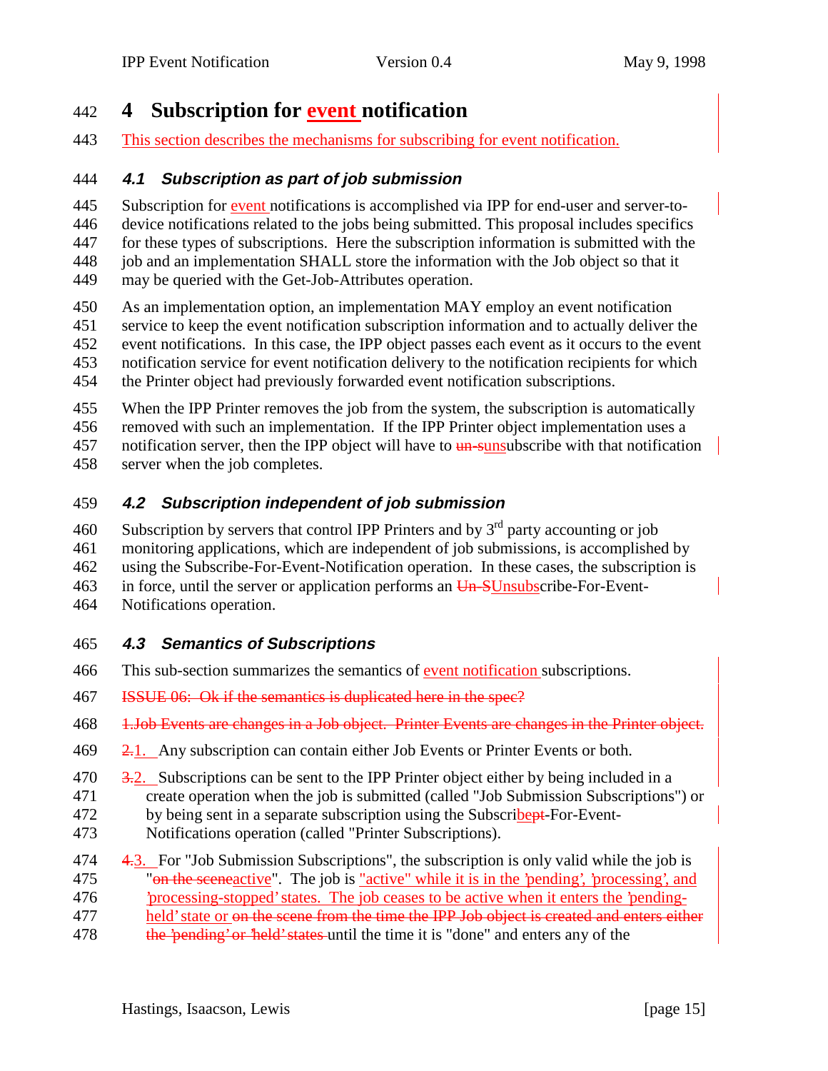# 4 Subscription for event notification

This section describes the mechanisms for subscribing for event notification.

## 4.1 Subscription as part of job submission

Subscription for event notifications is accomplished via IPP for end-user and server-to-device notifications related to the jobs being submitted. This proposal includes specifics for these types of subscriptions. Here the subscription information is submitted with the job and an implementation SHALL store the information with the Job object so that it may be queried with the Get-Job-Attributes operation.

As an implementation option, an implementation MAY employ an event notification service to keep the event notification subscription information and to actually deliver the event notifications. In this case, the IPP object passes each event as it occurs to the event notification service for event notification delivery to the notification recipients for which the Printer object had previously forwarded event notification subscriptions.

When the IPP Printer removes the job from the system, the subscription is automatically removed with such an implementation. If the IPP Printer object implementation uses a notification server, then the IPP object will have to ~~un-s~~unsubscribe with that notification server when the job completes.

## 4.2 Subscription independent of job submission

Subscription by servers that control IPP Printers and by 3rd party accounting or job monitoring applications, which are independent of job submissions, is accomplished by using the Subscribe-For-Event-Notification operation. In these cases, the subscription is in force, until the server or application performs an ~~Un-S~~Unsubscribe-For-Event-Notifications operation.

## 4.3 Semantics of Subscriptions

This sub-section summarizes the semantics of event notification subscriptions.

~~ISSUE 06: Ok if the semantics is duplicated here in the spec?~~

~~1.Job Events are changes in a Job object. Printer Events are changes in the Printer object.~~

~~2.~~1. Any subscription can contain either Job Events or Printer Events or both.

~~3.~~2. Subscriptions can be sent to the IPP Printer object either by being included in a create operation when the job is submitted (called "Job Submission Subscriptions") or by being sent in a separate subscription using the Subscrib~~ept~~-For-Event-Notifications operation (called "Printer Subscriptions).

~~4.~~3. For "Job Submission Subscriptions", the subscription is only valid while the job is "~~on the scene~~active". The job is "active" while it is in the 'pending', 'processing', and 'processing-stopped' states. The job ceases to be active when it enters the 'pending-held' state or ~~on the scene from the time the IPP Job object is created and enters either the 'pending' or 'held' states~~ until the time it is "done" and enters any of the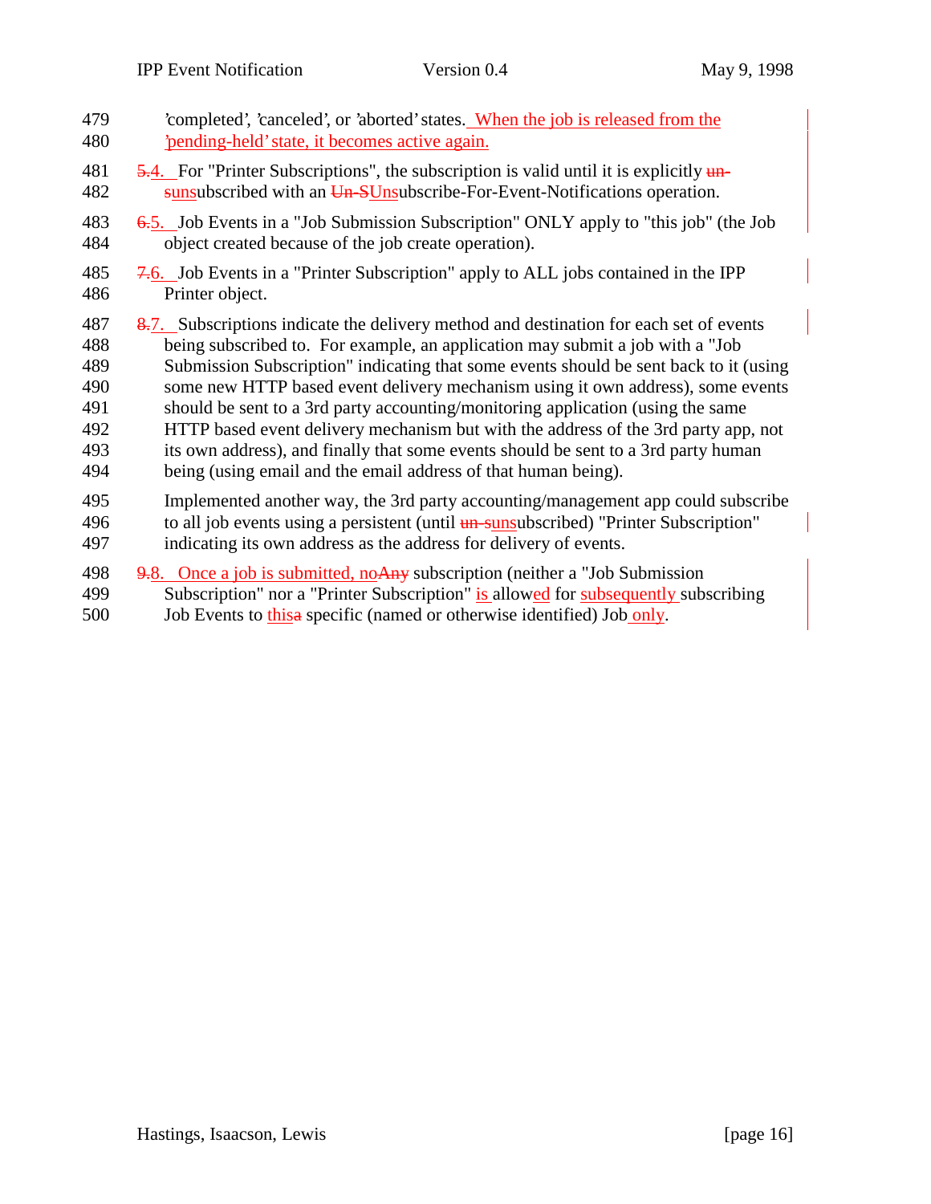'completed', 'canceled', or 'aborted' states. When the job is released from the 'pending-held' state, it becomes active again.

5.4. For "Printer Subscriptions", the subscription is valid until it is explicitly un-sunsubscribed with an Un-SUnsubscribe-For-Event-Notifications operation.

6.5. Job Events in a "Job Submission Subscription" ONLY apply to "this job" (the Job object created because of the job create operation).

7.6. Job Events in a "Printer Subscription" apply to ALL jobs contained in the IPP Printer object.

8.7. Subscriptions indicate the delivery method and destination for each set of events being subscribed to. For example, an application may submit a job with a "Job Submission Subscription" indicating that some events should be sent back to it (using some new HTTP based event delivery mechanism using it own address), some events should be sent to a 3rd party accounting/monitoring application (using the same HTTP based event delivery mechanism but with the address of the 3rd party app, not its own address), and finally that some events should be sent to a 3rd party human being (using email and the email address of that human being).

Implemented another way, the 3rd party accounting/management app could subscribe to all job events using a persistent (until un-sunsubscribed) "Printer Subscription" indicating its own address as the address for delivery of events.

9.8. Once a job is submitted, noAny subscription (neither a "Job Submission Subscription" nor a "Printer Subscription" is allowed for subsequently subscribing Job Events to thisa specific (named or otherwise identified) Job only.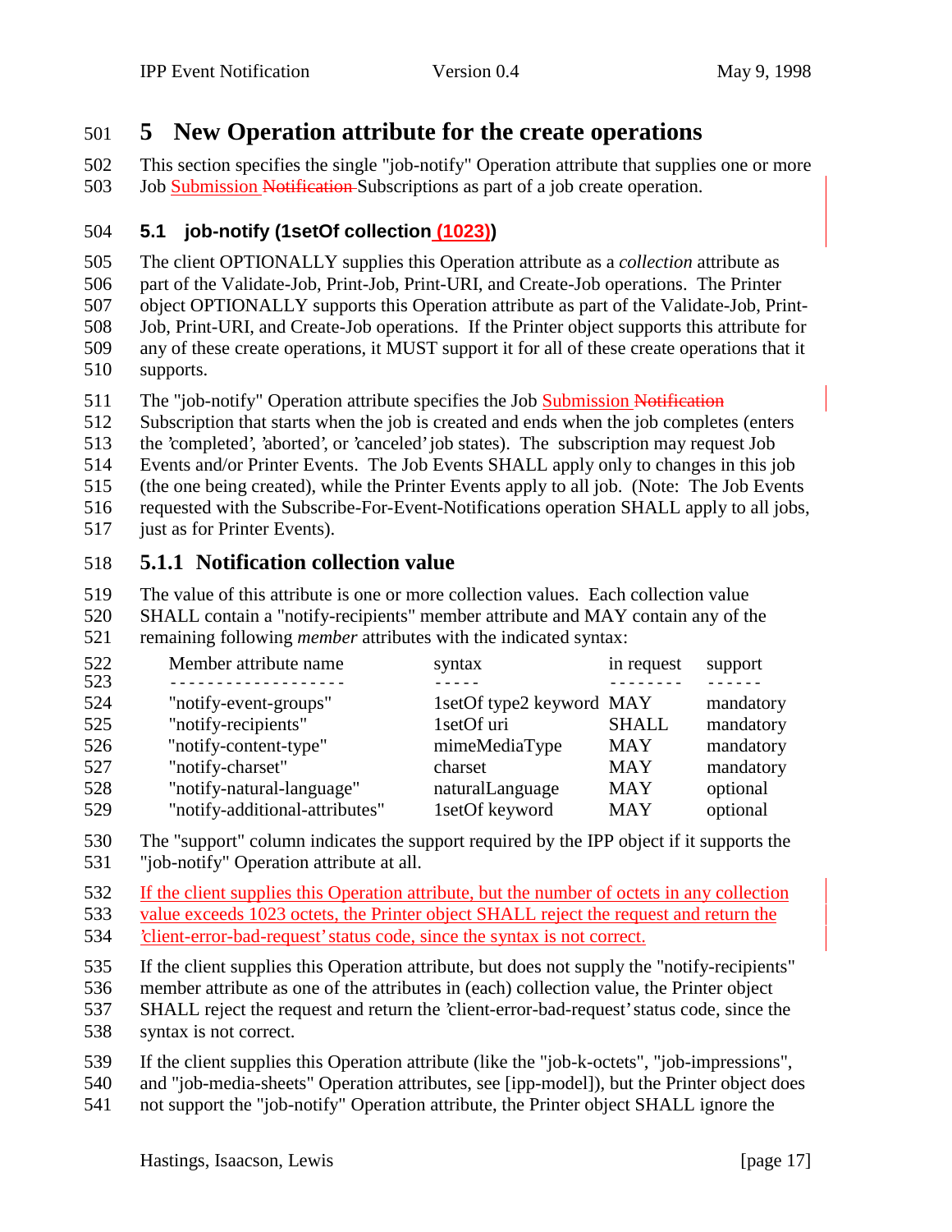# 5 New Operation attribute for the create operations

This section specifies the single "job-notify" Operation attribute that supplies one or more Job Submission ~~Notification~~ Subscriptions as part of a job create operation.

## 5.1 job-notify (1setOf collection (1023))

The client OPTIONALLY supplies this Operation attribute as a *collection* attribute as part of the Validate-Job, Print-Job, Print-URI, and Create-Job operations. The Printer object OPTIONALLY supports this Operation attribute as part of the Validate-Job, Print-Job, Print-URI, and Create-Job operations. If the Printer object supports this attribute for any of these create operations, it MUST support it for all of these create operations that it supports.

The "job-notify" Operation attribute specifies the Job Submission ~~Notification~~ Subscription that starts when the job is created and ends when the job completes (enters the 'completed', 'aborted', or 'canceled' job states). The subscription may request Job Events and/or Printer Events. The Job Events SHALL apply only to changes in this job (the one being created), while the Printer Events apply to all job. (Note: The Job Events requested with the Subscribe-For-Event-Notifications operation SHALL apply to all jobs, just as for Printer Events).

### 5.1.1 Notification collection value

The value of this attribute is one or more collection values. Each collection value SHALL contain a "notify-recipients" member attribute and MAY contain any of the remaining following *member* attributes with the indicated syntax:

| Member attribute name | syntax | in request | support |
|---|---|---|---|
| "notify-event-groups" | 1setOf type2 keyword | MAY | mandatory |
| "notify-recipients" | 1setOf uri | SHALL | mandatory |
| "notify-content-type" | mimeMediaType | MAY | mandatory |
| "notify-charset" | charset | MAY | mandatory |
| "notify-natural-language" | naturalLanguage | MAY | optional |
| "notify-additional-attributes" | 1setOf keyword | MAY | optional |

The "support" column indicates the support required by the IPP object if it supports the "job-notify" Operation attribute at all.

If the client supplies this Operation attribute, but the number of octets in any collection value exceeds 1023 octets, the Printer object SHALL reject the request and return the 'client-error-bad-request' status code, since the syntax is not correct.

If the client supplies this Operation attribute, but does not supply the "notify-recipients" member attribute as one of the attributes in (each) collection value, the Printer object SHALL reject the request and return the 'client-error-bad-request' status code, since the syntax is not correct.

If the client supplies this Operation attribute (like the "job-k-octets", "job-impressions", and "job-media-sheets" Operation attributes, see [ipp-model]), but the Printer object does not support the "job-notify" Operation attribute, the Printer object SHALL ignore the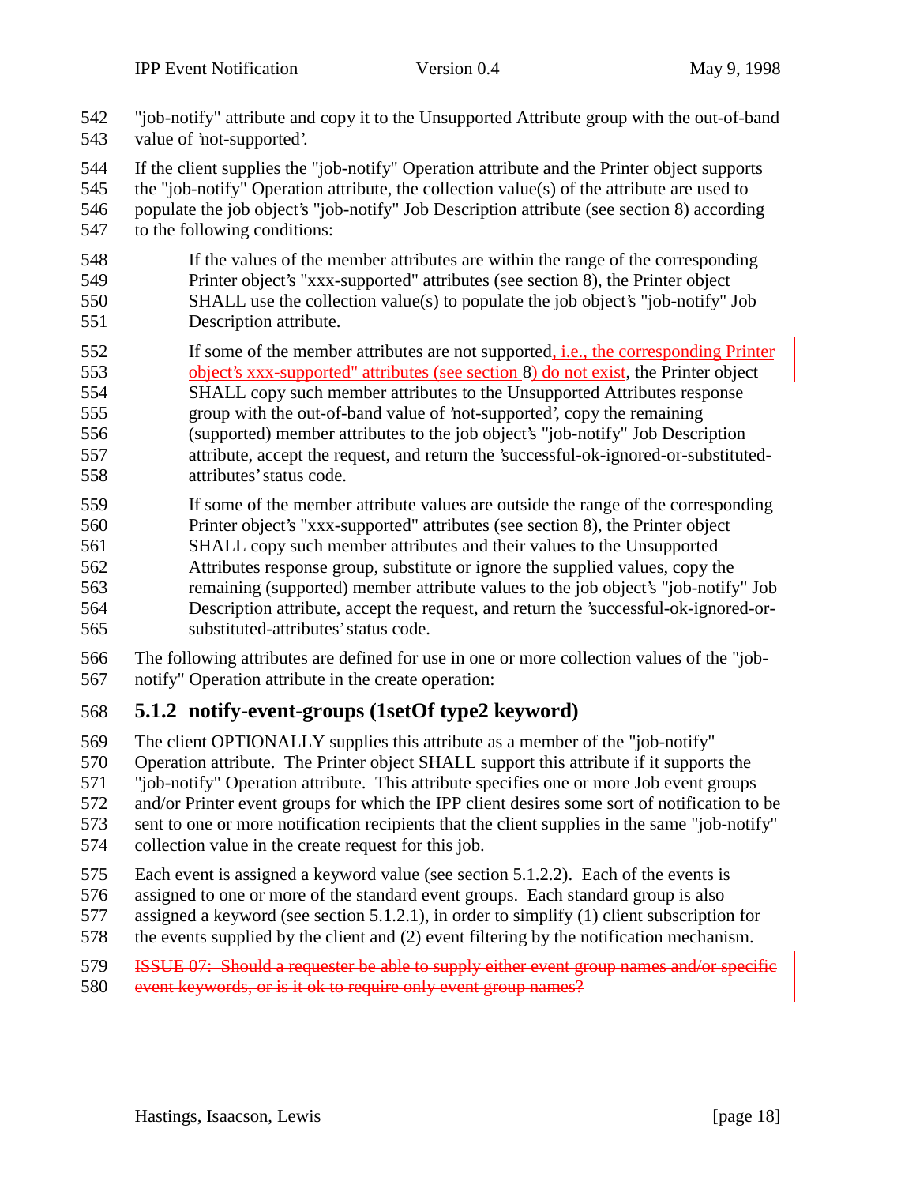"job-notify" attribute and copy it to the Unsupported Attribute group with the out-of-band value of 'not-supported'.

If the client supplies the "job-notify" Operation attribute and the Printer object supports the "job-notify" Operation attribute, the collection value(s) of the attribute are used to populate the job object's "job-notify" Job Description attribute (see section 8) according to the following conditions:

> If the values of the member attributes are within the range of the corresponding Printer object's "xxx-supported" attributes (see section 8), the Printer object SHALL use the collection value(s) to populate the job object's "job-notify" Job Description attribute.
>
> If some of the member attributes are not supported, i.e., the corresponding Printer object's xxx-supported" attributes (see section 8) do not exist, the Printer object SHALL copy such member attributes to the Unsupported Attributes response group with the out-of-band value of 'not-supported', copy the remaining (supported) member attributes to the job object's "job-notify" Job Description attribute, accept the request, and return the 'successful-ok-ignored-or-substituted-attributes' status code.
>
> If some of the member attribute values are outside the range of the corresponding Printer object's "xxx-supported" attributes (see section 8), the Printer object SHALL copy such member attributes and their values to the Unsupported Attributes response group, substitute or ignore the supplied values, copy the remaining (supported) member attribute values to the job object's "job-notify" Job Description attribute, accept the request, and return the 'successful-ok-ignored-or-substituted-attributes' status code.

The following attributes are defined for use in one or more collection values of the "job-notify" Operation attribute in the create operation:

### 5.1.2 notify-event-groups (1setOf type2 keyword)

The client OPTIONALLY supplies this attribute as a member of the "job-notify" Operation attribute. The Printer object SHALL support this attribute if it supports the "job-notify" Operation attribute. This attribute specifies one or more Job event groups and/or Printer event groups for which the IPP client desires some sort of notification to be sent to one or more notification recipients that the client supplies in the same "job-notify" collection value in the create request for this job.

Each event is assigned a keyword value (see section 5.1.2.2). Each of the events is assigned to one or more of the standard event groups. Each standard group is also assigned a keyword (see section 5.1.2.1), in order to simplify (1) client subscription for the events supplied by the client and (2) event filtering by the notification mechanism.

~~ISSUE 07: Should a requester be able to supply either event group names and/or specific event keywords, or is it ok to require only event group names?~~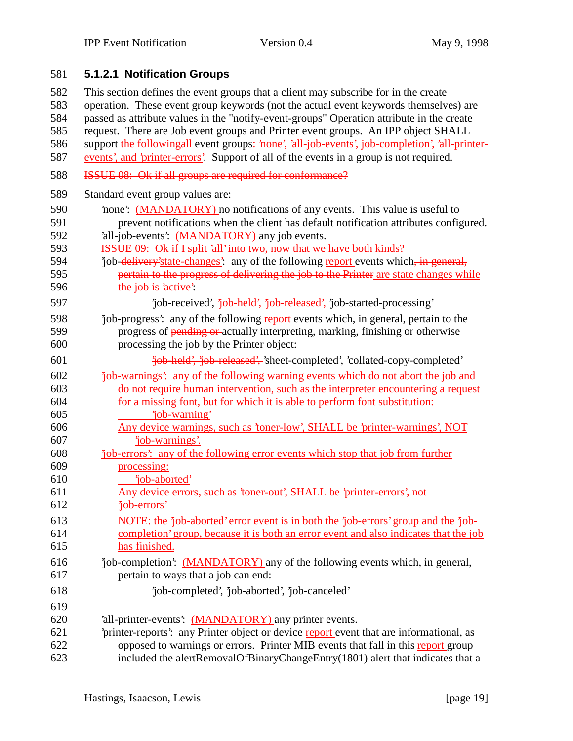#### 5.1.2.1 Notification Groups

This section defines the event groups that a client may subscribe for in the create operation. These event group keywords (not the actual event keywords themselves) are passed as attribute values in the "notify-event-groups" Operation attribute in the create request. There are Job event groups and Printer event groups. An IPP object SHALL support the following~~all~~ event groups: 'none', 'all-job-events', job-completion', 'all-printer-events', and 'printer-errors'. Support of all of the events in a group is not required.

~~ISSUE 08: Ok if all groups are required for conformance?~~

Standard event group values are:

'none': (MANDATORY) no notifications of any events. This value is useful to prevent notifications when the client has default notification attributes configured.

'all-job-events': (MANDATORY) any job events.

~~ISSUE 09: Ok if I split 'all' into two, now that we have both kinds?~~

'job-~~delivery'~~state-changes': any of the following report events which~~, in general, pertain to the progress of delivering the job to the Printer~~ are state changes while the job is 'active':

> 'job-received', 'job-held', 'job-released', 'job-started-processing'

'job-progress': any of the following report events which, in general, pertain to the progress of ~~pending or~~ actually interpreting, marking, finishing or otherwise processing the job by the Printer object:

> ~~'job-held', 'job-released',~~ 'sheet-completed', 'collated-copy-completed'

'job-warnings': any of the following warning events which do not abort the job and do not require human intervention, such as the interpreter encountering a request for a missing font, but for which it is able to perform font substitution:

> 'job-warning'

Any device warnings, such as 'toner-low', SHALL be 'printer-warnings', NOT 'job-warnings'.

'job-errors': any of the following error events which stop that job from further processing:

> 'job-aborted'

Any device errors, such as 'toner-out', SHALL be 'printer-errors', not 'job-errors'

NOTE: the 'job-aborted' error event is in both the 'job-errors' group and the 'job-completion' group, because it is both an error event and also indicates that the job has finished.

'job-completion': (MANDATORY) any of the following events which, in general, pertain to ways that a job can end:

> 'job-completed', 'job-aborted', 'job-canceled'

'all-printer-events': (MANDATORY) any printer events.

'printer-reports': any Printer object or device report event that are informational, as opposed to warnings or errors. Printer MIB events that fall in this report group included the alertRemovalOfBinaryChangeEntry(1801) alert that indicates that a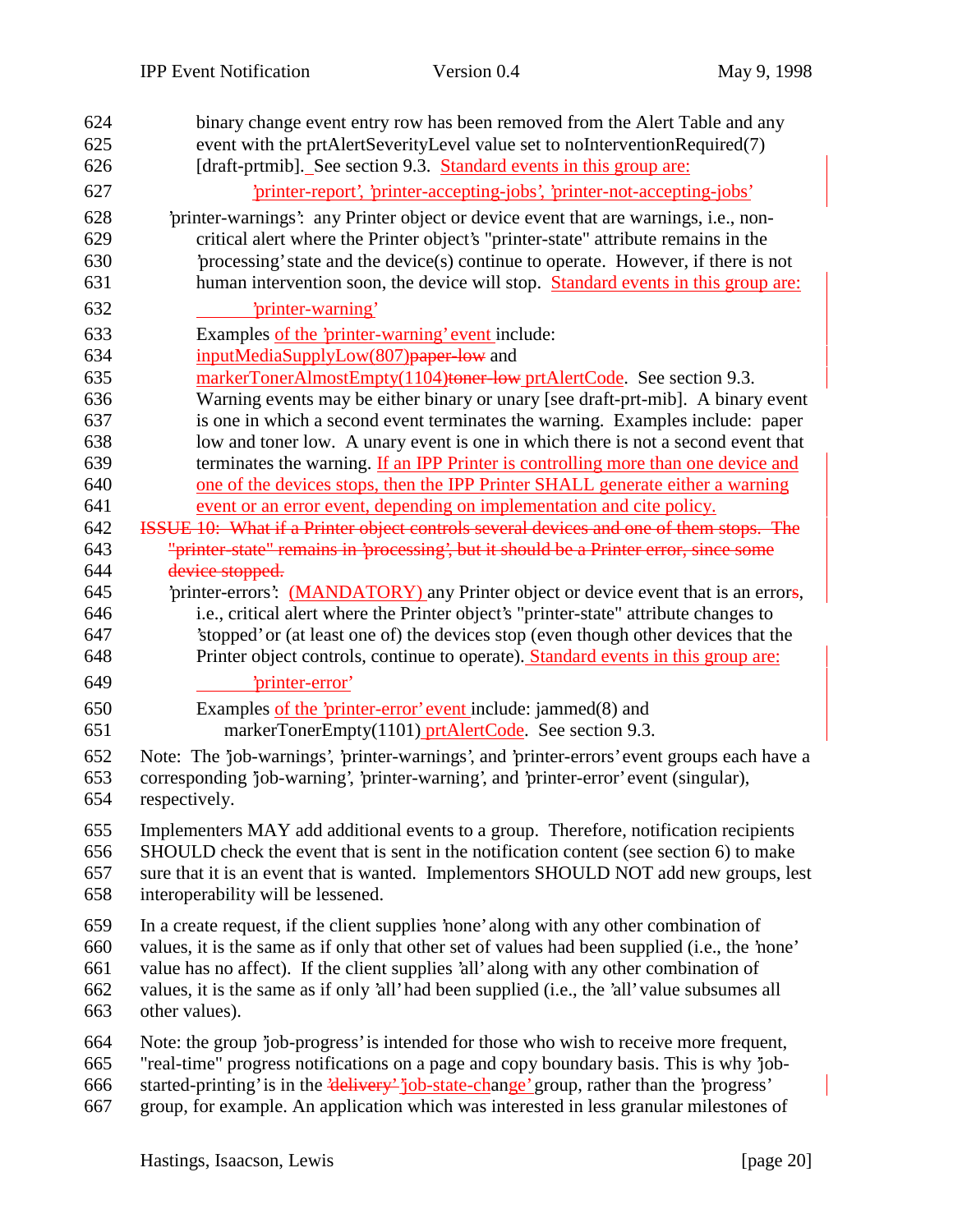binary change event entry row has been removed from the Alert Table and any event with the prtAlertSeverityLevel value set to noInterventionRequired(7) [draft-prtmib]. See section 9.3. Standard events in this group are:

'printer-report', 'printer-accepting-jobs', 'printer-not-accepting-jobs'

'printer-warnings': any Printer object or device event that are warnings, i.e., non-critical alert where the Printer object's "printer-state" attribute remains in the 'processing' state and the device(s) continue to operate. However, if there is not human intervention soon, the device will stop. Standard events in this group are:

'printer-warning'

Examples of the 'printer-warning' event include: inputMediaSupplyLow(807)~~paper-low~~ and markerTonerAlmostEmpty(1104)~~toner-low~~ prtAlertCode. See section 9.3. Warning events may be either binary or unary [see draft-prt-mib]. A binary event is one in which a second event terminates the warning. Examples include: paper low and toner low. A unary event is one in which there is not a second event that terminates the warning. If an IPP Printer is controlling more than one device and one of the devices stops, then the IPP Printer SHALL generate either a warning event or an error event, depending on implementation and cite policy.

~~ISSUE 10: What if a Printer object controls several devices and one of them stops. The "printer-state" remains in 'processing', but it should be a Printer error, since some device stopped.~~

'printer-errors': (MANDATORY) any Printer object or device event that is an errors, i.e., critical alert where the Printer object's "printer-state" attribute changes to 'stopped' or (at least one of) the devices stop (even though other devices that the Printer object controls, continue to operate). Standard events in this group are:

'printer-error'

Examples of the 'printer-error' event include: jammed(8) and markerTonerEmpty(1101) prtAlertCode. See section 9.3.

Note: The 'job-warnings', 'printer-warnings', and 'printer-errors' event groups each have a corresponding 'job-warning', 'printer-warning', and 'printer-error' event (singular), respectively.

Implementers MAY add additional events to a group. Therefore, notification recipients SHOULD check the event that is sent in the notification content (see section 6) to make sure that it is an event that is wanted. Implementors SHOULD NOT add new groups, lest interoperability will be lessened.

In a create request, if the client supplies 'none' along with any other combination of values, it is the same as if only that other set of values had been supplied (i.e., the 'none' value has no affect). If the client supplies 'all' along with any other combination of values, it is the same as if only 'all' had been supplied (i.e., the 'all' value subsumes all other values).

Note: the group 'job-progress' is intended for those who wish to receive more frequent, "real-time" progress notifications on a page and copy boundary basis. This is why 'job-started-printing' is in the ~~'delivery'~~ 'job-state-change' group, rather than the 'progress' group, for example. An application which was interested in less granular milestones of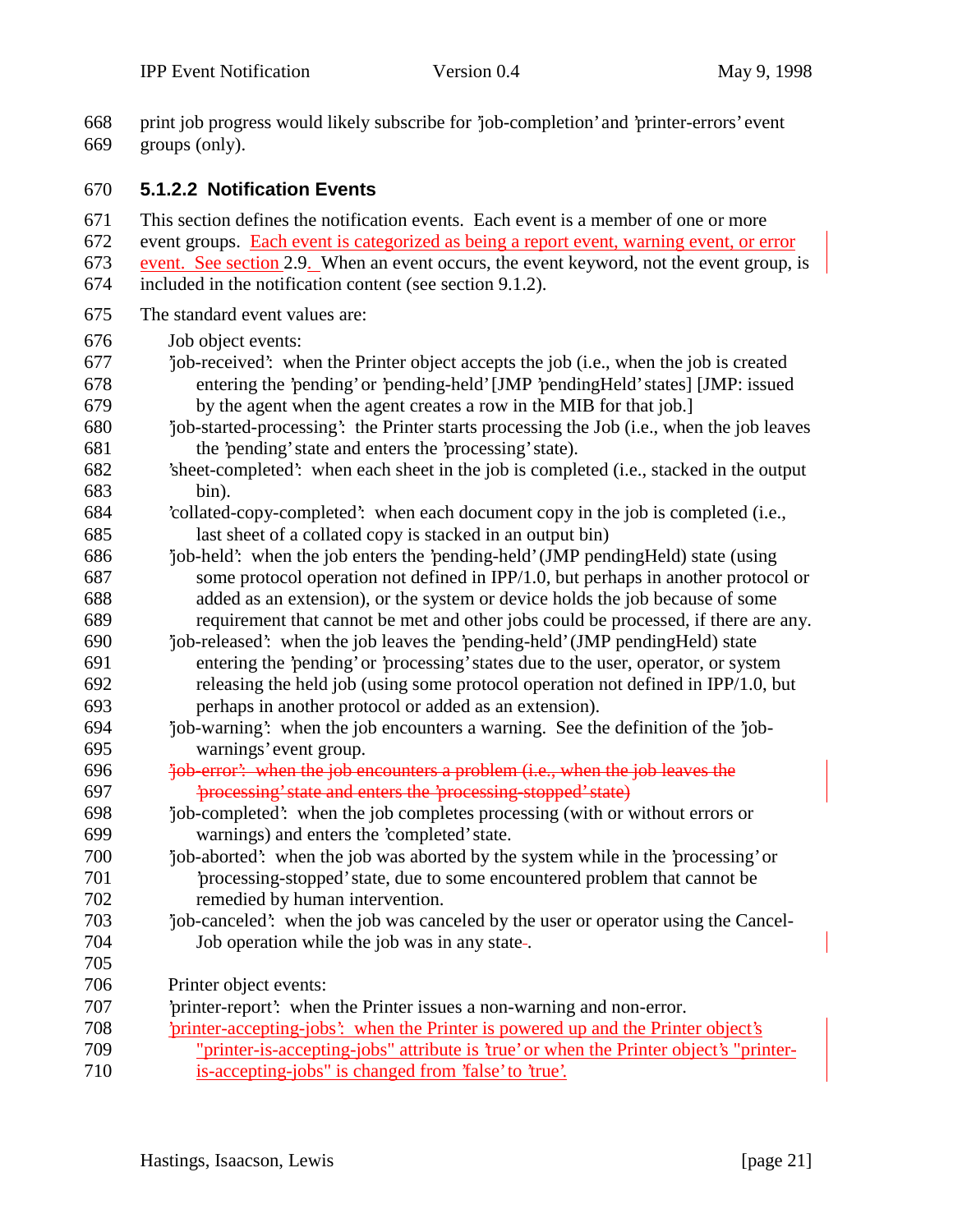print job progress would likely subscribe for 'job-completion' and 'printer-errors' event groups (only).

### 5.1.2.2 Notification Events

This section defines the notification events. Each event is a member of one or more event groups. Each event is categorized as being a report event, warning event, or error event. See section 2.9. When an event occurs, the event keyword, not the event group, is included in the notification content (see section 9.1.2).

The standard event values are:

Job object events:

- 'job-received': when the Printer object accepts the job (i.e., when the job is created entering the 'pending' or 'pending-held' [JMP 'pendingHeld' states] [JMP: issued by the agent when the agent creates a row in the MIB for that job.]
- 'job-started-processing': the Printer starts processing the Job (i.e., when the job leaves the 'pending' state and enters the 'processing' state).
- 'sheet-completed': when each sheet in the job is completed (i.e., stacked in the output bin).
- 'collated-copy-completed': when each document copy in the job is completed (i.e., last sheet of a collated copy is stacked in an output bin)
- 'job-held': when the job enters the 'pending-held' (JMP pendingHeld) state (using some protocol operation not defined in IPP/1.0, but perhaps in another protocol or added as an extension), or the system or device holds the job because of some requirement that cannot be met and other jobs could be processed, if there are any.
- 'job-released': when the job leaves the 'pending-held' (JMP pendingHeld) state entering the 'pending' or 'processing' states due to the user, operator, or system releasing the held job (using some protocol operation not defined in IPP/1.0, but perhaps in another protocol or added as an extension).
- 'job-warning': when the job encounters a warning. See the definition of the 'job-warnings' event group.
- ~~'job-error': when the job encounters a problem (i.e., when the job leaves the 'processing' state and enters the 'processing-stopped' state)~~
- 'job-completed': when the job completes processing (with or without errors or warnings) and enters the 'completed' state.
- 'job-aborted': when the job was aborted by the system while in the 'processing' or 'processing-stopped' state, due to some encountered problem that cannot be remedied by human intervention.
- 'job-canceled': when the job was canceled by the user or operator using the Cancel-Job operation while the job was in any state.

Printer object events:

- 'printer-report': when the Printer issues a non-warning and non-error.
- 'printer-accepting-jobs': when the Printer is powered up and the Printer object's "printer-is-accepting-jobs" attribute is 'true' or when the Printer object's "printer-is-accepting-jobs" is changed from 'false' to 'true'.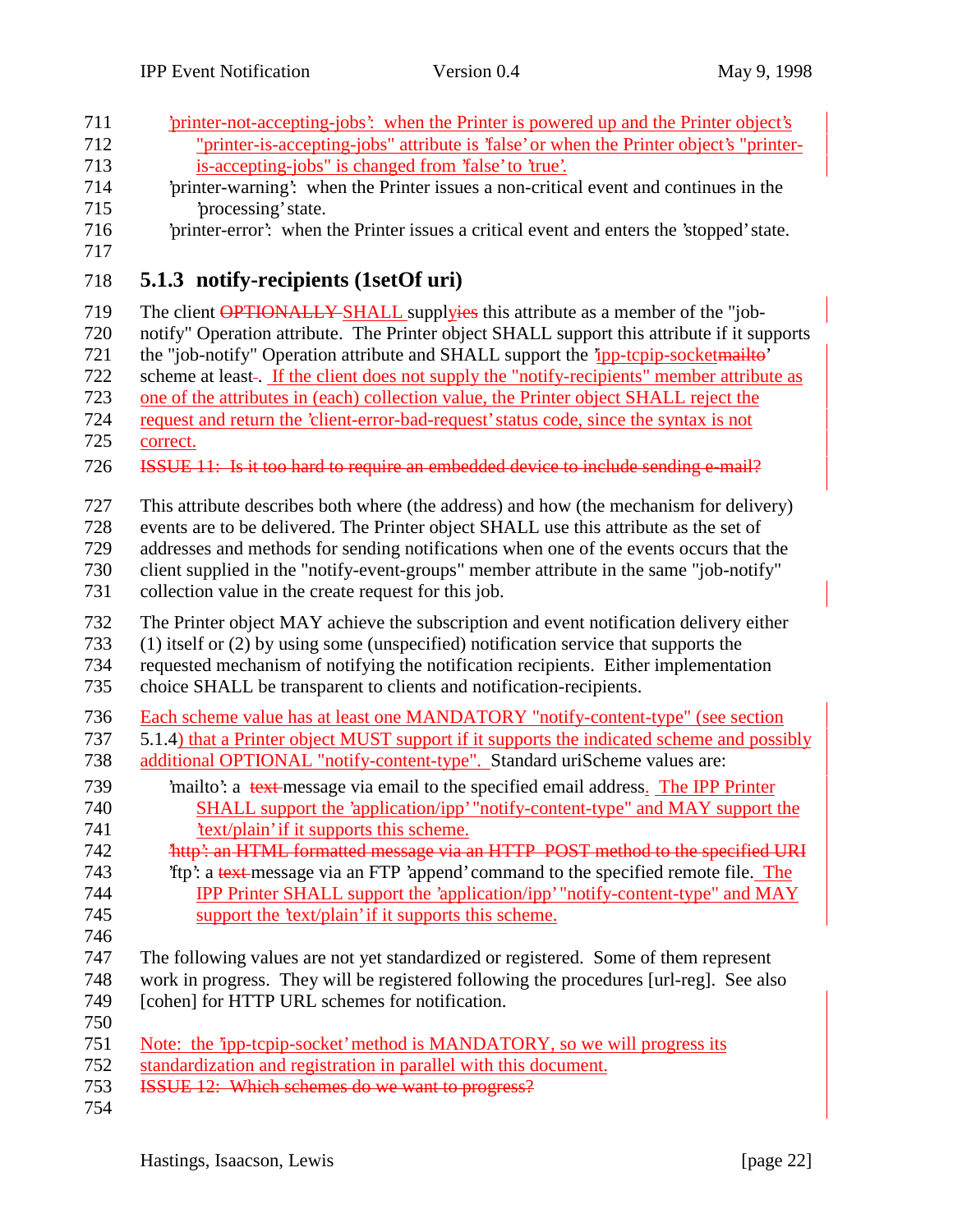'printer-not-accepting-jobs': when the Printer is powered up and the Printer object's "printer-is-accepting-jobs" attribute is 'false' or when the Printer object's "printer-is-accepting-jobs" is changed from 'false' to 'true'.

'printer-warning': when the Printer issues a non-critical event and continues in the 'processing' state.

'printer-error': when the Printer issues a critical event and enters the 'stopped' state.

### 5.1.3 notify-recipients (1setOf uri)

The client ~~OPTIONALLY~~ SHALL supply~~ies~~ this attribute as a member of the "job-notify" Operation attribute. The Printer object SHALL support this attribute if it supports the "job-notify" Operation attribute and SHALL support the 'ipp-tcpip-socket~~mailto~~' scheme at least~~.~~. If the client does not supply the "notify-recipients" member attribute as one of the attributes in (each) collection value, the Printer object SHALL reject the request and return the 'client-error-bad-request' status code, since the syntax is not correct.

~~ISSUE 11: Is it too hard to require an embedded device to include sending e-mail?~~

This attribute describes both where (the address) and how (the mechanism for delivery) events are to be delivered. The Printer object SHALL use this attribute as the set of addresses and methods for sending notifications when one of the events occurs that the client supplied in the "notify-event-groups" member attribute in the same "job-notify" collection value in the create request for this job.

The Printer object MAY achieve the subscription and event notification delivery either (1) itself or (2) by using some (unspecified) notification service that supports the requested mechanism of notifying the notification recipients. Either implementation choice SHALL be transparent to clients and notification-recipients.

Each scheme value has at least one MANDATORY "notify-content-type" (see section 5.1.4) that a Printer object MUST support if it supports the indicated scheme and possibly additional OPTIONAL "notify-content-type". Standard uriScheme values are:

'mailto': a ~~text~~ message via email to the specified email address. The IPP Printer SHALL support the 'application/ipp' "notify-content-type" and MAY support the 'text/plain' if it supports this scheme.

~~'http': an HTML formatted message via an HTTP POST method to the specified URI~~

'ftp': a ~~text~~ message via an FTP 'append' command to the specified remote file. The IPP Printer SHALL support the 'application/ipp' "notify-content-type" and MAY support the 'text/plain' if it supports this scheme.

The following values are not yet standardized or registered. Some of them represent work in progress. They will be registered following the procedures [url-reg]. See also [cohen] for HTTP URL schemes for notification.

Note: the 'ipp-tcpip-socket' method is MANDATORY, so we will progress its standardization and registration in parallel with this document.

~~ISSUE 12: Which schemes do we want to progress?~~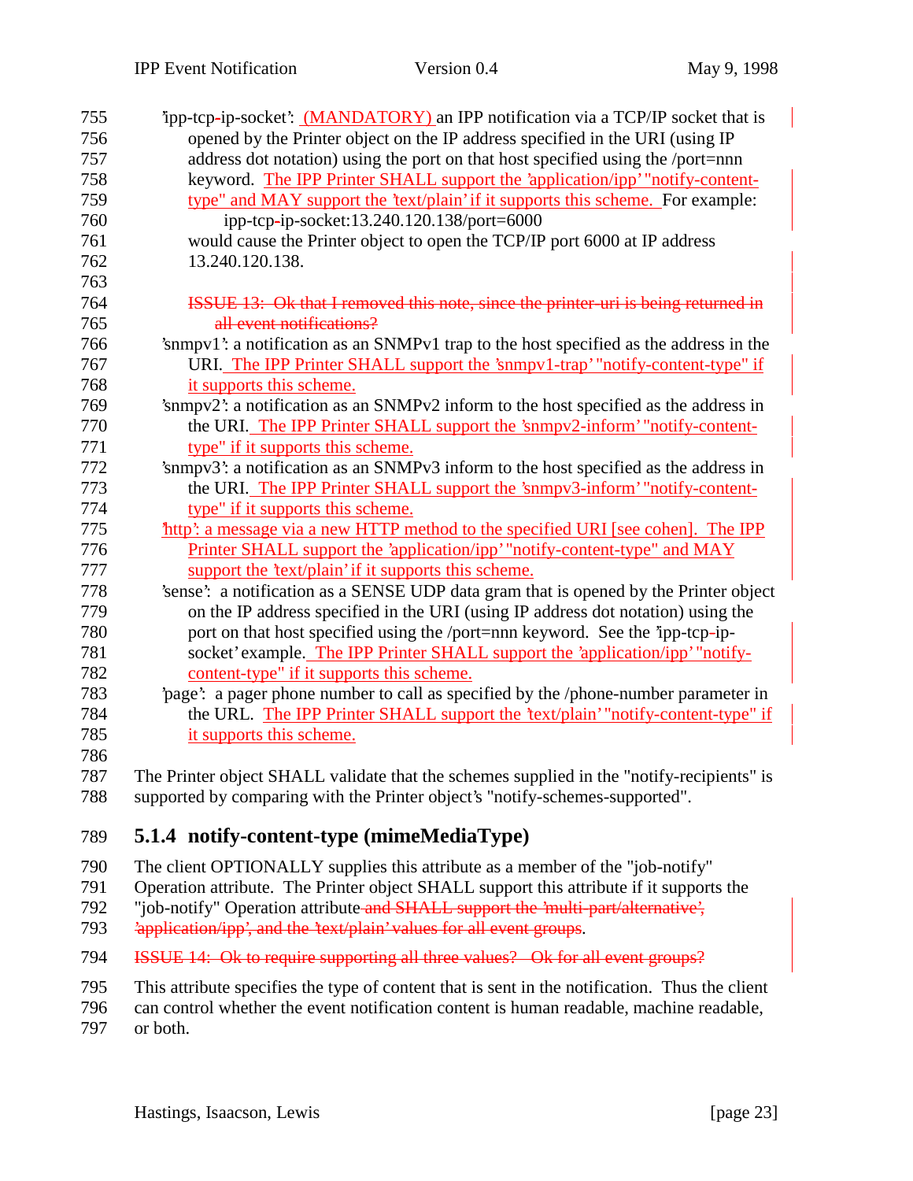'ipp-tcp-ip-socket': (MANDATORY) an IPP notification via a TCP/IP socket that is opened by the Printer object on the IP address specified in the URI (using IP address dot notation) using the port on that host specified using the /port=nnn keyword. The IPP Printer SHALL support the 'application/ipp' "notify-content-type" and MAY support the 'text/plain' if it supports this scheme. For example:

ipp-tcp-ip-socket:13.240.120.138/port=6000

would cause the Printer object to open the TCP/IP port 6000 at IP address 13.240.120.138.

~~ISSUE 13: Ok that I removed this note, since the printer-uri is being returned in all event notifications?~~

'snmpv1': a notification as an SNMPv1 trap to the host specified as the address in the URI. The IPP Printer SHALL support the 'snmpv1-trap' "notify-content-type" if it supports this scheme.

'snmpv2': a notification as an SNMPv2 inform to the host specified as the address in the URI. The IPP Printer SHALL support the 'snmpv2-inform' "notify-content-type" if it supports this scheme.

'snmpv3': a notification as an SNMPv3 inform to the host specified as the address in the URI. The IPP Printer SHALL support the 'snmpv3-inform' "notify-content-type" if it supports this scheme.

'http': a message via a new HTTP method to the specified URI [see cohen]. The IPP Printer SHALL support the 'application/ipp' "notify-content-type" and MAY support the 'text/plain' if it supports this scheme.

'sense': a notification as a SENSE UDP data gram that is opened by the Printer object on the IP address specified in the URI (using IP address dot notation) using the port on that host specified using the /port=nnn keyword. See the 'ipp-tcp-ip-socket' example. The IPP Printer SHALL support the 'application/ipp' "notify-content-type" if it supports this scheme.

'page': a pager phone number to call as specified by the /phone-number parameter in the URL. The IPP Printer SHALL support the 'text/plain' "notify-content-type" if it supports this scheme.

The Printer object SHALL validate that the schemes supplied in the "notify-recipients" is supported by comparing with the Printer object's "notify-schemes-supported".

### 5.1.4 notify-content-type (mimeMediaType)

The client OPTIONALLY supplies this attribute as a member of the "job-notify" Operation attribute. The Printer object SHALL support this attribute if it supports the "job-notify" Operation attribute ~~and SHALL support the 'multi-part/alternative', 'application/ipp', and the 'text/plain' values for all event groups~~.

~~ISSUE 14: Ok to require supporting all three values? Ok for all event groups?~~

This attribute specifies the type of content that is sent in the notification. Thus the client can control whether the event notification content is human readable, machine readable, or both.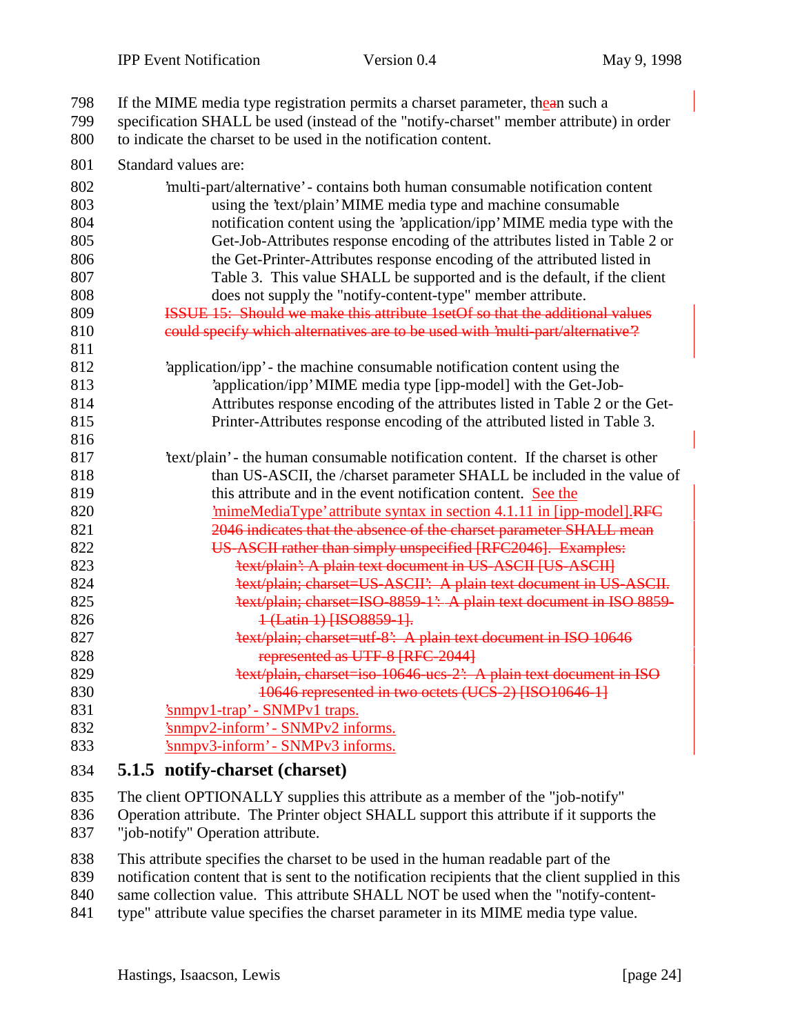If the MIME media type registration permits a charset parameter, then such a specification SHALL be used (instead of the "notify-charset" member attribute) in order to indicate the charset to be used in the notification content.

Standard values are:

> 'multi-part/alternative' - contains both human consumable notification content using the 'text/plain' MIME media type and machine consumable notification content using the 'application/ipp' MIME media type with the Get-Job-Attributes response encoding of the attributes listed in Table 2 or the Get-Printer-Attributes response encoding of the attributed listed in Table 3. This value SHALL be supported and is the default, if the client does not supply the "notify-content-type" member attribute.
>
> ~~ISSUE 15: Should we make this attribute 1setOf so that the additional values could specify which alternatives are to be used with 'multi-part/alternative'?~~
>
> 'application/ipp' - the machine consumable notification content using the 'application/ipp' MIME media type [ipp-model] with the Get-Job-Attributes response encoding of the attributes listed in Table 2 or the Get-Printer-Attributes response encoding of the attributed listed in Table 3.
>
> 'text/plain' - the human consumable notification content. If the charset is other than US-ASCII, the /charset parameter SHALL be included in the value of this attribute and in the event notification content. See the 'mimeMediaType' attribute syntax in section 4.1.11 in [ipp-model].~~RFC 2046 indicates that the absence of the charset parameter SHALL mean US-ASCII rather than simply unspecified [RFC2046]. Examples:~~
>
> ~~'text/plain': A plain text document in US-ASCII [US-ASCII]~~
>
> ~~'text/plain; charset=US-ASCII': A plain text document in US-ASCII.~~
>
> ~~'text/plain; charset=ISO-8859-1': A plain text document in ISO 8859-1 (Latin 1) [ISO8859-1].~~
>
> ~~'text/plain; charset=utf-8': A plain text document in ISO 10646 represented as UTF-8 [RFC 2044]~~
>
> ~~'text/plain, charset=iso-10646-ucs-2': A plain text document in ISO 10646 represented in two octets (UCS-2) [ISO10646-1]~~
>
> 'snmpv1-trap' - SNMPv1 traps.
>
> 'snmpv2-inform' - SNMPv2 informs.
>
> 'snmpv3-inform' - SNMPv3 informs.

### 5.1.5 notify-charset (charset)

The client OPTIONALLY supplies this attribute as a member of the "job-notify" Operation attribute. The Printer object SHALL support this attribute if it supports the "job-notify" Operation attribute.

This attribute specifies the charset to be used in the human readable part of the notification content that is sent to the notification recipients that the client supplied in this same collection value. This attribute SHALL NOT be used when the "notify-content-type" attribute value specifies the charset parameter in its MIME media type value.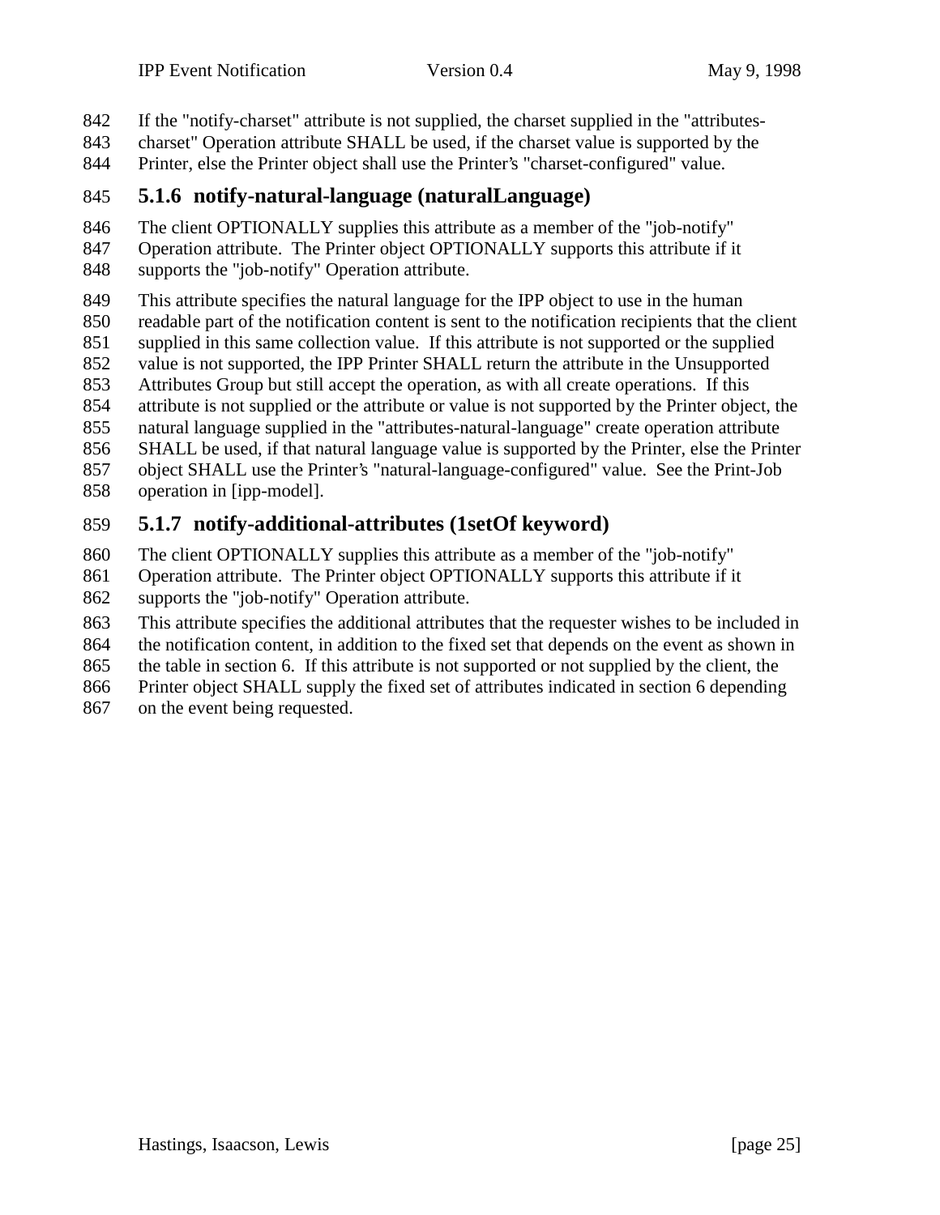If the "notify-charset" attribute is not supplied, the charset supplied in the "attributes-charset" Operation attribute SHALL be used, if the charset value is supported by the Printer, else the Printer object shall use the Printer's "charset-configured" value.

### 5.1.6 notify-natural-language (naturalLanguage)

The client OPTIONALLY supplies this attribute as a member of the "job-notify" Operation attribute. The Printer object OPTIONALLY supports this attribute if it supports the "job-notify" Operation attribute.

This attribute specifies the natural language for the IPP object to use in the human readable part of the notification content is sent to the notification recipients that the client supplied in this same collection value. If this attribute is not supported or the supplied value is not supported, the IPP Printer SHALL return the attribute in the Unsupported Attributes Group but still accept the operation, as with all create operations. If this attribute is not supplied or the attribute or value is not supported by the Printer object, the natural language supplied in the "attributes-natural-language" create operation attribute SHALL be used, if that natural language value is supported by the Printer, else the Printer object SHALL use the Printer's "natural-language-configured" value. See the Print-Job operation in [ipp-model].

### 5.1.7 notify-additional-attributes (1setOf keyword)

The client OPTIONALLY supplies this attribute as a member of the "job-notify" Operation attribute. The Printer object OPTIONALLY supports this attribute if it supports the "job-notify" Operation attribute.

This attribute specifies the additional attributes that the requester wishes to be included in the notification content, in addition to the fixed set that depends on the event as shown in the table in section 6. If this attribute is not supported or not supplied by the client, the Printer object SHALL supply the fixed set of attributes indicated in section 6 depending on the event being requested.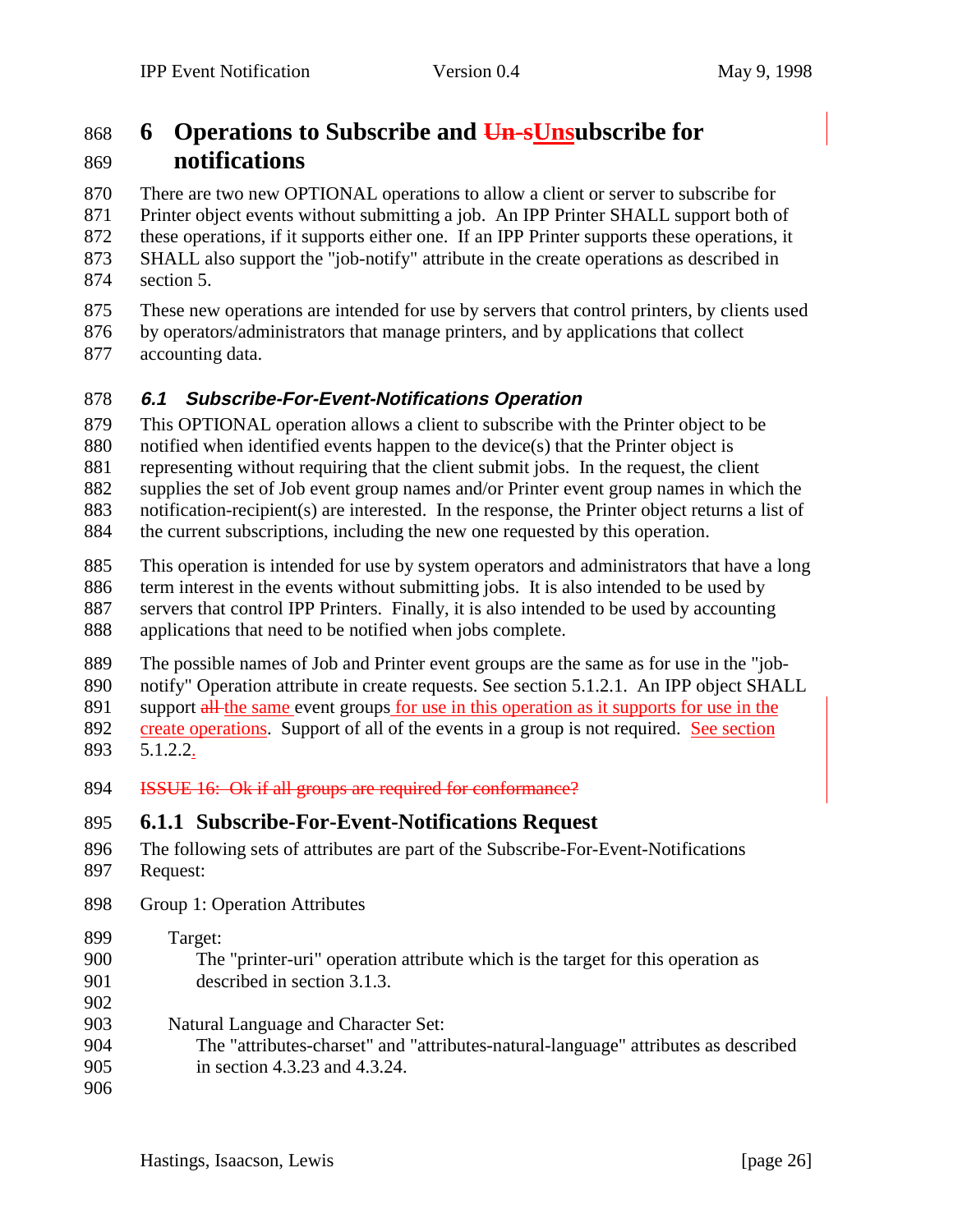# 6 Operations to Subscribe and ~~Un-s~~Unsubscribe for notifications

There are two new OPTIONAL operations to allow a client or server to subscribe for Printer object events without submitting a job. An IPP Printer SHALL support both of these operations, if it supports either one. If an IPP Printer supports these operations, it SHALL also support the "job-notify" attribute in the create operations as described in section 5.

These new operations are intended for use by servers that control printers, by clients used by operators/administrators that manage printers, and by applications that collect accounting data.

## 6.1 Subscribe-For-Event-Notifications Operation

This OPTIONAL operation allows a client to subscribe with the Printer object to be notified when identified events happen to the device(s) that the Printer object is representing without requiring that the client submit jobs. In the request, the client supplies the set of Job event group names and/or Printer event group names in which the notification-recipient(s) are interested. In the response, the Printer object returns a list of the current subscriptions, including the new one requested by this operation.

This operation is intended for use by system operators and administrators that have a long term interest in the events without submitting jobs. It is also intended to be used by servers that control IPP Printers. Finally, it is also intended to be used by accounting applications that need to be notified when jobs complete.

The possible names of Job and Printer event groups are the same as for use in the "job-notify" Operation attribute in create requests. See section 5.1.2.1. An IPP object SHALL support ~~all~~ the same event groups for use in this operation as it supports for use in the create operations. Support of all of the events in a group is not required. See section 5.1.2.2.

~~ISSUE 16: Ok if all groups are required for conformance?~~

### 6.1.1 Subscribe-For-Event-Notifications Request

The following sets of attributes are part of the Subscribe-For-Event-Notifications Request:

Group 1: Operation Attributes

Target:
The "printer-uri" operation attribute which is the target for this operation as described in section 3.1.3.

Natural Language and Character Set:
The "attributes-charset" and "attributes-natural-language" attributes as described in section 4.3.23 and 4.3.24.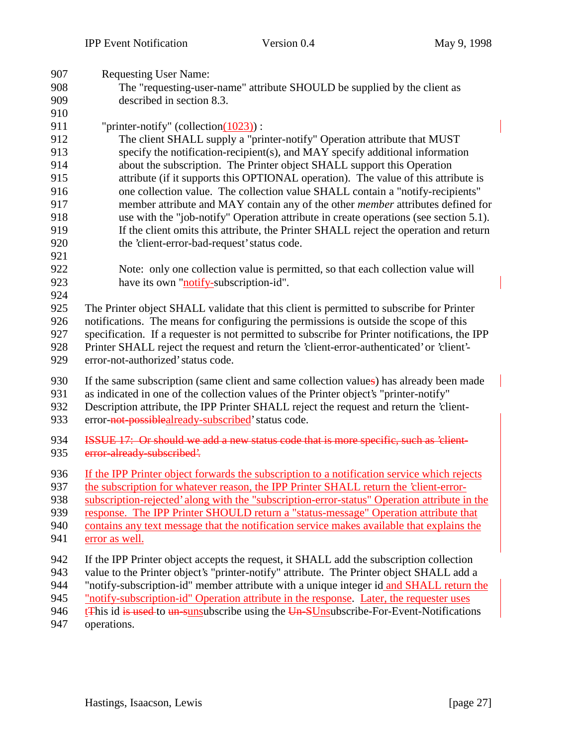Requesting User Name:

The "requesting-user-name" attribute SHOULD be supplied by the client as described in section 8.3.

"printer-notify" (collection(1023)) :

The client SHALL supply a "printer-notify" Operation attribute that MUST specify the notification-recipient(s), and MAY specify additional information about the subscription. The Printer object SHALL support this Operation attribute (if it supports this OPTIONAL operation). The value of this attribute is one collection value. The collection value SHALL contain a "notify-recipients" member attribute and MAY contain any of the other *member* attributes defined for use with the "job-notify" Operation attribute in create operations (see section 5.1). If the client omits this attribute, the Printer SHALL reject the operation and return the 'client-error-bad-request' status code.

Note: only one collection value is permitted, so that each collection value will have its own "notify-subscription-id".

The Printer object SHALL validate that this client is permitted to subscribe for Printer notifications. The means for configuring the permissions is outside the scope of this specification. If a requester is not permitted to subscribe for Printer notifications, the IPP Printer SHALL reject the request and return the 'client-error-authenticated' or 'client'-error-not-authorized' status code.

If the same subscription (same client and same collection values) has already been made as indicated in one of the collection values of the Printer object's "printer-notify" Description attribute, the IPP Printer SHALL reject the request and return the 'client-error-~~not-possible~~already-subscribed' status code.

~~ISSUE 17: Or should we add a new status code that is more specific, such as 'client-error-already-subscribed'.~~

If the IPP Printer object forwards the subscription to a notification service which rejects the subscription for whatever reason, the IPP Printer SHALL return the 'client-error-subscription-rejected' along with the "subscription-error-status" Operation attribute in the response. The IPP Printer SHOULD return a "status-message" Operation attribute that contains any text message that the notification service makes available that explains the error as well.

If the IPP Printer object accepts the request, it SHALL add the subscription collection value to the Printer object's "printer-notify" attribute. The Printer object SHALL add a "notify-subscription-id" member attribute with a unique integer id and SHALL return the "notify-subscription-id" Operation attribute in the response. Later, the requester uses t~~T~~his id ~~is used~~ to ~~un-s~~unsubscribe using the ~~Un-S~~Unsubscribe-For-Event-Notifications operations.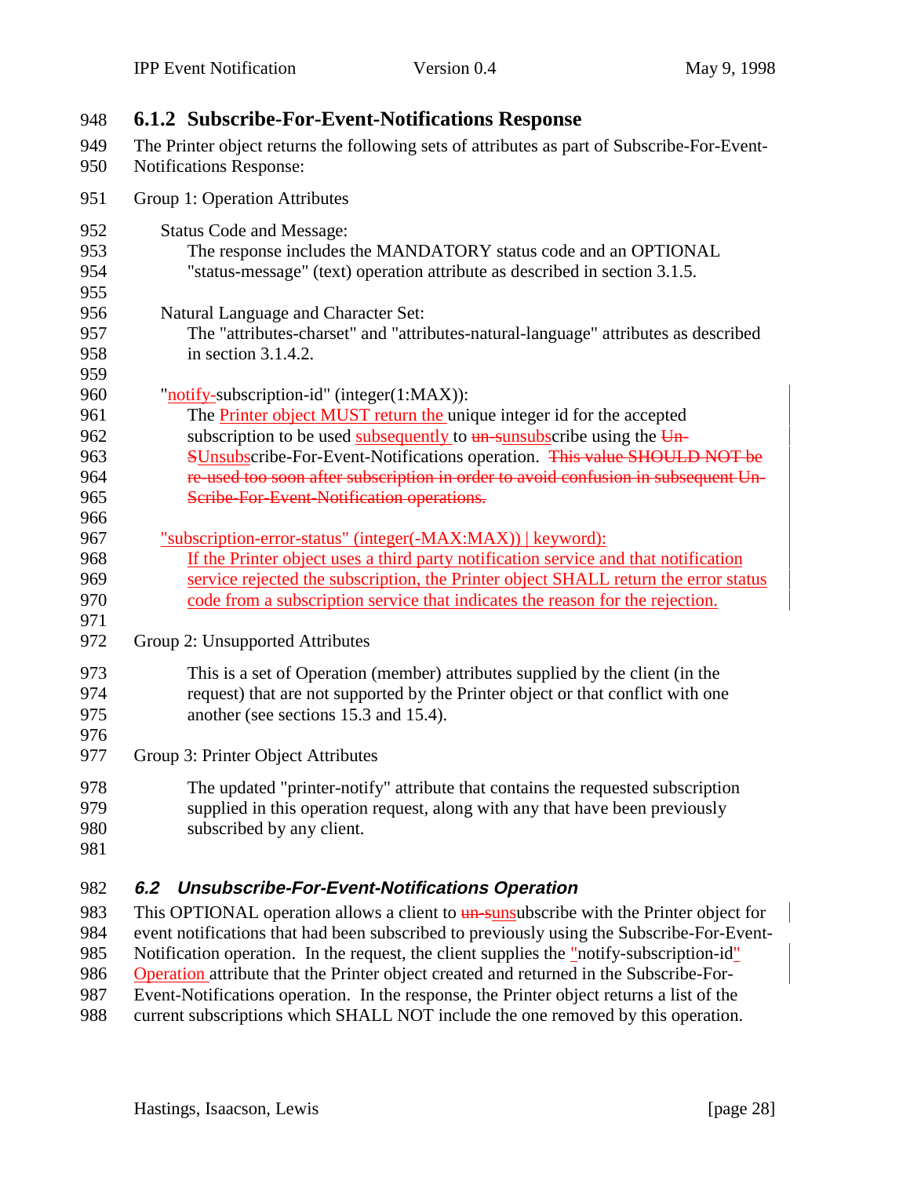### 6.1.2 Subscribe-For-Event-Notifications Response

The Printer object returns the following sets of attributes as part of Subscribe-For-Event-Notifications Response:

Group 1: Operation Attributes

Status Code and Message:
The response includes the MANDATORY status code and an OPTIONAL "status-message" (text) operation attribute as described in section 3.1.5.

Natural Language and Character Set:
The "attributes-charset" and "attributes-natural-language" attributes as described in section 3.1.4.2.

"notify-subscription-id" (integer(1:MAX)):
The Printer object MUST return the unique integer id for the accepted subscription to be used subsequently to ~~un-s~~unsubscribe using the ~~Un-S~~Unsubscribe-For-Event-Notifications operation. ~~This value SHOULD NOT be re-used too soon after subscription in order to avoid confusion in subsequent Un-Scribe-For-Event-Notification operations.~~

"subscription-error-status" (integer(-MAX:MAX)) | keyword):
If the Printer object uses a third party notification service and that notification service rejected the subscription, the Printer object SHALL return the error status code from a subscription service that indicates the reason for the rejection.

Group 2: Unsupported Attributes

This is a set of Operation (member) attributes supplied by the client (in the request) that are not supported by the Printer object or that conflict with one another (see sections 15.3 and 15.4).

Group 3: Printer Object Attributes

The updated "printer-notify" attribute that contains the requested subscription supplied in this operation request, along with any that have been previously subscribed by any client.

## 6.2 Unsubscribe-For-Event-Notifications Operation

This OPTIONAL operation allows a client to ~~un-s~~unsubscribe with the Printer object for event notifications that had been subscribed to previously using the Subscribe-For-Event-Notification operation. In the request, the client supplies the "notify-subscription-id" Operation attribute that the Printer object created and returned in the Subscribe-For-Event-Notifications operation. In the response, the Printer object returns a list of the current subscriptions which SHALL NOT include the one removed by this operation.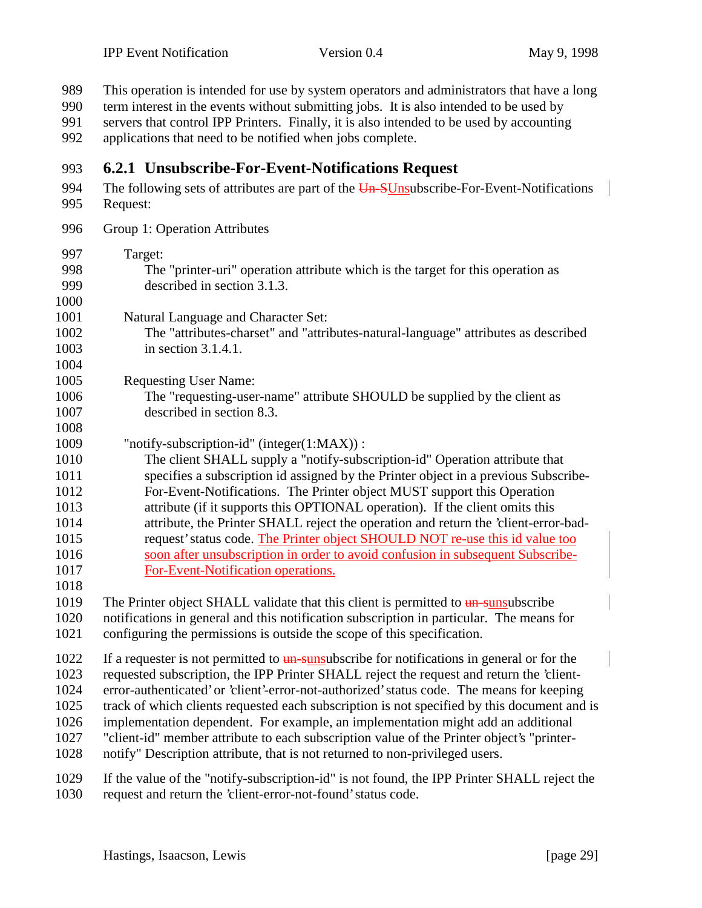This operation is intended for use by system operators and administrators that have a long term interest in the events without submitting jobs. It is also intended to be used by servers that control IPP Printers. Finally, it is also intended to be used by accounting applications that need to be notified when jobs complete.

### 6.2.1 Unsubscribe-For-Event-Notifications Request

The following sets of attributes are part of the ~~Un-S~~Unsubscribe-For-Event-Notifications Request:

Group 1: Operation Attributes

Target:
The "printer-uri" operation attribute which is the target for this operation as described in section 3.1.3.

Natural Language and Character Set:
The "attributes-charset" and "attributes-natural-language" attributes as described in section 3.1.4.1.

Requesting User Name:
The "requesting-user-name" attribute SHOULD be supplied by the client as described in section 8.3.

"notify-subscription-id" (integer(1:MAX)) :
The client SHALL supply a "notify-subscription-id" Operation attribute that specifies a subscription id assigned by the Printer object in a previous Subscribe-For-Event-Notifications. The Printer object MUST support this Operation attribute (if it supports this OPTIONAL operation). If the client omits this attribute, the Printer SHALL reject the operation and return the 'client-error-bad-request' status code. The Printer object SHOULD NOT re-use this id value too soon after unsubscription in order to avoid confusion in subsequent Subscribe-For-Event-Notification operations.

The Printer object SHALL validate that this client is permitted to ~~un-s~~unsubscribe notifications in general and this notification subscription in particular. The means for configuring the permissions is outside the scope of this specification.

If a requester is not permitted to ~~un-s~~unsubscribe for notifications in general or for the requested subscription, the IPP Printer SHALL reject the request and return the 'client-error-authenticated' or 'client'-error-not-authorized' status code. The means for keeping track of which clients requested each subscription is not specified by this document and is implementation dependent. For example, an implementation might add an additional "client-id" member attribute to each subscription value of the Printer object's "printer-notify" Description attribute, that is not returned to non-privileged users.

If the value of the "notify-subscription-id" is not found, the IPP Printer SHALL reject the request and return the 'client-error-not-found' status code.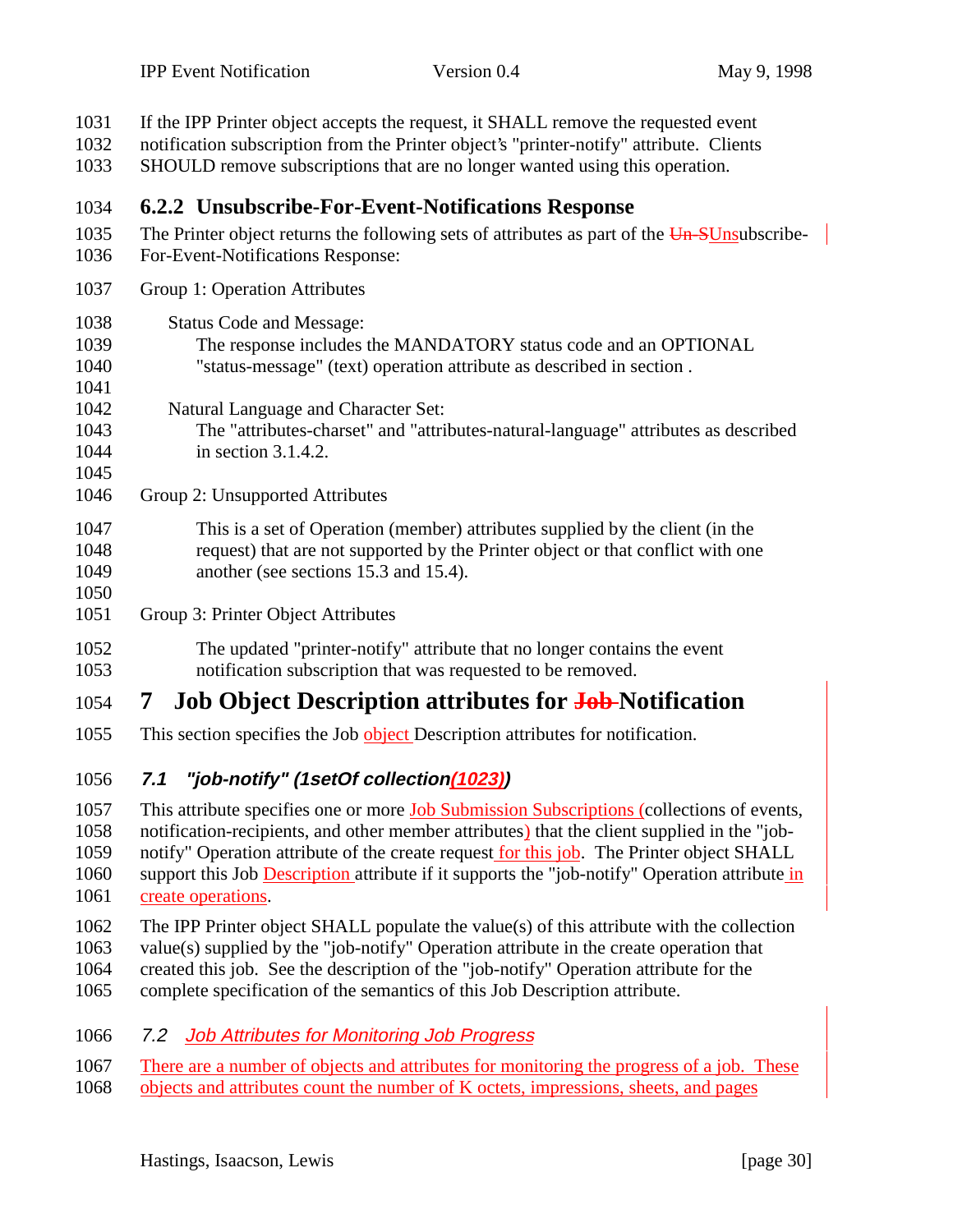If the IPP Printer object accepts the request, it SHALL remove the requested event notification subscription from the Printer object's "printer-notify" attribute. Clients SHOULD remove subscriptions that are no longer wanted using this operation.

### 6.2.2 Unsubscribe-For-Event-Notifications Response

The Printer object returns the following sets of attributes as part of the Un-SUnsubscribe-For-Event-Notifications Response:

Group 1: Operation Attributes

Status Code and Message:
The response includes the MANDATORY status code and an OPTIONAL "status-message" (text) operation attribute as described in section .

Natural Language and Character Set:
The "attributes-charset" and "attributes-natural-language" attributes as described in section 3.1.4.2.

Group 2: Unsupported Attributes

This is a set of Operation (member) attributes supplied by the client (in the request) that are not supported by the Printer object or that conflict with one another (see sections 15.3 and 15.4).

Group 3: Printer Object Attributes

The updated "printer-notify" attribute that no longer contains the event notification subscription that was requested to be removed.

# 7 Job Object Description attributes for Job Notification

This section specifies the Job object Description attributes for notification.

### *7.1 "job-notify" (1setOf collection(1023))*

This attribute specifies one or more Job Submission Subscriptions (collections of events, notification-recipients, and other member attributes) that the client supplied in the "job-notify" Operation attribute of the create request for this job. The Printer object SHALL support this Job Description attribute if it supports the "job-notify" Operation attribute in create operations.

The IPP Printer object SHALL populate the value(s) of this attribute with the collection value(s) supplied by the "job-notify" Operation attribute in the create operation that created this job. See the description of the "job-notify" Operation attribute for the complete specification of the semantics of this Job Description attribute.

### *7.2 Job Attributes for Monitoring Job Progress*

There are a number of objects and attributes for monitoring the progress of a job. These objects and attributes count the number of K octets, impressions, sheets, and pages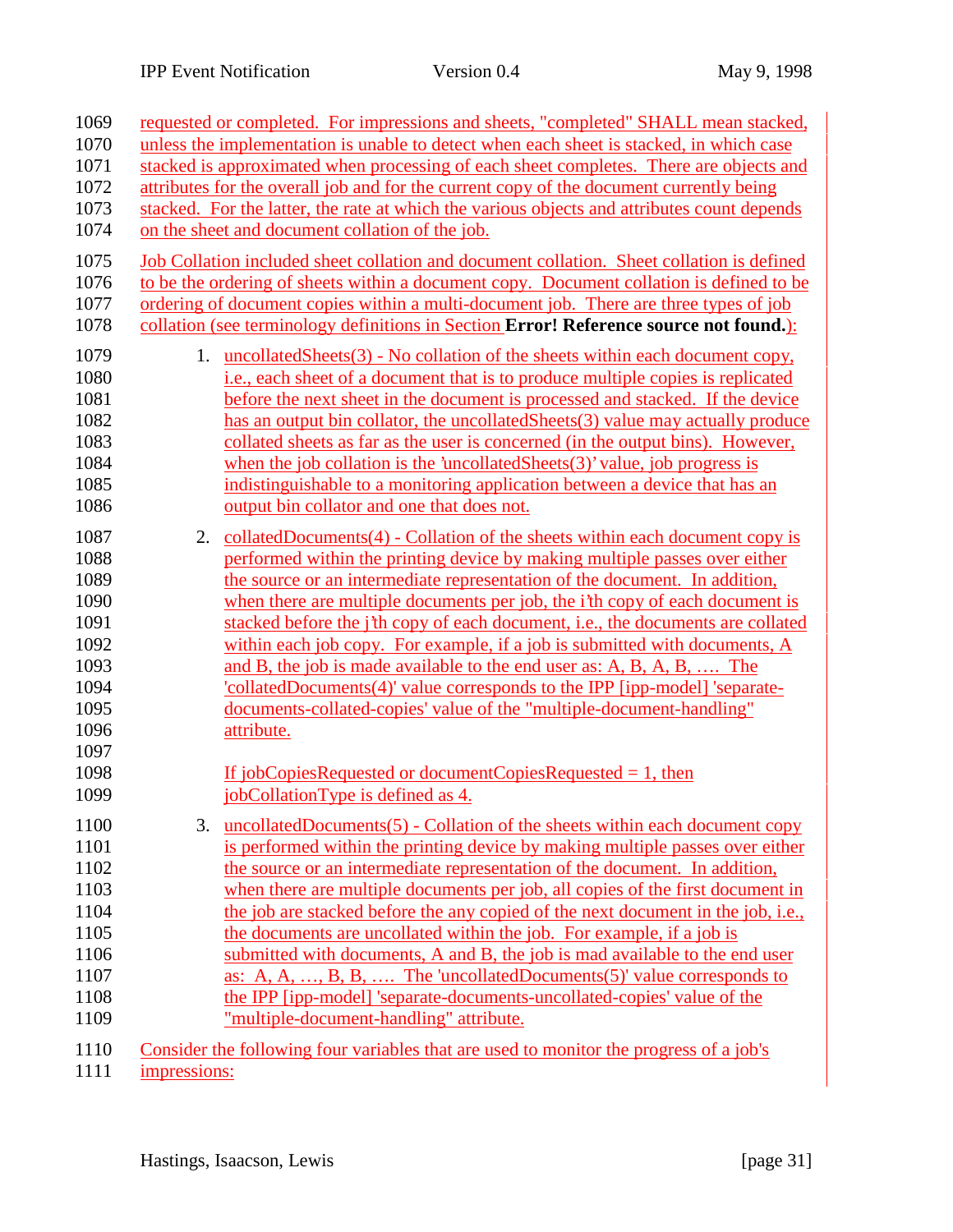requested or completed. For impressions and sheets, "completed" SHALL mean stacked, unless the implementation is unable to detect when each sheet is stacked, in which case stacked is approximated when processing of each sheet completes. There are objects and attributes for the overall job and for the current copy of the document currently being stacked. For the latter, the rate at which the various objects and attributes count depends on the sheet and document collation of the job.

Job Collation included sheet collation and document collation. Sheet collation is defined to be the ordering of sheets within a document copy. Document collation is defined to be ordering of document copies within a multi-document job. There are three types of job collation (see terminology definitions in Section **Error! Reference source not found.**):

1. uncollatedSheets(3) - No collation of the sheets within each document copy, i.e., each sheet of a document that is to produce multiple copies is replicated before the next sheet in the document is processed and stacked. If the device has an output bin collator, the uncollatedSheets(3) value may actually produce collated sheets as far as the user is concerned (in the output bins). However, when the job collation is the 'uncollatedSheets(3)' value, job progress is indistinguishable to a monitoring application between a device that has an output bin collator and one that does not.

2. collatedDocuments(4) - Collation of the sheets within each document copy is performed within the printing device by making multiple passes over either the source or an intermediate representation of the document. In addition, when there are multiple documents per job, the i'th copy of each document is stacked before the j'th copy of each document, i.e., the documents are collated within each job copy. For example, if a job is submitted with documents, A and B, the job is made available to the end user as: A, B, A, B, …. The 'collatedDocuments(4)' value corresponds to the IPP [ipp-model] 'separate-documents-collated-copies' value of the "multiple-document-handling" attribute.

   If jobCopiesRequested or documentCopiesRequested = 1, then jobCollationType is defined as 4.

3. uncollatedDocuments(5) - Collation of the sheets within each document copy is performed within the printing device by making multiple passes over either the source or an intermediate representation of the document. In addition, when there are multiple documents per job, all copies of the first document in the job are stacked before the any copied of the next document in the job, i.e., the documents are uncollated within the job. For example, if a job is submitted with documents, A and B, the job is mad available to the end user as: A, A, …, B, B, …. The 'uncollatedDocuments(5)' value corresponds to the IPP [ipp-model] 'separate-documents-uncollated-copies' value of the "multiple-document-handling" attribute.

Consider the following four variables that are used to monitor the progress of a job's impressions: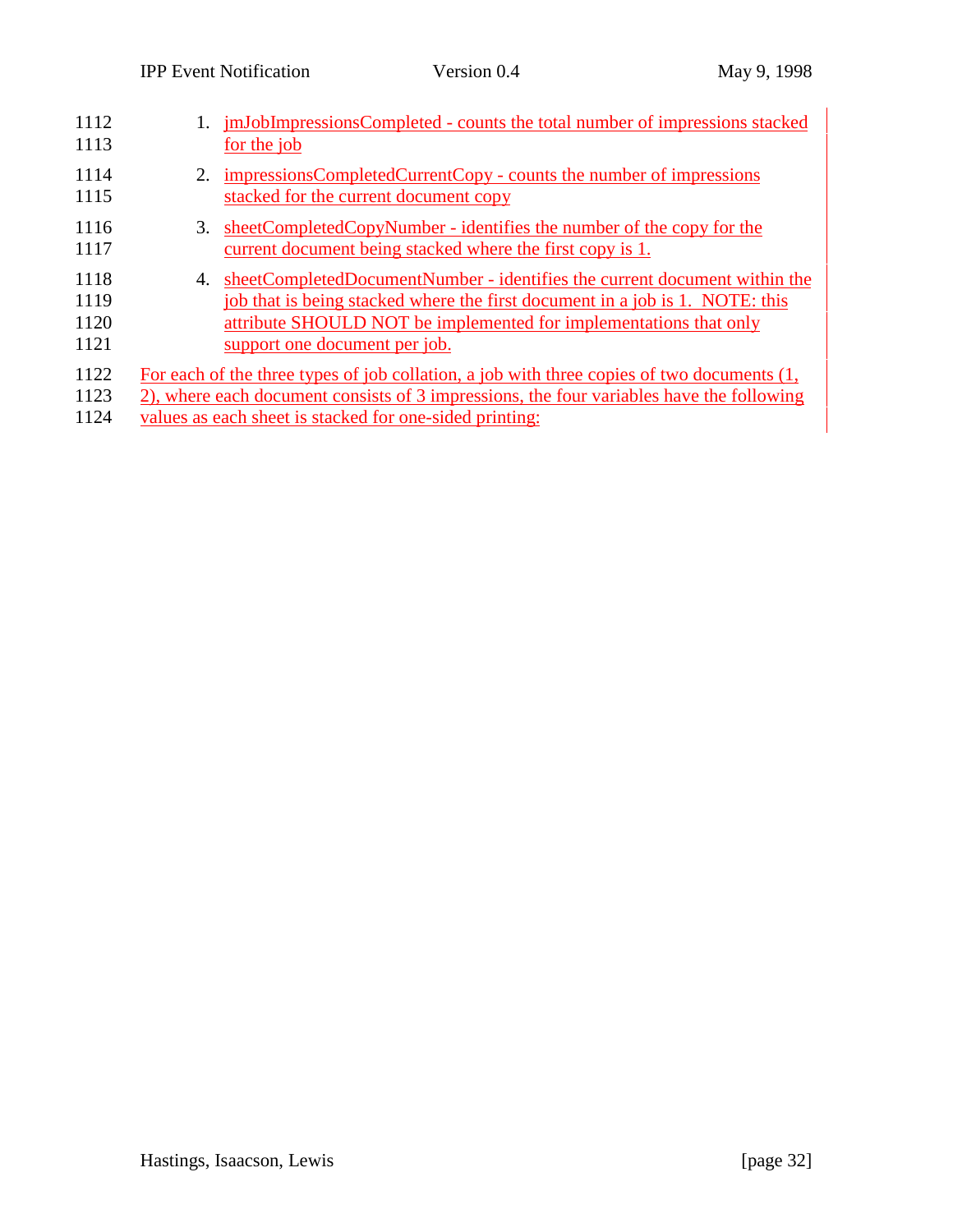1. jmJobImpressionsCompleted - counts the total number of impressions stacked for the job
2. impressionsCompletedCurrentCopy - counts the number of impressions stacked for the current document copy
3. sheetCompletedCopyNumber - identifies the number of the copy for the current document being stacked where the first copy is 1.
4. sheetCompletedDocumentNumber - identifies the current document within the job that is being stacked where the first document in a job is 1. NOTE: this attribute SHOULD NOT be implemented for implementations that only support one document per job.

For each of the three types of job collation, a job with three copies of two documents (1, 2), where each document consists of 3 impressions, the four variables have the following values as each sheet is stacked for one-sided printing: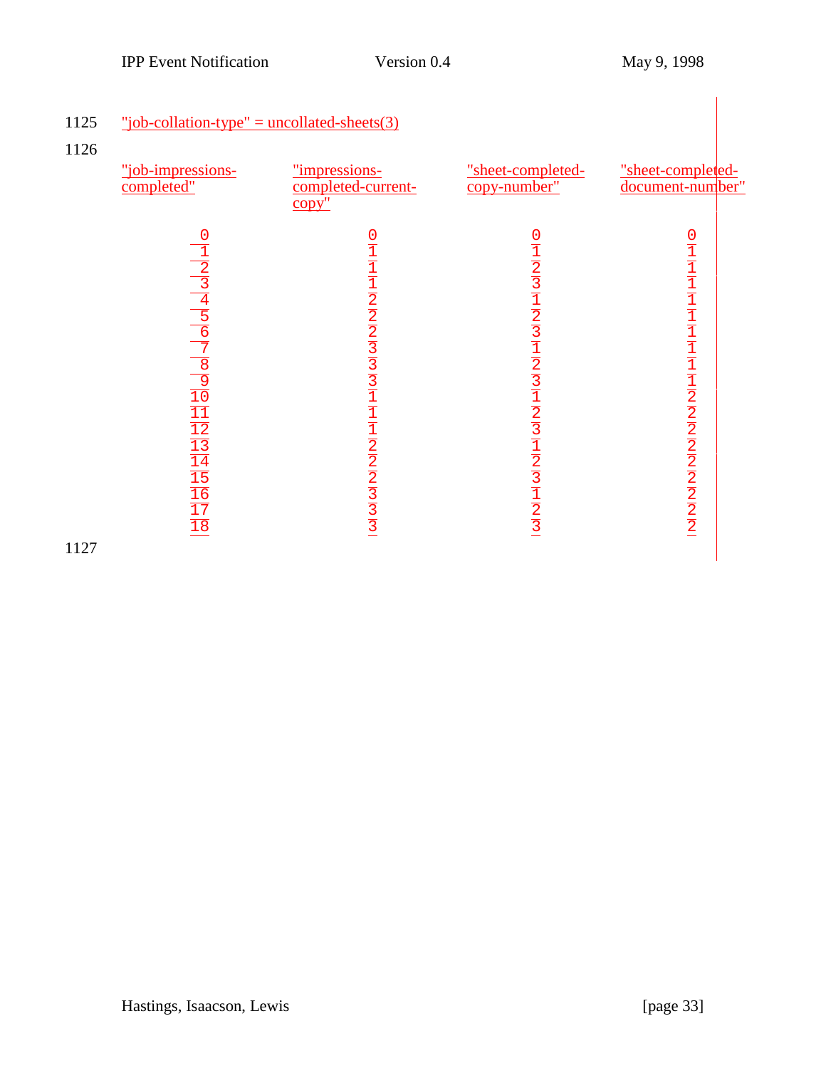"job-collation-type" = uncollated-sheets(3)

| "job-impressions-completed" | "impressions-completed-current-copy" | "sheet-completed-copy-number" | "sheet-completed-document-number" |
|---|---|---|---|
| 0 | 0 | 0 | 0 |
| 1 | 1 | 1 | 1 |
| 2 | 1 | 2 | 1 |
| 3 | 1 | 3 | 1 |
| 4 | 2 | 1 | 1 |
| 5 | 2 | 2 | 1 |
| 6 | 2 | 3 | 1 |
| 7 | 3 | 1 | 1 |
| 8 | 3 | 2 | 1 |
| 9 | 3 | 3 | 1 |
| 10 | 1 | 1 | 2 |
| 11 | 1 | 2 | 2 |
| 12 | 1 | 3 | 2 |
| 13 | 2 | 1 | 2 |
| 14 | 2 | 2 | 2 |
| 15 | 2 | 3 | 2 |
| 16 | 3 | 1 | 2 |
| 17 | 3 | 2 | 2 |
| 18 | 3 | 3 | 2 |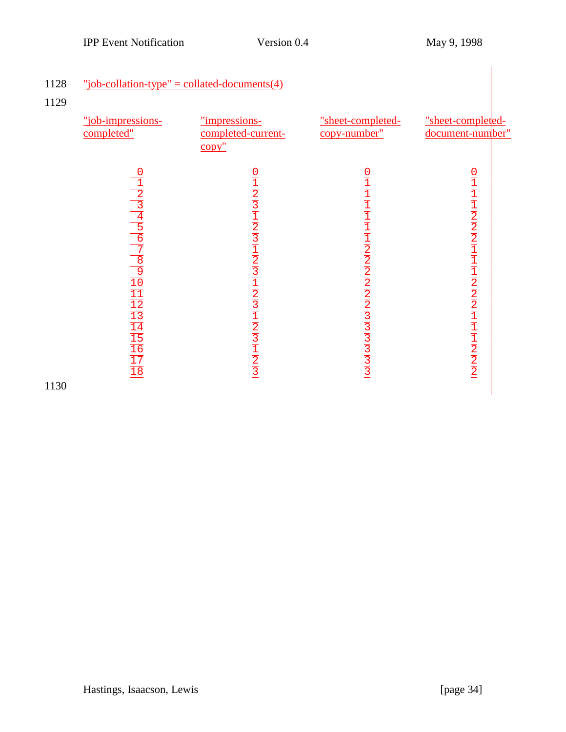"job-collation-type" = collated-documents(4)

| "job-impressions-completed" | "impressions-completed-current-copy" | "sheet-completed-copy-number" | "sheet-completed-document-number" |
|---|---|---|---|
| 0 | 0 | 0 | 0 |
| 1 | 1 | 1 | 1 |
| 2 | 2 | 1 | 1 |
| 3 | 3 | 1 | 1 |
| 4 | 1 | 1 | 2 |
| 5 | 2 | 1 | 2 |
| 6 | 3 | 1 | 2 |
| 7 | 1 | 2 | 1 |
| 8 | 2 | 2 | 1 |
| 9 | 3 | 2 | 1 |
| 10 | 1 | 2 | 2 |
| 11 | 2 | 2 | 2 |
| 12 | 3 | 2 | 2 |
| 13 | 1 | 3 | 1 |
| 14 | 2 | 3 | 1 |
| 15 | 3 | 3 | 1 |
| 16 | 1 | 3 | 2 |
| 17 | 2 | 3 | 2 |
| 18 | 3 | 3 | 2 |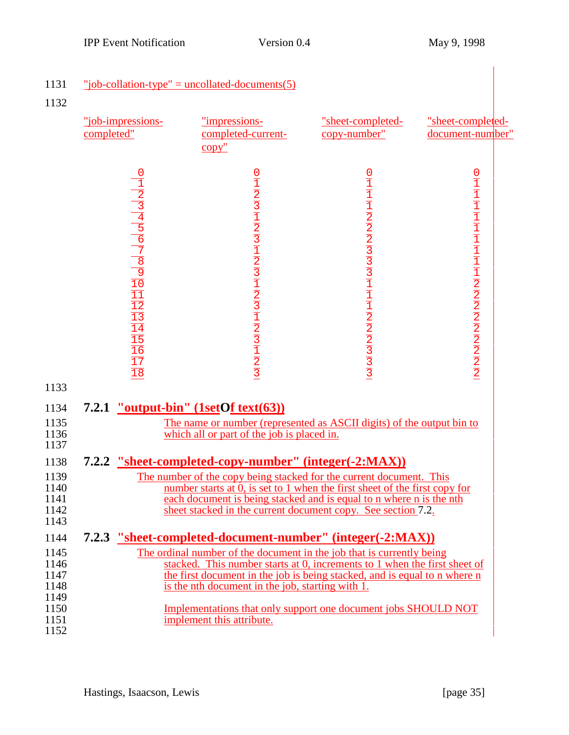"job-collation-type" = uncollated-documents(5)

| "job-impressions-completed" | "impressions-completed-current-copy" | "sheet-completed-copy-number" | "sheet-completed-document-number" |
|---|---|---|---|
| 0 | 0 | 0 | 0 |
| 1 | 1 | 1 | 1 |
| 2 | 2 | 1 | 1 |
| 3 | 3 | 1 | 1 |
| 4 | 1 | 2 | 1 |
| 5 | 2 | 2 | 1 |
| 6 | 3 | 2 | 1 |
| 7 | 1 | 3 | 1 |
| 8 | 2 | 3 | 1 |
| 9 | 3 | 3 | 1 |
| 10 | 1 | 1 | 2 |
| 11 | 2 | 1 | 2 |
| 12 | 3 | 1 | 2 |
| 13 | 1 | 2 | 2 |
| 14 | 2 | 2 | 2 |
| 15 | 3 | 2 | 2 |
| 16 | 1 | 3 | 2 |
| 17 | 2 | 3 | 2 |
| 18 | 3 | 3 | 2 |

### 7.2.1 "output-bin" (1setOf text(63))

The name or number (represented as ASCII digits) of the output bin to which all or part of the job is placed in.

### 7.2.2 "sheet-completed-copy-number" (integer(-2:MAX))

The number of the copy being stacked for the current document. This number starts at 0, is set to 1 when the first sheet of the first copy for each document is being stacked and is equal to n where n is the nth sheet stacked in the current document copy. See section 7.2.

### 7.2.3 "sheet-completed-document-number" (integer(-2:MAX))

The ordinal number of the document in the job that is currently being stacked. This number starts at 0, increments to 1 when the first sheet of the first document in the job is being stacked, and is equal to n where n is the nth document in the job, starting with 1.

Implementations that only support one document jobs SHOULD NOT implement this attribute.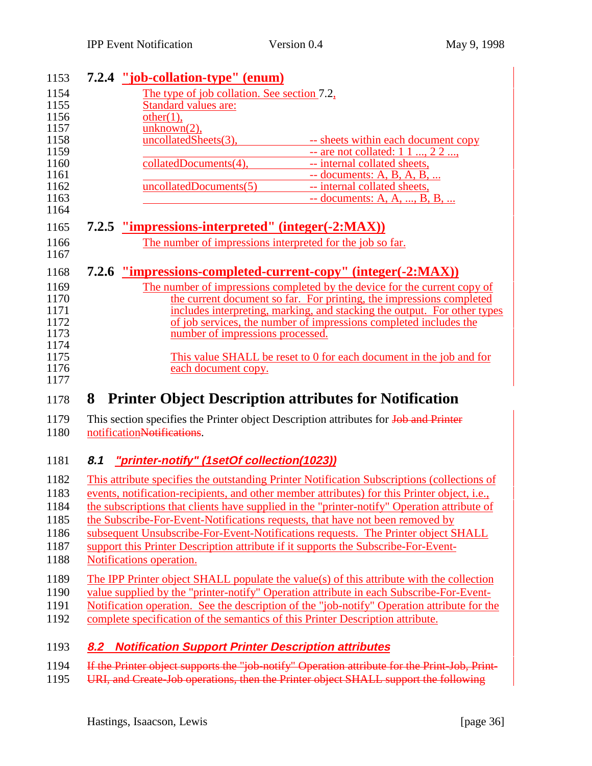### 7.2.4 "job-collation-type" (enum)

The type of job collation. See section 7.2.
Standard values are:

```
other(1),
unknown(2),
uncollatedSheets(3),        -- sheets within each document copy
                            -- are not collated: 1 1 ..., 2 2 ...,
collatedDocuments(4),       -- internal collated sheets,
                            -- documents: A, B, A, B, ...
uncollatedDocuments(5)      -- internal collated sheets,
                            -- documents: A, A, ..., B, B, ...
```

### 7.2.5 "impressions-interpreted" (integer(-2:MAX))

The number of impressions interpreted for the job so far.

### 7.2.6 "impressions-completed-current-copy" (integer(-2:MAX))

The number of impressions completed by the device for the current copy of the current document so far. For printing, the impressions completed includes interpreting, marking, and stacking the output. For other types of job services, the number of impressions completed includes the number of impressions processed.

This value SHALL be reset to 0 for each document in the job and for each document copy.

# 8 Printer Object Description attributes for Notification

This section specifies the Printer object Description attributes for ~~Job and Printer~~ notification~~Notifications~~.

## *8.1 "printer-notify" (1setOf collection(1023))*

This attribute specifies the outstanding Printer Notification Subscriptions (collections of events, notification-recipients, and other member attributes) for this Printer object, i.e., the subscriptions that clients have supplied in the "printer-notify" Operation attribute of the Subscribe-For-Event-Notifications requests, that have not been removed by subsequent Unsubscribe-For-Event-Notifications requests. The Printer object SHALL support this Printer Description attribute if it supports the Subscribe-For-Event-Notifications operation.

The IPP Printer object SHALL populate the value(s) of this attribute with the collection value supplied by the "printer-notify" Operation attribute in each Subscribe-For-Event-Notification operation. See the description of the "job-notify" Operation attribute for the complete specification of the semantics of this Printer Description attribute.

## *8.2 Notification Support Printer Description attributes*

~~If the Printer object supports the "job-notify" Operation attribute for the Print-Job, Print-URI, and Create-Job operations, then the Printer object SHALL support the following~~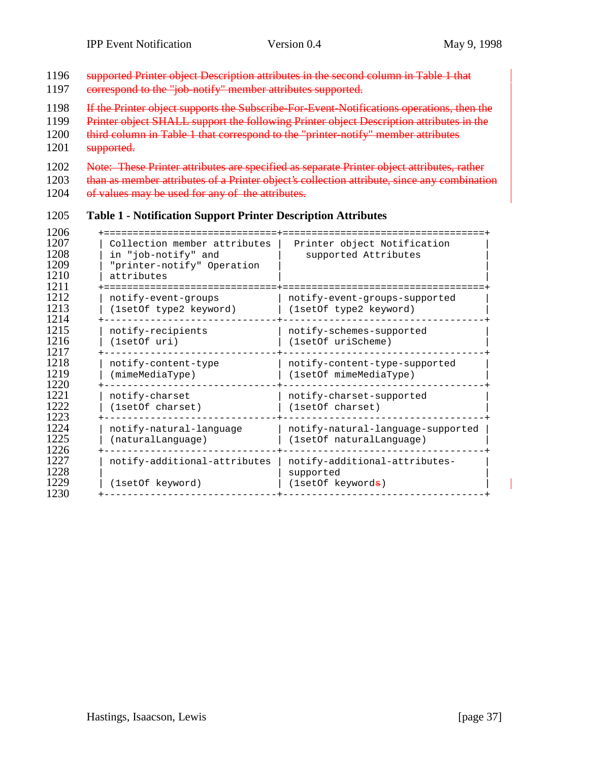supported Printer object Description attributes in the second column in Table 1 that correspond to the "job-notify" member attributes supported.

If the Printer object supports the Subscribe-For-Event-Notifications operations, then the Printer object SHALL support the following Printer object Description attributes in the third column in Table 1 that correspond to the "printer-notify" member attributes supported.

Note: These Printer attributes are specified as separate Printer object attributes, rather than as member attributes of a Printer object's collection attribute, since any combination of values may be used for any of the attributes.

**Table 1 - Notification Support Printer Description Attributes**

```
+==============================+==================================+
| Collection member attributes |  Printer object Notification     |
| in "job-notify" and          |    supported Attributes          |
| "printer-notify" Operation   |                                  |
| attributes                   |                                  |
+==============================+==================================+
| notify-event-groups          | notify-event-groups-supported    |
| (1setOf type2 keyword)       | (1setOf type2 keyword)           |
+------------------------------+----------------------------------+
| notify-recipients            | notify-schemes-supported         |
| (1setOf uri)                 | (1setOf uriScheme)               |
+------------------------------+----------------------------------+
| notify-content-type          | notify-content-type-supported    |
| (mimeMediaType)              | (1setOf mimeMediaType)           |
+------------------------------+----------------------------------+
| notify-charset               | notify-charset-supported         |
| (1setOf charset)             | (1setOf charset)                 |
+------------------------------+----------------------------------+
| notify-natural-language      | notify-natural-language-supported |
| (naturalLanguage)            | (1setOf naturalLanguage)         |
+------------------------------+----------------------------------+
| notify-additional-attributes | notify-additional-attributes-    |
|                              | supported                        |
| (1setOf keyword)             | (1setOf keywords)                |
+------------------------------+----------------------------------+
```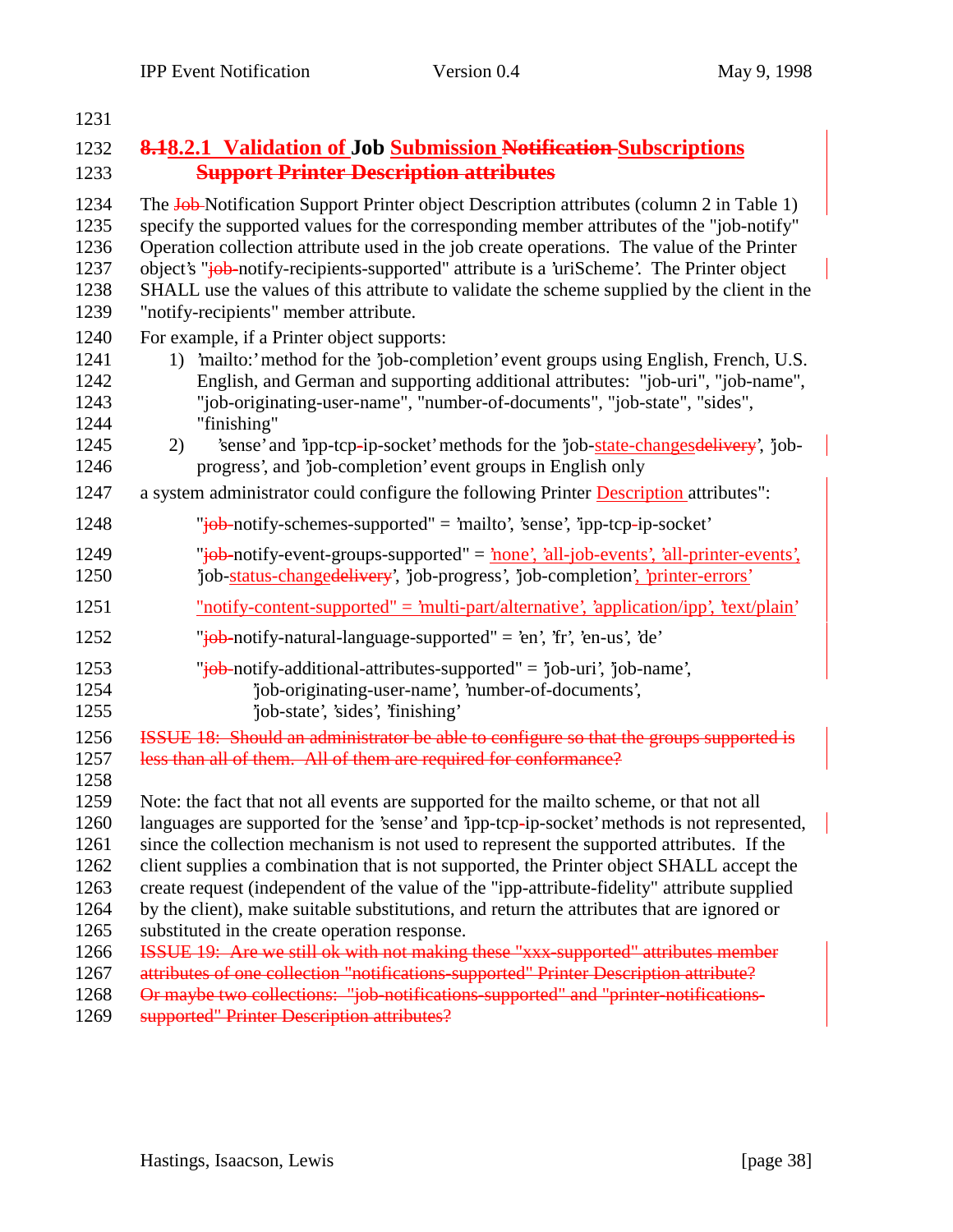### ~~8.1~~8.2.1 Validation of Job Submission ~~Notification~~ Subscriptions ~~Support Printer Description attributes~~

The ~~Job~~ Notification Support Printer object Description attributes (column 2 in Table 1) specify the supported values for the corresponding member attributes of the "job-notify" Operation collection attribute used in the job create operations. The value of the Printer object's "~~job-~~notify-recipients-supported" attribute is a 'uriScheme'. The Printer object SHALL use the values of this attribute to validate the scheme supplied by the client in the "notify-recipients" member attribute.

For example, if a Printer object supports:

1) 'mailto:' method for the 'job-completion' event groups using English, French, U.S. English, and German and supporting additional attributes: "job-uri", "job-name", "job-originating-user-name", "number-of-documents", "job-state", "sides", "finishing"
2) 'sense' and 'ipp-tcp-ip-socket' methods for the 'job-state-changes~~delivery~~', 'job-progress', and 'job-completion' event groups in English only

a system administrator could configure the following Printer Description attributes":

"~~job-~~notify-schemes-supported" = 'mailto', 'sense', 'ipp-tcp-ip-socket'

"~~job-~~notify-event-groups-supported" = 'none', 'all-job-events', 'all-printer-events', 'job-status-change~~delivery~~', 'job-progress', 'job-completion', 'printer-errors'

"notify-content-supported" = 'multi-part/alternative', 'application/ipp', 'text/plain'

"~~job-~~notify-natural-language-supported" = 'en', 'fr', 'en-us', 'de'

"~~job-~~notify-additional-attributes-supported" = 'job-uri', 'job-name', 'job-originating-user-name', 'number-of-documents', 'job-state', 'sides', 'finishing'

~~ISSUE 18: Should an administrator be able to configure so that the groups supported is less than all of them. All of them are required for conformance?~~

Note: the fact that not all events are supported for the mailto scheme, or that not all languages are supported for the 'sense' and 'ipp-tcp-ip-socket' methods is not represented, since the collection mechanism is not used to represent the supported attributes. If the client supplies a combination that is not supported, the Printer object SHALL accept the create request (independent of the value of the "ipp-attribute-fidelity" attribute supplied by the client), make suitable substitutions, and return the attributes that are ignored or substituted in the create operation response.

~~ISSUE 19: Are we still ok with not making these "xxx-supported" attributes member attributes of one collection "notifications-supported" Printer Description attribute? Or maybe two collections: "job-notifications-supported" and "printer-notifications-supported" Printer Description attributes?~~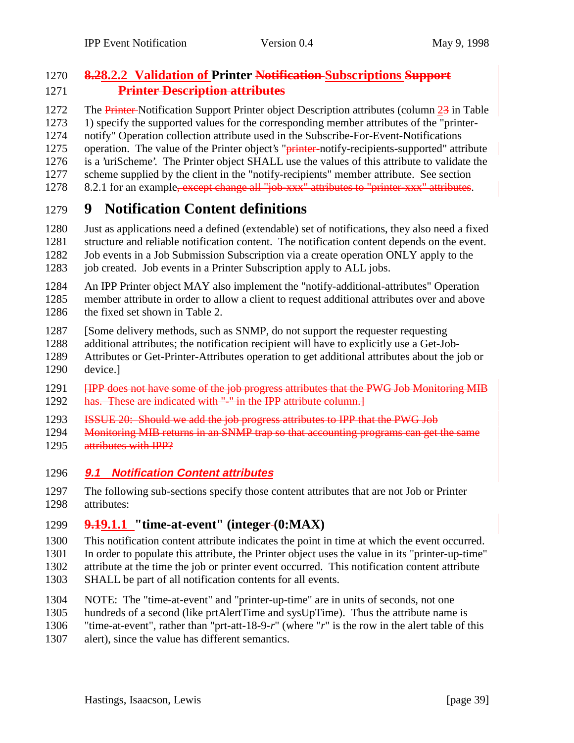### 8.2.2 Validation of Printer Subscriptions

The Notification Support Printer object Description attributes (column 2 in Table 1) specify the supported values for the corresponding member attributes of the "printer-notify" Operation collection attribute used in the Subscribe-For-Event-Notifications operation. The value of the Printer object's "notify-recipients-supported" attribute is a 'uriScheme'. The Printer object SHALL use the values of this attribute to validate the scheme supplied by the client in the "notify-recipients" member attribute. See section 8.2.1 for an example.

# 9 Notification Content definitions

Just as applications need a defined (extendable) set of notifications, they also need a fixed structure and reliable notification content. The notification content depends on the event. Job events in a Job Submission Subscription via a create operation ONLY apply to the job created. Job events in a Printer Subscription apply to ALL jobs.

An IPP Printer object MAY also implement the "notify-additional-attributes" Operation member attribute in order to allow a client to request additional attributes over and above the fixed set shown in Table 2.

[Some delivery methods, such as SNMP, do not support the requester requesting additional attributes; the notification recipient will have to explicitly use a Get-Job-Attributes or Get-Printer-Attributes operation to get additional attributes about the job or device.]

## *9.1 Notification Content attributes*

The following sub-sections specify those content attributes that are not Job or Printer attributes:

### 9.1.1 "time-at-event" (integer(0:MAX)

This notification content attribute indicates the point in time at which the event occurred. In order to populate this attribute, the Printer object uses the value in its "printer-up-time" attribute at the time the job or printer event occurred. This notification content attribute SHALL be part of all notification contents for all events.

NOTE: The "time-at-event" and "printer-up-time" are in units of seconds, not one hundreds of a second (like prtAlertTime and sysUpTime). Thus the attribute name is "time-at-event", rather than "prt-att-18-9-*r*" (where "*r*" is the row in the alert table of this alert), since the value has different semantics.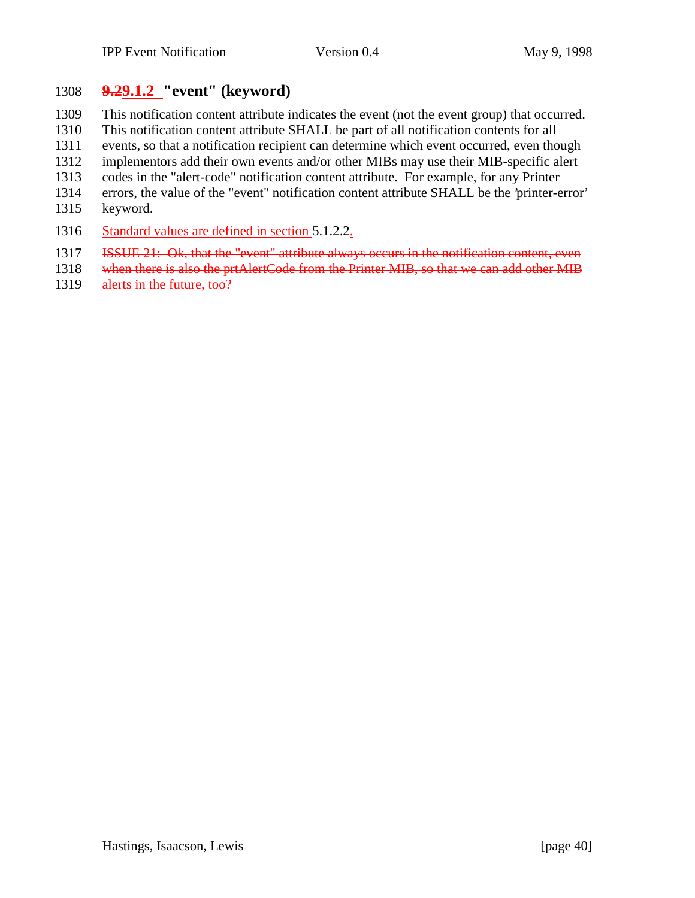#### ~~9.2~~9.1.2 "event" (keyword)

This notification content attribute indicates the event (not the event group) that occurred. This notification content attribute SHALL be part of all notification contents for all events, so that a notification recipient can determine which event occurred, even though implementors add their own events and/or other MIBs may use their MIB-specific alert codes in the "alert-code" notification content attribute. For example, for any Printer errors, the value of the "event" notification content attribute SHALL be the 'printer-error' keyword.

Standard values are defined in section 5.1.2.2.

~~ISSUE 21: Ok, that the "event" attribute always occurs in the notification content, even when there is also the prtAlertCode from the Printer MIB, so that we can add other MIB alerts in the future, too?~~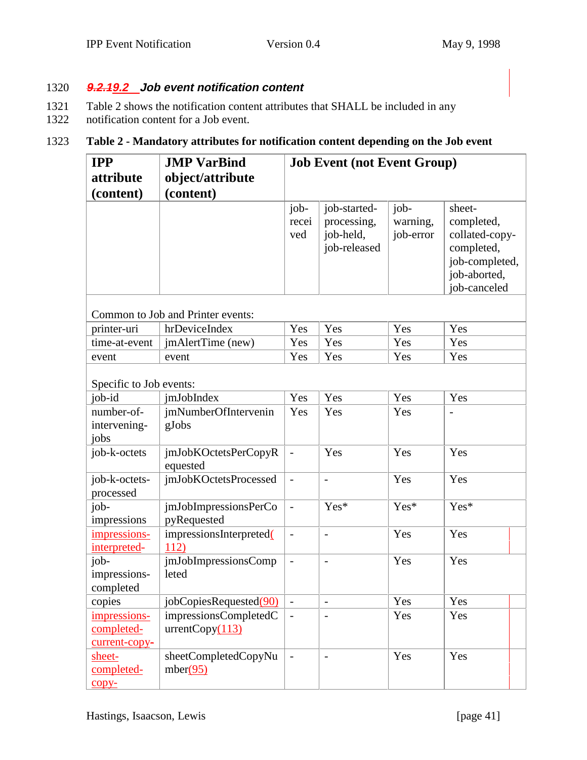### 9.2.19.2 Job event notification content

Table 2 shows the notification content attributes that SHALL be included in any notification content for a Job event.

**Table 2 - Mandatory attributes for notification content depending on the Job event**

| IPP attribute (content) | JMP VarBind object/attribute (content) | Job Event (not Event Group) | | | |
|---|---|---|---|---|---|
| | | job-received | job-started-processing, job-held, job-released | job-warning, job-error | sheet-completed, collated-copy-completed, job-completed, job-aborted, job-canceled |
| Common to Job and Printer events: | | | | | |
| printer-uri | hrDeviceIndex | Yes | Yes | Yes | Yes |
| time-at-event | jmAlertTime (new) | Yes | Yes | Yes | Yes |
| event | event | Yes | Yes | Yes | Yes |
| Specific to Job events: | | | | | |
| job-id | jmJobIndex | Yes | Yes | Yes | Yes |
| number-of-intervening-jobs | jmNumberOfInterveningJobs | Yes | Yes | Yes | - |
| job-k-octets | jmJobKOctetsPerCopyRequested | - | Yes | Yes | Yes |
| job-k-octets-processed | jmJobKOctetsProcessed | - | - | Yes | Yes |
| job-impressions | jmJobImpressionsPerCopyRequested | - | Yes* | Yes* | Yes* |
| impressions-interpreted- | impressionsInterpreted(112) | - | - | Yes | Yes |
| job-impressions-completed | jmJobImpressionsCompleted | - | - | Yes | Yes |
| copies | jobCopiesRequested(90) | - | - | Yes | Yes |
| impressions-completed-current-copy- | impressionsCompletedCurrentCopy(113) | - | - | Yes | Yes |
| sheet-completed-copy- | sheetCompletedCopyNumber(95) | - | - | Yes | Yes |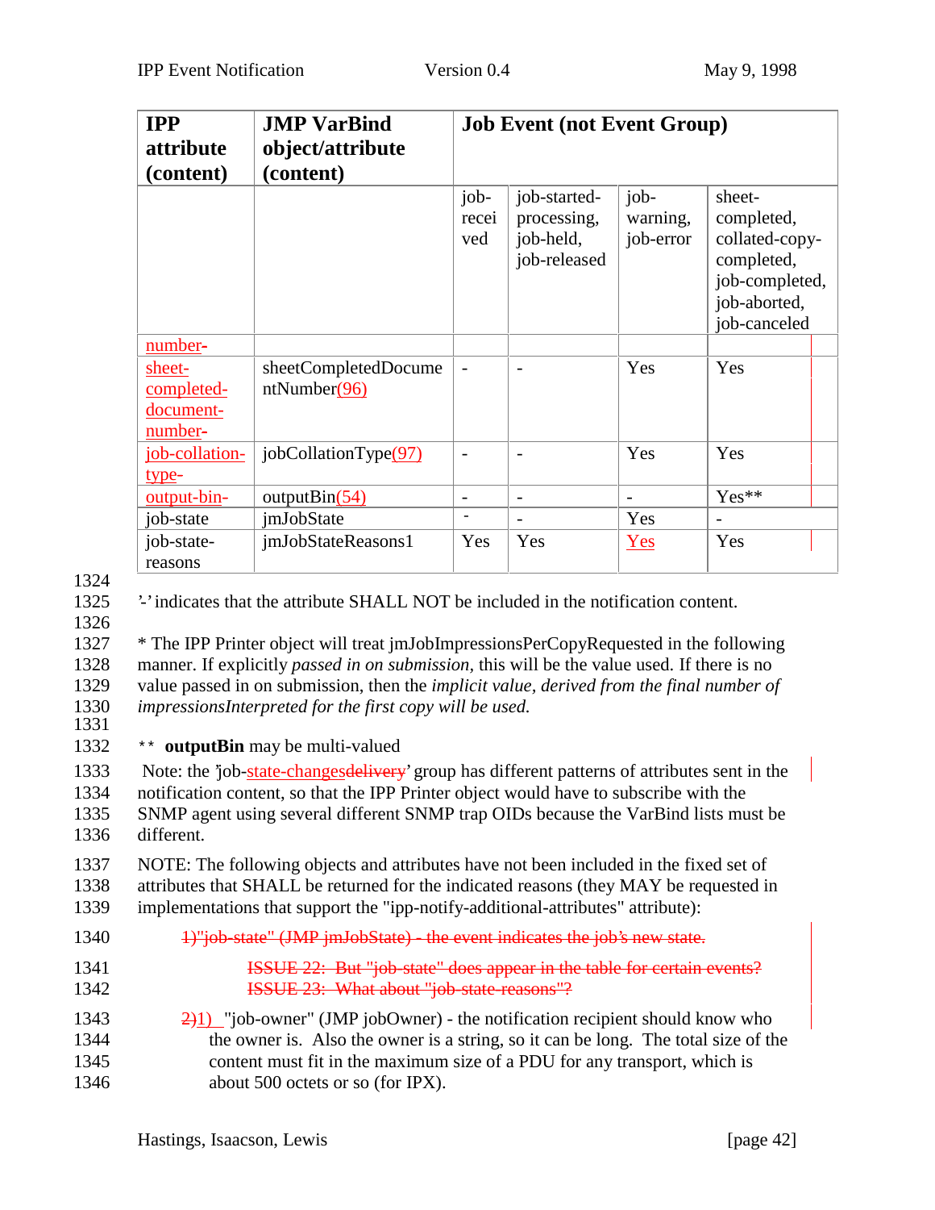| IPP attribute (content) | JMP VarBind object/attribute (content) | Job Event (not Event Group) | | | |
|---|---|---|---|---|---|
| | | job-received | job-started-processing, job-held, job-released | job-warning, job-error | sheet-completed, collated-copy-completed, job-completed, job-aborted, job-canceled |
| number- | | | | | |
| sheet-completed-document-number- | sheetCompletedDocumentNumber(96) | - | - | Yes | Yes |
| job-collation-type- | jobCollationType(97) | - | - | Yes | Yes |
| output-bin- | outputBin(54) | - | - | - | Yes** |
| job-state | jmJobState | - | - | Yes | - |
| job-state-reasons | jmJobStateReasons1 | Yes | Yes | Yes | Yes |

'-' indicates that the attribute SHALL NOT be included in the notification content.

* The IPP Printer object will treat jmJobImpressionsPerCopyRequested in the following manner. If explicitly *passed in on submission*, this will be the value used. If there is no value passed in on submission, then the *implicit value, derived from the final number of impressionsInterpreted for the first copy will be used.*

** **outputBin** may be multi-valued

Note: the 'job-state-changesdelivery' group has different patterns of attributes sent in the notification content, so that the IPP Printer object would have to subscribe with the SNMP agent using several different SNMP trap OIDs because the VarBind lists must be different.

NOTE: The following objects and attributes have not been included in the fixed set of attributes that SHALL be returned for the indicated reasons (they MAY be requested in implementations that support the "ipp-notify-additional-attributes" attribute):

~~1)"job-state" (JMP jmJobState) - the event indicates the job's new state.~~

~~ISSUE 22: But "job-state" does appear in the table for certain events?~~
~~ISSUE 23: What about "job-state-reasons"?~~

~~2)~~1) "job-owner" (JMP jobOwner) - the notification recipient should know who the owner is. Also the owner is a string, so it can be long. The total size of the content must fit in the maximum size of a PDU for any transport, which is about 500 octets or so (for IPX).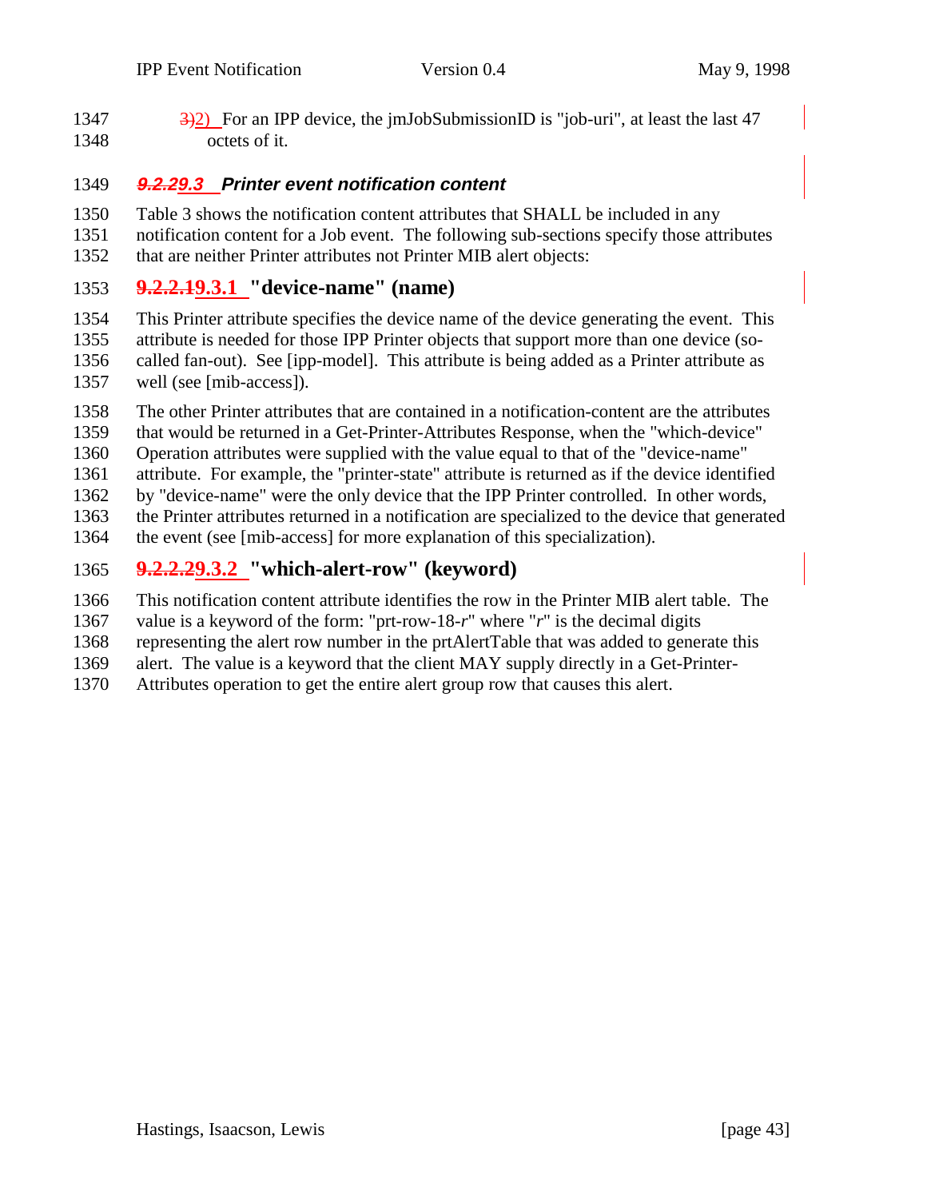3)2) For an IPP device, the jmJobSubmissionID is "job-uri", at least the last 47 octets of it.

### 9.2.29.3 Printer event notification content

Table 3 shows the notification content attributes that SHALL be included in any notification content for a Job event. The following sub-sections specify those attributes that are neither Printer attributes not Printer MIB alert objects:

#### 9.2.2.19.3.1 "device-name" (name)

This Printer attribute specifies the device name of the device generating the event. This attribute is needed for those IPP Printer objects that support more than one device (so-called fan-out). See [ipp-model]. This attribute is being added as a Printer attribute as well (see [mib-access]).

The other Printer attributes that are contained in a notification-content are the attributes that would be returned in a Get-Printer-Attributes Response, when the "which-device" Operation attributes were supplied with the value equal to that of the "device-name" attribute. For example, the "printer-state" attribute is returned as if the device identified by "device-name" were the only device that the IPP Printer controlled. In other words, the Printer attributes returned in a notification are specialized to the device that generated the event (see [mib-access] for more explanation of this specialization).

#### 9.2.2.29.3.2 "which-alert-row" (keyword)

This notification content attribute identifies the row in the Printer MIB alert table. The value is a keyword of the form: "prt-row-18-*r*" where "*r*" is the decimal digits representing the alert row number in the prtAlertTable that was added to generate this alert. The value is a keyword that the client MAY supply directly in a Get-Printer-Attributes operation to get the entire alert group row that causes this alert.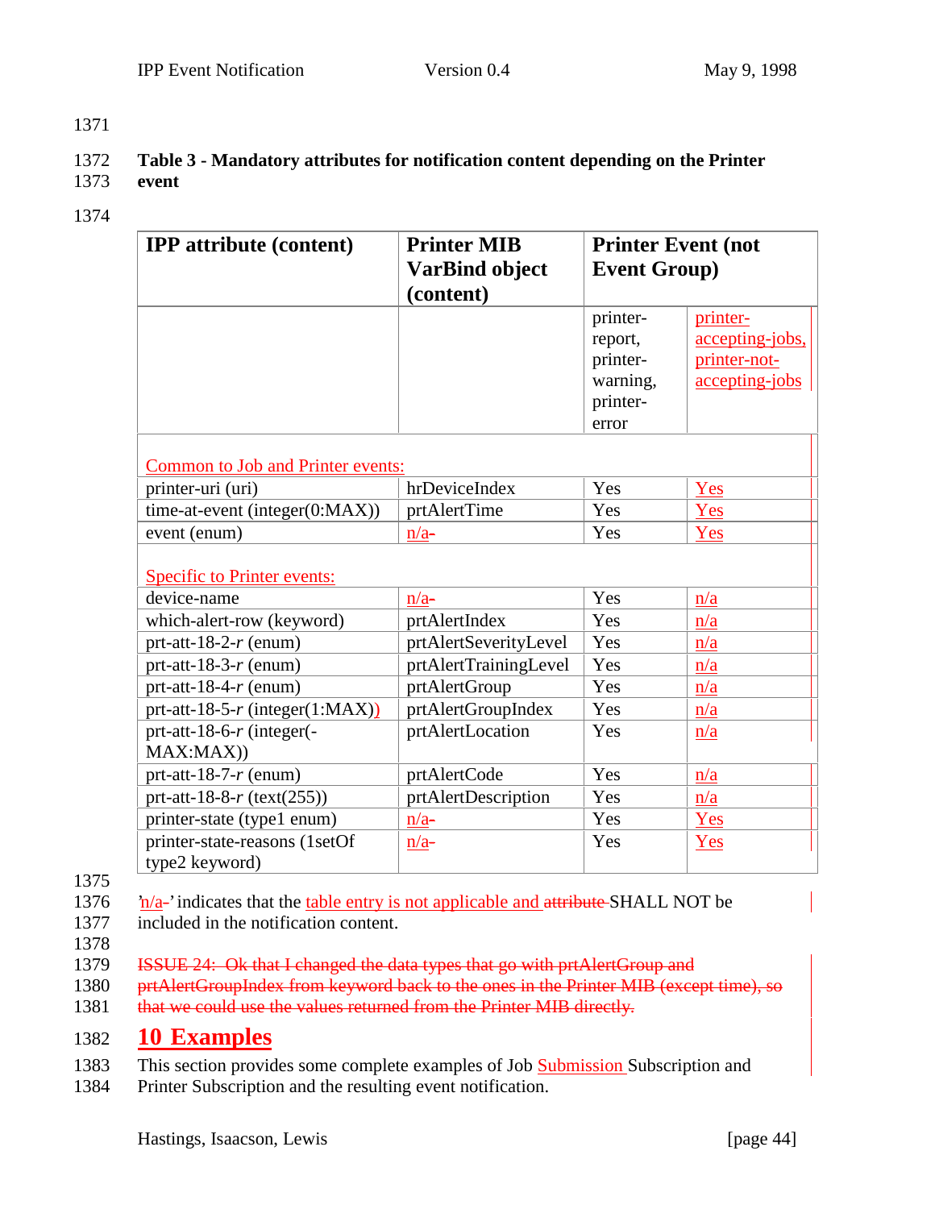**Table 3 - Mandatory attributes for notification content depending on the Printer event**

| IPP attribute (content) | Printer MIB VarBind object (content) | Printer Event (not Event Group) | |
|---|---|---|---|
| | | printer-report, printer-warning, printer-error | printer-accepting-jobs, printer-not-accepting-jobs |
| Common to Job and Printer events: | | | |
| printer-uri (uri) | hrDeviceIndex | Yes | Yes |
| time-at-event (integer(0:MAX)) | prtAlertTime | Yes | Yes |
| event (enum) | n/a | Yes | Yes |
| Specific to Printer events: | | | |
| device-name | n/a | Yes | n/a |
| which-alert-row (keyword) | prtAlertIndex | Yes | n/a |
| prt-att-18-2-*r* (enum) | prtAlertSeverityLevel | Yes | n/a |
| prt-att-18-3-*r* (enum) | prtAlertTrainingLevel | Yes | n/a |
| prt-att-18-4-*r* (enum) | prtAlertGroup | Yes | n/a |
| prt-att-18-5-*r* (integer(1:MAX)) | prtAlertGroupIndex | Yes | n/a |
| prt-att-18-6-*r* (integer(-MAX:MAX)) | prtAlertLocation | Yes | n/a |
| prt-att-18-7-*r* (enum) | prtAlertCode | Yes | n/a |
| prt-att-18-8-*r* (text(255)) | prtAlertDescription | Yes | n/a |
| printer-state (type1 enum) | n/a | Yes | Yes |
| printer-state-reasons (1setOf type2 keyword) | n/a | Yes | Yes |

'n/a' indicates that the table entry is not applicable and attribute SHALL NOT be included in the notification content.

ISSUE 24: Ok that I changed the data types that go with prtAlertGroup and prtAlertGroupIndex from keyword back to the ones in the Printer MIB (except time), so that we could use the values returned from the Printer MIB directly.

# 10 Examples

This section provides some complete examples of Job Submission Subscription and Printer Subscription and the resulting event notification.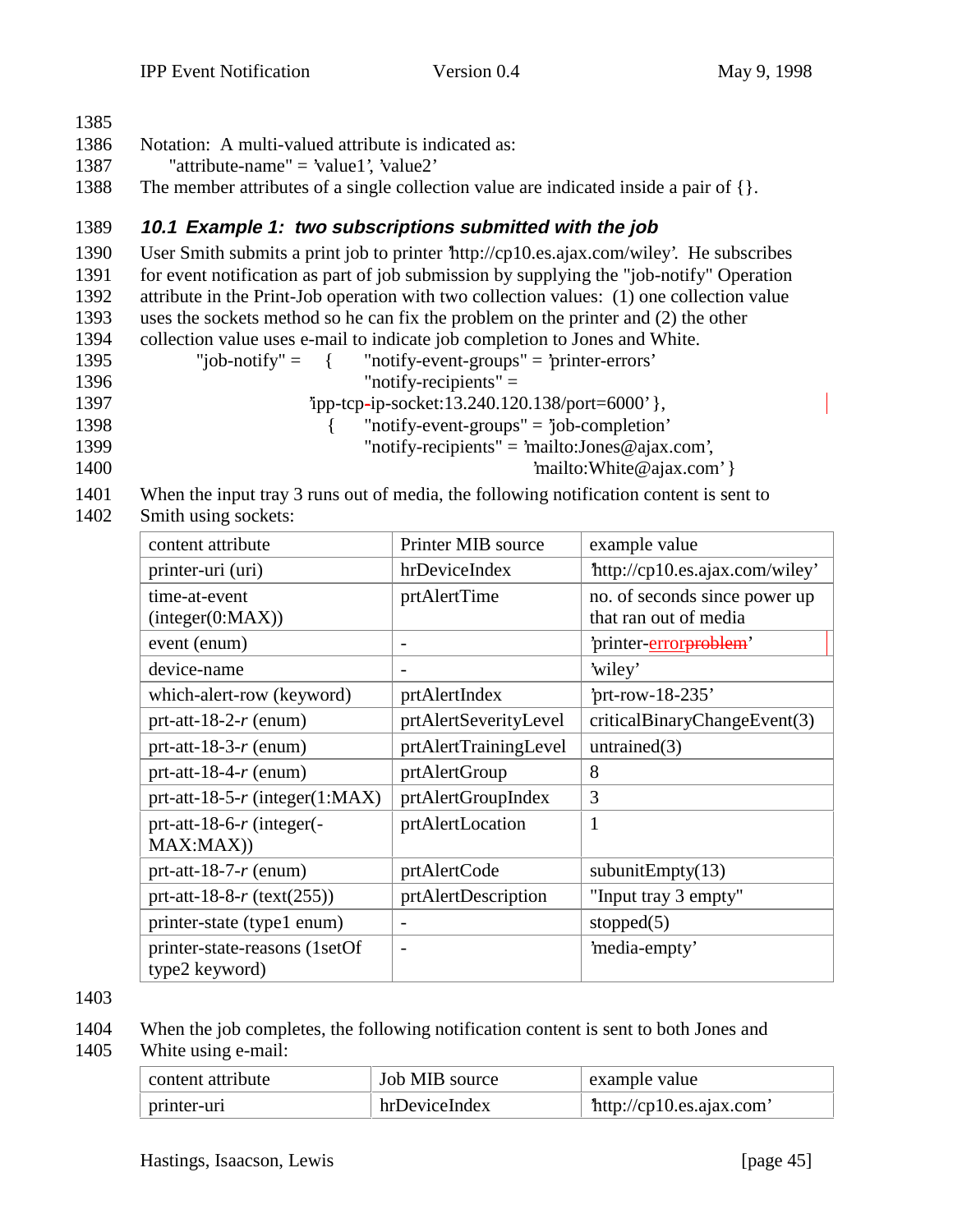Notation: A multi-valued attribute is indicated as:

"attribute-name" = 'value1', 'value2'

The member attributes of a single collection value are indicated inside a pair of {}.

### 10.1 Example 1: two subscriptions submitted with the job

User Smith submits a print job to printer 'http://cp10.es.ajax.com/wiley'. He subscribes for event notification as part of job submission by supplying the "job-notify" Operation attribute in the Print-Job operation with two collection values: (1) one collection value uses the sockets method so he can fix the problem on the printer and (2) the other collection value uses e-mail to indicate job completion to Jones and White.

```
"job-notify" =   {    "notify-event-groups" = 'printer-errors'
                      "notify-recipients" =
                 'ipp-tcp-ip-socket:13.240.120.138/port=6000' },
                 {    "notify-event-groups" = 'job-completion'
                      "notify-recipients" = 'mailto:Jones@ajax.com',
                                            'mailto:White@ajax.com' }
```

When the input tray 3 runs out of media, the following notification content is sent to Smith using sockets:

| content attribute | Printer MIB source | example value |
|---|---|---|
| printer-uri (uri) | hrDeviceIndex | 'http://cp10.es.ajax.com/wiley' |
| time-at-event (integer(0:MAX)) | prtAlertTime | no. of seconds since power up that ran out of media |
| event (enum) | - | 'printer-error~~problem~~' |
| device-name | - | 'wiley' |
| which-alert-row (keyword) | prtAlertIndex | 'prt-row-18-235' |
| prt-att-18-2-*r* (enum) | prtAlertSeverityLevel | criticalBinaryChangeEvent(3) |
| prt-att-18-3-*r* (enum) | prtAlertTrainingLevel | untrained(3) |
| prt-att-18-4-*r* (enum) | prtAlertGroup | 8 |
| prt-att-18-5-*r* (integer(1:MAX) | prtAlertGroupIndex | 3 |
| prt-att-18-6-*r* (integer(-MAX:MAX)) | prtAlertLocation | 1 |
| prt-att-18-7-*r* (enum) | prtAlertCode | subunitEmpty(13) |
| prt-att-18-8-*r* (text(255)) | prtAlertDescription | "Input tray 3 empty" |
| printer-state (type1 enum) | - | stopped(5) |
| printer-state-reasons (1setOf type2 keyword) | - | 'media-empty' |

When the job completes, the following notification content is sent to both Jones and White using e-mail:

| content attribute | Job MIB source | example value |
|---|---|---|
| printer-uri | hrDeviceIndex | 'http://cp10.es.ajax.com' |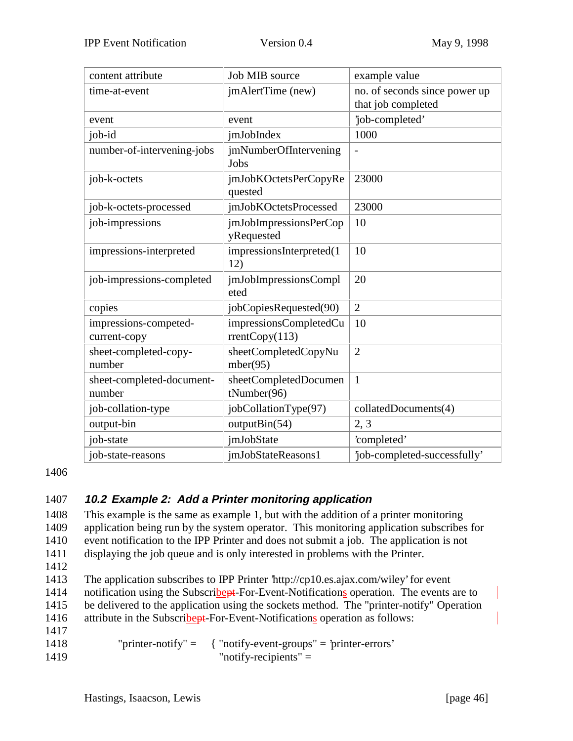| content attribute | Job MIB source | example value |
|---|---|---|
| time-at-event | jmAlertTime (new) | no. of seconds since power up that job completed |
| event | event | 'job-completed' |
| job-id | jmJobIndex | 1000 |
| number-of-intervening-jobs | jmNumberOfIntervening Jobs | - |
| job-k-octets | jmJobKOctetsPerCopyRequested | 23000 |
| job-k-octets-processed | jmJobKOctetsProcessed | 23000 |
| job-impressions | jmJobImpressionsPerCopyRequested | 10 |
| impressions-interpreted | impressionsInterpreted(112) | 10 |
| job-impressions-completed | jmJobImpressionsCompleted | 20 |
| copies | jobCopiesRequested(90) | 2 |
| impressions-competed-current-copy | impressionsCompletedCurrentCopy(113) | 10 |
| sheet-completed-copy-number | sheetCompletedCopyNumber(95) | 2 |
| sheet-completed-document-number | sheetCompletedDocumentNumber(96) | 1 |
| job-collation-type | jobCollationType(97) | collatedDocuments(4) |
| output-bin | outputBin(54) | 2, 3 |
| job-state | jmJobState | 'completed' |
| job-state-reasons | jmJobStateReasons1 | 'job-completed-successfully' |

### 10.2 Example 2: Add a Printer monitoring application

This example is the same as example 1, but with the addition of a printer monitoring application being run by the system operator. This monitoring application subscribes for event notification to the IPP Printer and does not submit a job. The application is not displaying the job queue and is only interested in problems with the Printer.

The application subscribes to IPP Printer 'http://cp10.es.ajax.com/wiley' for event notification using the Subscribe-For-Event-Notifications operation. The events are to be delivered to the application using the sockets method. The "printer-notify" Operation attribute in the Subscribe-For-Event-Notifications operation as follows:

```
"printer-notify" =     { "notify-event-groups" = 'printer-errors'
                         "notify-recipients" =
```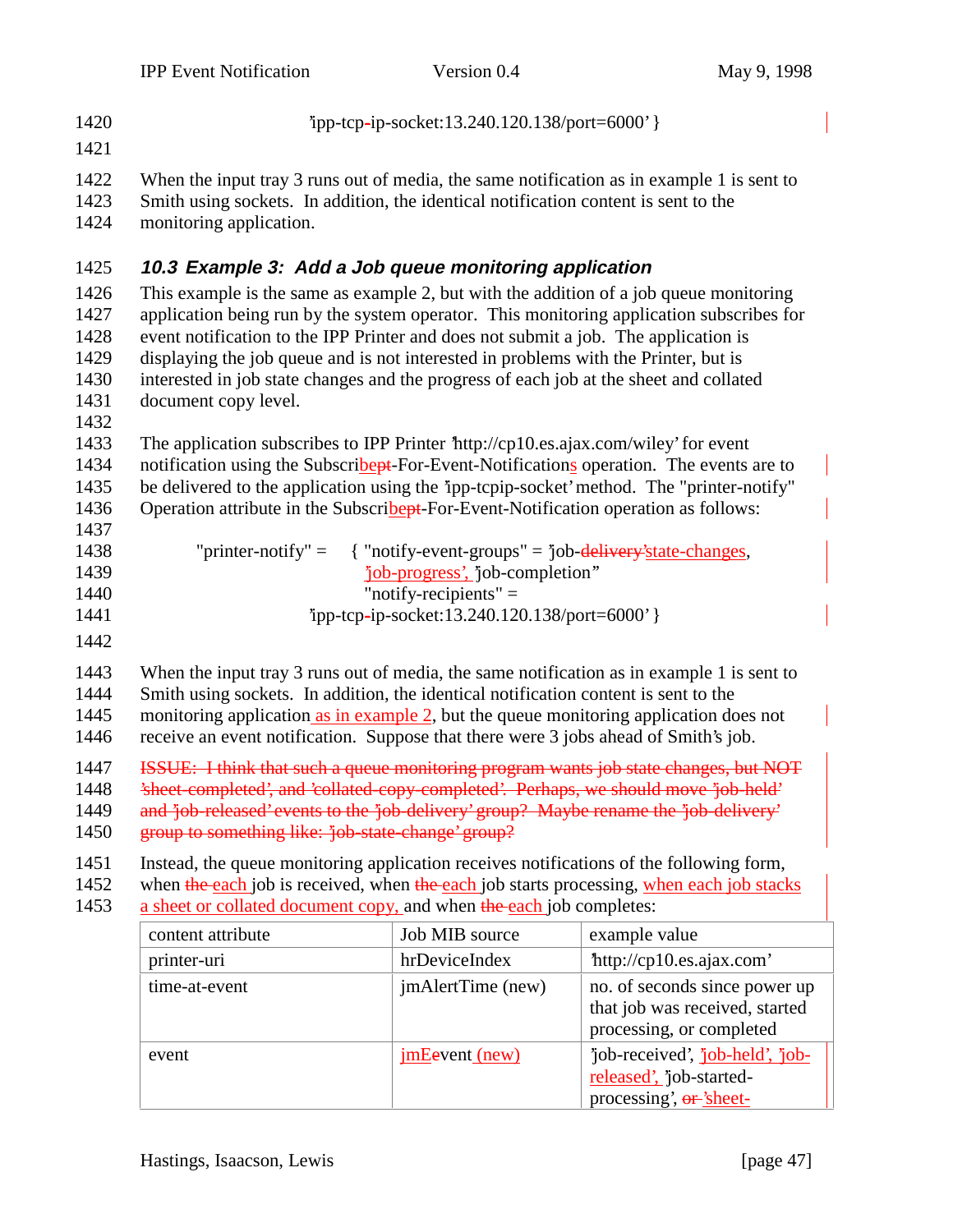'ipp-tcp-ip-socket:13.240.120.138/port=6000' }

When the input tray 3 runs out of media, the same notification as in example 1 is sent to Smith using sockets. In addition, the identical notification content is sent to the monitoring application.

### 10.3 Example 3: Add a Job queue monitoring application

This example is the same as example 2, but with the addition of a job queue monitoring application being run by the system operator. This monitoring application subscribes for event notification to the IPP Printer and does not submit a job. The application is displaying the job queue and is not interested in problems with the Printer, but is interested in job state changes and the progress of each job at the sheet and collated document copy level.

The application subscribes to IPP Printer 'http://cp10.es.ajax.com/wiley' for event notification using the Subscribept-For-Event-Notifications operation. The events are to be delivered to the application using the 'ipp-tcpip-socket' method. The "printer-notify" Operation attribute in the Subscribept-For-Event-Notification operation as follows:

"printer-notify" = { "notify-event-groups" = 'job-delivery'state-changes, 'job-progress', 'job-completion"
"notify-recipients" =
'ipp-tcp-ip-socket:13.240.120.138/port=6000' }

When the input tray 3 runs out of media, the same notification as in example 1 is sent to Smith using sockets. In addition, the identical notification content is sent to the monitoring application as in example 2, but the queue monitoring application does not receive an event notification. Suppose that there were 3 jobs ahead of Smith's job.

ISSUE: I think that such a queue monitoring program wants job state changes, but NOT 'sheet-completed', and 'collated-copy-completed'. Perhaps, we should move 'job-held' and 'job-released' events to the 'job-delivery' group? Maybe rename the 'job-delivery' group to something like: 'job-state-change' group?

Instead, the queue monitoring application receives notifications of the following form, when the each job is received, when the each job starts processing, when each job stacks a sheet or collated document copy, and when the each job completes:

| content attribute | Job MIB source | example value |
|---|---|---|
| printer-uri | hrDeviceIndex | 'http://cp10.es.ajax.com' |
| time-at-event | jmAlertTime (new) | no. of seconds since power up that job was received, started processing, or completed |
| event | jmEevent (new) | 'job-received', 'job-held', 'job-released', 'job-started-processing', or 'sheet- |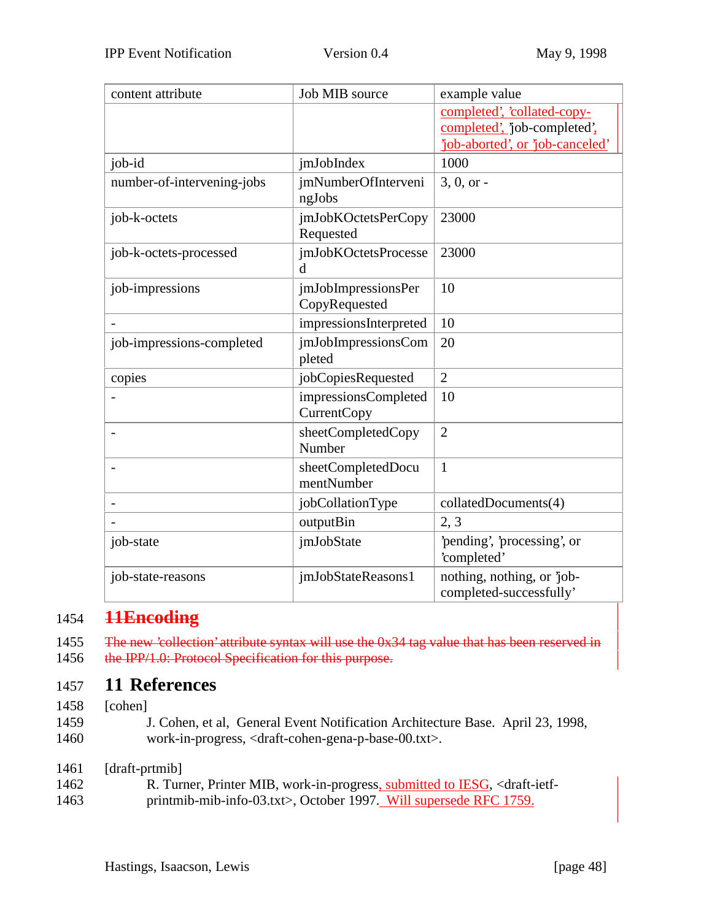| content attribute | Job MIB source | example value |
|---|---|---|
| | | completed’, ’collated-copy-completed’, ’job-completed’, ’job-aborted’, or ’job-canceled’ |
| job-id | jmJobIndex | 1000 |
| number-of-intervening-jobs | jmNumberOfInterveningJobs | 3, 0, or - |
| job-k-octets | jmJobKOctetsPerCopyRequested | 23000 |
| job-k-octets-processed | jmJobKOctetsProcessed | 23000 |
| job-impressions | jmJobImpressionsPerCopyRequested | 10 |
| - | impressionsInterpreted | 10 |
| job-impressions-completed | jmJobImpressionsCompleted | 20 |
| copies | jobCopiesRequested | 2 |
| - | impressionsCompletedCurrentCopy | 10 |
| - | sheetCompletedCopyNumber | 2 |
| - | sheetCompletedDocumentNumber | 1 |
| - | jobCollationType | collatedDocuments(4) |
| - | outputBin | 2, 3 |
| job-state | jmJobState | ’pending’, ’processing’, or ’completed’ |
| job-state-reasons | jmJobStateReasons1 | nothing, nothing, or ’job-completed-successfully’ |

1454 ~~11Encoding~~

1455 ~~The new ’collection’ attribute syntax will use the 0x34 tag value that has been reserved in~~
1456 ~~the IPP/1.0: Protocol Specification for this purpose.~~

# 1457 11 References

1458 [cohen]

1459 J. Cohen, et al, General Event Notification Architecture Base. April 23, 1998,
1460 work-in-progress, <draft-cohen-gena-p-base-00.txt>.

1461 [draft-prtmib]

1462 R. Turner, Printer MIB, work-in-progress, submitted to IESG, <draft-ietf-
1463 printmib-mib-info-03.txt>, October 1997. Will supersede RFC 1759.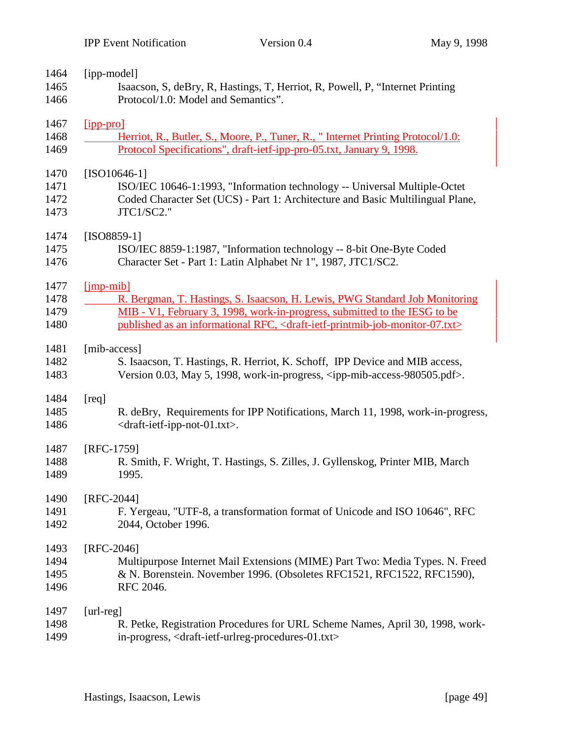[ipp-model]
Isaacson, S, deBry, R, Hastings, T, Herriot, R, Powell, P, "Internet Printing Protocol/1.0: Model and Semantics".

[ipp-pro]
Herriot, R., Butler, S., Moore, P., Tuner, R., " Internet Printing Protocol/1.0: Protocol Specifications", draft-ietf-ipp-pro-05.txt, January 9, 1998.

[ISO10646-1]
ISO/IEC 10646-1:1993, "Information technology -- Universal Multiple-Octet Coded Character Set (UCS) - Part 1: Architecture and Basic Multilingual Plane, JTC1/SC2."

[ISO8859-1]
ISO/IEC 8859-1:1987, "Information technology -- 8-bit One-Byte Coded Character Set - Part 1: Latin Alphabet Nr 1", 1987, JTC1/SC2.

[jmp-mib]
R. Bergman, T. Hastings, S. Isaacson, H. Lewis, PWG Standard Job Monitoring MIB - V1, February 3, 1998, work-in-progress, submitted to the IESG to be published as an informational RFC, <draft-ietf-printmib-job-monitor-07.txt>

[mib-access]
S. Isaacson, T. Hastings, R. Herriot, K. Schoff, IPP Device and MIB access, Version 0.03, May 5, 1998, work-in-progress, <ipp-mib-access-980505.pdf>.

[req]
R. deBry, Requirements for IPP Notifications, March 11, 1998, work-in-progress, <draft-ietf-ipp-not-01.txt>.

[RFC-1759]
R. Smith, F. Wright, T. Hastings, S. Zilles, J. Gyllenskog, Printer MIB, March 1995.

[RFC-2044]
F. Yergeau, "UTF-8, a transformation format of Unicode and ISO 10646", RFC 2044, October 1996.

[RFC-2046]
Multipurpose Internet Mail Extensions (MIME) Part Two: Media Types. N. Freed & N. Borenstein. November 1996. (Obsoletes RFC1521, RFC1522, RFC1590), RFC 2046.

[url-reg]
R. Petke, Registration Procedures for URL Scheme Names, April 30, 1998, work-in-progress, <draft-ietf-urlreg-procedures-01.txt>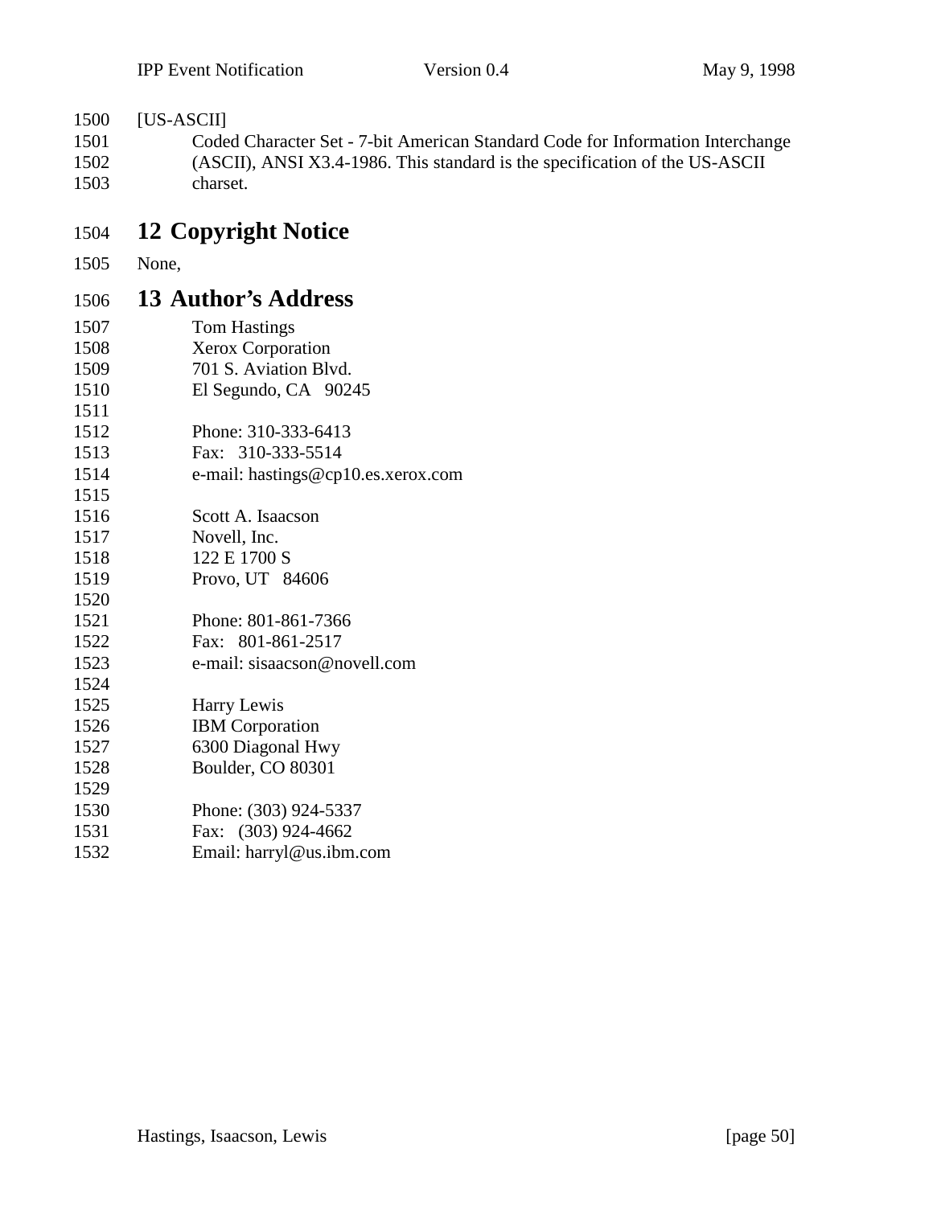[US-ASCII]

Coded Character Set - 7-bit American Standard Code for Information Interchange (ASCII), ANSI X3.4-1986. This standard is the specification of the US-ASCII charset.

# 12 Copyright Notice

None,

# 13 Author's Address

Tom Hastings
Xerox Corporation
701 S. Aviation Blvd.
El Segundo, CA 90245

Phone: 310-333-6413
Fax: 310-333-5514
e-mail: hastings@cp10.es.xerox.com

Scott A. Isaacson
Novell, Inc.
122 E 1700 S
Provo, UT 84606

Phone: 801-861-7366
Fax: 801-861-2517
e-mail: sisaacson@novell.com

Harry Lewis
IBM Corporation
6300 Diagonal Hwy
Boulder, CO 80301

Phone: (303) 924-5337
Fax: (303) 924-4662
Email: harryl@us.ibm.com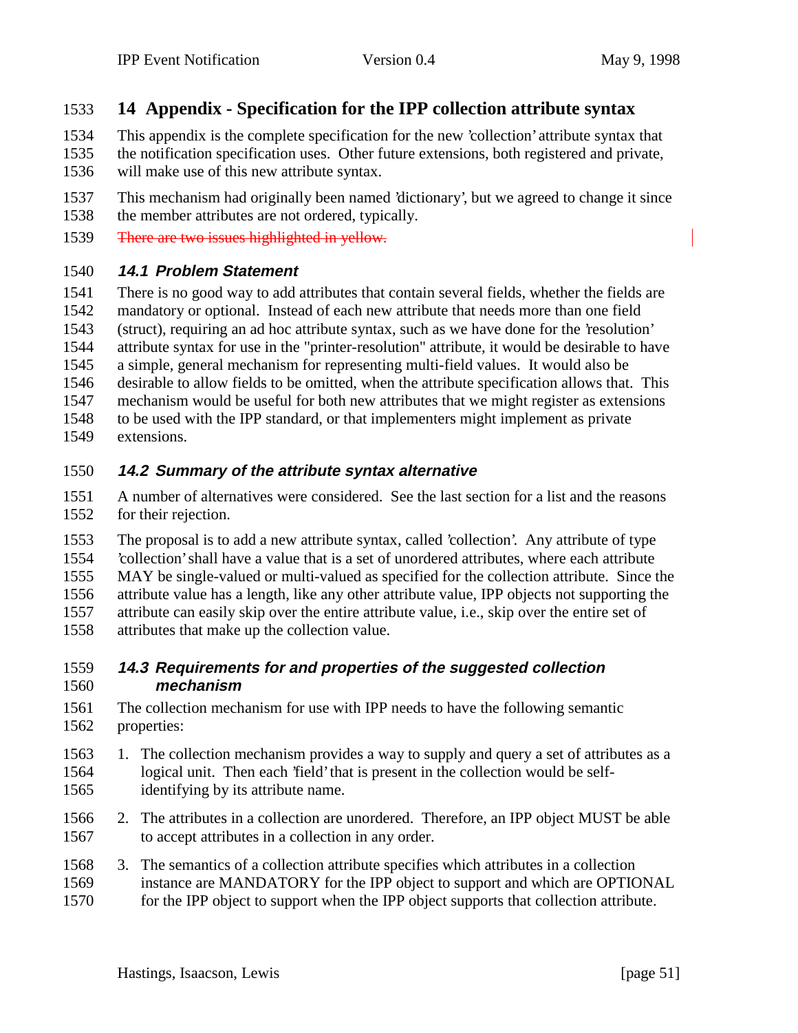# 14 Appendix - Specification for the IPP collection attribute syntax

This appendix is the complete specification for the new 'collection' attribute syntax that the notification specification uses. Other future extensions, both registered and private, will make use of this new attribute syntax.

This mechanism had originally been named 'dictionary', but we agreed to change it since the member attributes are not ordered, typically.

~~There are two issues highlighted in yellow.~~

## 14.1 Problem Statement

There is no good way to add attributes that contain several fields, whether the fields are mandatory or optional. Instead of each new attribute that needs more than one field (struct), requiring an ad hoc attribute syntax, such as we have done for the 'resolution' attribute syntax for use in the "printer-resolution" attribute, it would be desirable to have a simple, general mechanism for representing multi-field values. It would also be desirable to allow fields to be omitted, when the attribute specification allows that. This mechanism would be useful for both new attributes that we might register as extensions to be used with the IPP standard, or that implementers might implement as private extensions.

## 14.2 Summary of the attribute syntax alternative

A number of alternatives were considered. See the last section for a list and the reasons for their rejection.

The proposal is to add a new attribute syntax, called 'collection'. Any attribute of type 'collection' shall have a value that is a set of unordered attributes, where each attribute MAY be single-valued or multi-valued as specified for the collection attribute. Since the attribute value has a length, like any other attribute value, IPP objects not supporting the attribute can easily skip over the entire attribute value, i.e., skip over the entire set of attributes that make up the collection value.

## 14.3 Requirements for and properties of the suggested collection mechanism

The collection mechanism for use with IPP needs to have the following semantic properties:

1. The collection mechanism provides a way to supply and query a set of attributes as a logical unit. Then each 'field' that is present in the collection would be self-identifying by its attribute name.
2. The attributes in a collection are unordered. Therefore, an IPP object MUST be able to accept attributes in a collection in any order.
3. The semantics of a collection attribute specifies which attributes in a collection instance are MANDATORY for the IPP object to support and which are OPTIONAL for the IPP object to support when the IPP object supports that collection attribute.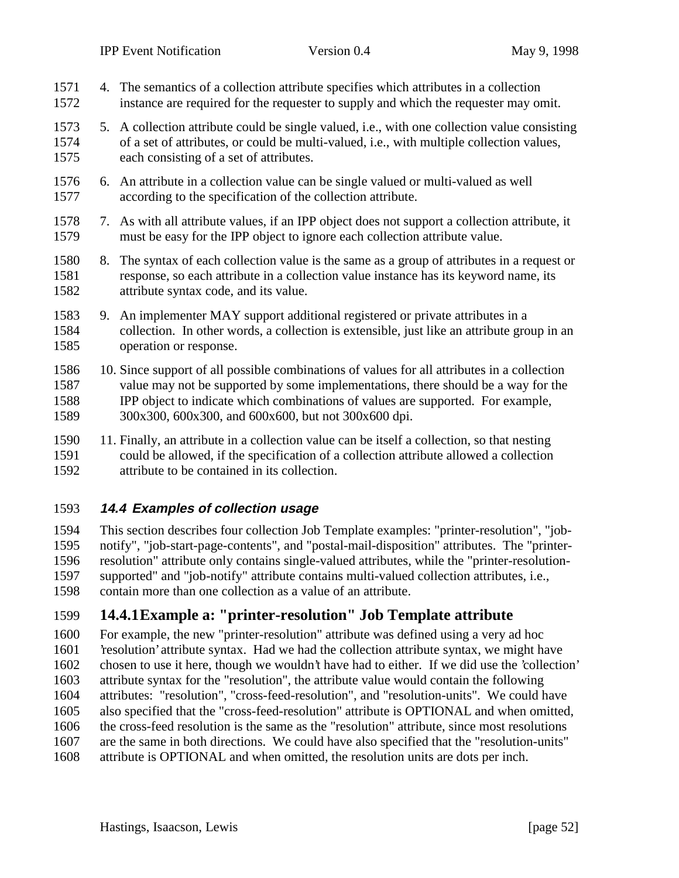4. The semantics of a collection attribute specifies which attributes in a collection instance are required for the requester to supply and which the requester may omit.

5. A collection attribute could be single valued, i.e., with one collection value consisting of a set of attributes, or could be multi-valued, i.e., with multiple collection values, each consisting of a set of attributes.

6. An attribute in a collection value can be single valued or multi-valued as well according to the specification of the collection attribute.

7. As with all attribute values, if an IPP object does not support a collection attribute, it must be easy for the IPP object to ignore each collection attribute value.

8. The syntax of each collection value is the same as a group of attributes in a request or response, so each attribute in a collection value instance has its keyword name, its attribute syntax code, and its value.

9. An implementer MAY support additional registered or private attributes in a collection. In other words, a collection is extensible, just like an attribute group in an operation or response.

10. Since support of all possible combinations of values for all attributes in a collection value may not be supported by some implementations, there should be a way for the IPP object to indicate which combinations of values are supported. For example, 300x300, 600x300, and 600x600, but not 300x600 dpi.

11. Finally, an attribute in a collection value can be itself a collection, so that nesting could be allowed, if the specification of a collection attribute allowed a collection attribute to be contained in its collection.

### 14.4 Examples of collection usage

This section describes four collection Job Template examples: "printer-resolution", "job-notify", "job-start-page-contents", and "postal-mail-disposition" attributes. The "printer-resolution" attribute only contains single-valued attributes, while the "printer-resolution-supported" and "job-notify" attribute contains multi-valued collection attributes, i.e., contain more than one collection as a value of an attribute.

#### 14.4.1 Example a: "printer-resolution" Job Template attribute

For example, the new "printer-resolution" attribute was defined using a very ad hoc 'resolution' attribute syntax. Had we had the collection attribute syntax, we might have chosen to use it here, though we wouldn't have had to either. If we did use the 'collection' attribute syntax for the "resolution", the attribute value would contain the following attributes: "resolution", "cross-feed-resolution", and "resolution-units". We could have also specified that the "cross-feed-resolution" attribute is OPTIONAL and when omitted, the cross-feed resolution is the same as the "resolution" attribute, since most resolutions are the same in both directions. We could have also specified that the "resolution-units" attribute is OPTIONAL and when omitted, the resolution units are dots per inch.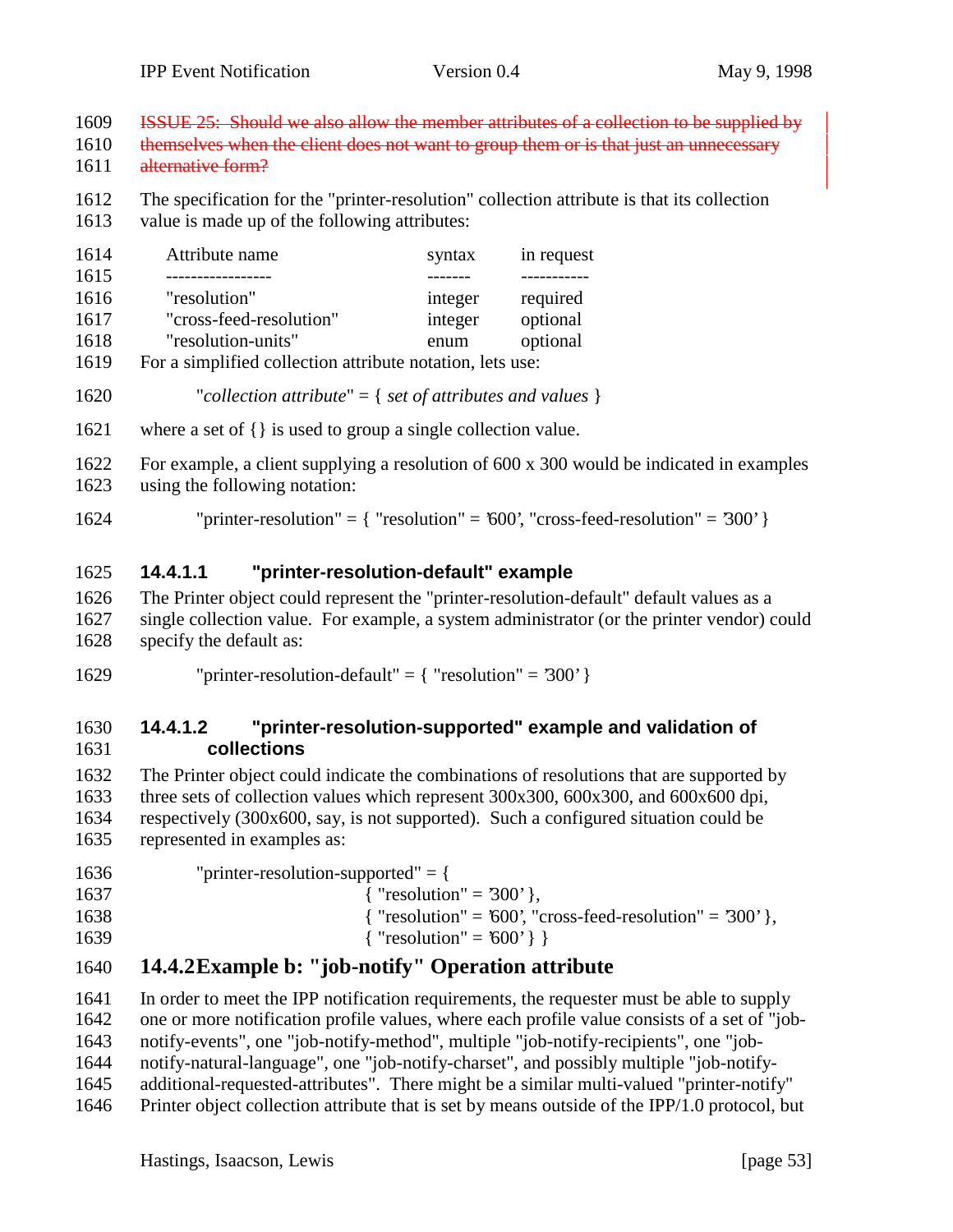~~ISSUE 25: Should we also allow the member attributes of a collection to be supplied by themselves when the client does not want to group them or is that just an unnecessary alternative form?~~

The specification for the "printer-resolution" collection attribute is that its collection value is made up of the following attributes:

| Attribute name | syntax | in request |
|---|---|---|
| "resolution" | integer | required |
| "cross-feed-resolution" | integer | optional |
| "resolution-units" | enum | optional |

For a simplified collection attribute notation, lets use:

"*collection attribute*" = { *set of attributes and values* }

where a set of {} is used to group a single collection value.

For example, a client supplying a resolution of 600 x 300 would be indicated in examples using the following notation:

"printer-resolution" = { "resolution" = '600', "cross-feed-resolution" = '300' }

#### 14.4.1.1 "printer-resolution-default" example

The Printer object could represent the "printer-resolution-default" default values as a single collection value. For example, a system administrator (or the printer vendor) could specify the default as:

"printer-resolution-default" = { "resolution" = '300' }

#### 14.4.1.2 "printer-resolution-supported" example and validation of collections

The Printer object could indicate the combinations of resolutions that are supported by three sets of collection values which represent 300x300, 600x300, and 600x600 dpi, respectively (300x600, say, is not supported). Such a configured situation could be represented in examples as:

```
"printer-resolution-supported" = {
                    { "resolution" = '300' },
                    { "resolution" = '600', "cross-feed-resolution" = '300' },
                    { "resolution" = '600' } }
```

### 14.4.2 Example b: "job-notify" Operation attribute

In order to meet the IPP notification requirements, the requester must be able to supply one or more notification profile values, where each profile value consists of a set of "job-notify-events", one "job-notify-method", multiple "job-notify-recipients", one "job-notify-natural-language", one "job-notify-charset", and possibly multiple "job-notify-additional-requested-attributes". There might be a similar multi-valued "printer-notify" Printer object collection attribute that is set by means outside of the IPP/1.0 protocol, but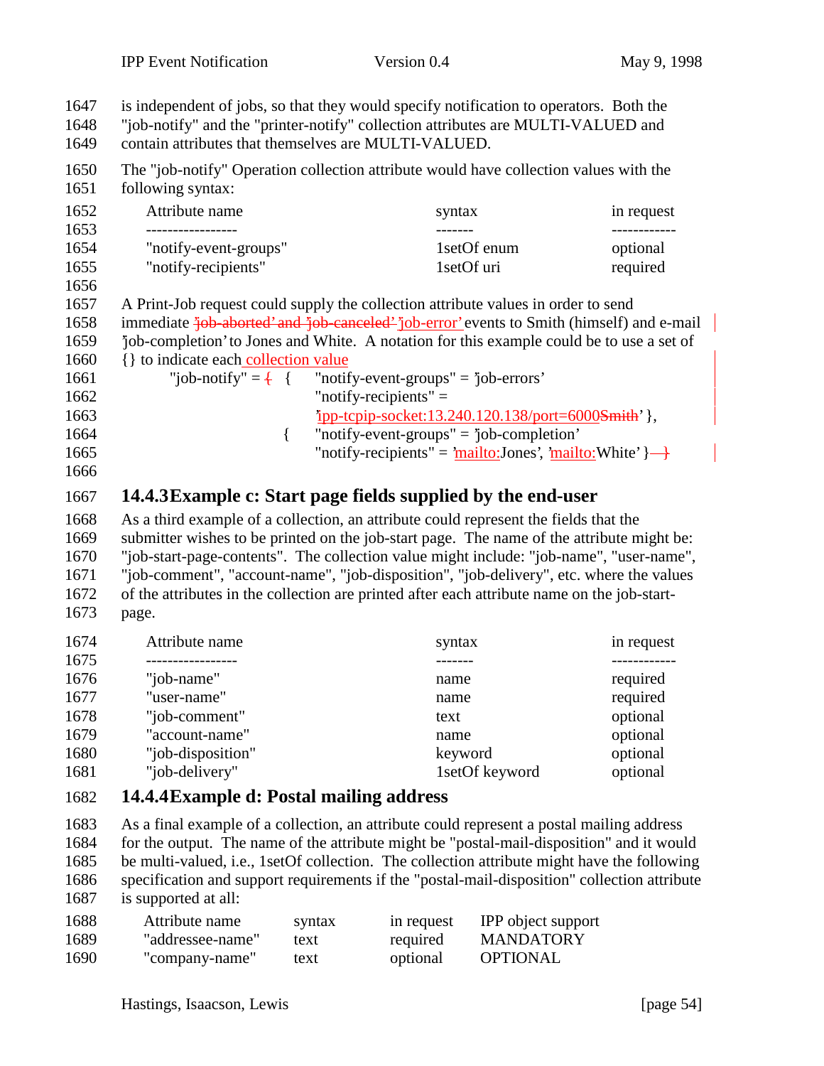is independent of jobs, so that they would specify notification to operators. Both the "job-notify" and the "printer-notify" collection attributes are MULTI-VALUED and contain attributes that themselves are MULTI-VALUED.

The "job-notify" Operation collection attribute would have collection values with the following syntax:

| Attribute name | syntax | in request |
|---|---|---|
| "notify-event-groups" | 1setOf enum | optional |
| "notify-recipients" | 1setOf uri | required |

A Print-Job request could supply the collection attribute values in order to send immediate ~~'job-aborted' and 'job-canceled'~~ 'job-error' events to Smith (himself) and e-mail 'job-completion' to Jones and White. A notation for this example could be to use a set of {} to indicate each collection value

```
"job-notify" = ~~{~~  {   "notify-event-groups" = 'job-errors'
                          "notify-recipients" =
                          'ipp-tcpip-socket:13.240.120.138/port=6000~~Smith~~' },
                      {   "notify-event-groups" = 'job-completion'
                          "notify-recipients" = 'mailto:Jones', 'mailto:White' }~~ }~~
```

### 14.4.3 Example c: Start page fields supplied by the end-user

As a third example of a collection, an attribute could represent the fields that the submitter wishes to be printed on the job-start page. The name of the attribute might be: "job-start-page-contents". The collection value might include: "job-name", "user-name", "job-comment", "account-name", "job-disposition", "job-delivery", etc. where the values of the attributes in the collection are printed after each attribute name on the job-start-page.

| Attribute name | syntax | in request |
|---|---|---|
| "job-name" | name | required |
| "user-name" | name | required |
| "job-comment" | text | optional |
| "account-name" | name | optional |
| "job-disposition" | keyword | optional |
| "job-delivery" | 1setOf keyword | optional |

### 14.4.4 Example d: Postal mailing address

As a final example of a collection, an attribute could represent a postal mailing address for the output. The name of the attribute might be "postal-mail-disposition" and it would be multi-valued, i.e., 1setOf collection. The collection attribute might have the following specification and support requirements if the "postal-mail-disposition" collection attribute is supported at all:

| Attribute name | syntax | in request | IPP object support |
|---|---|---|---|
| "addressee-name" | text | required | MANDATORY |
| "company-name" | text | optional | OPTIONAL |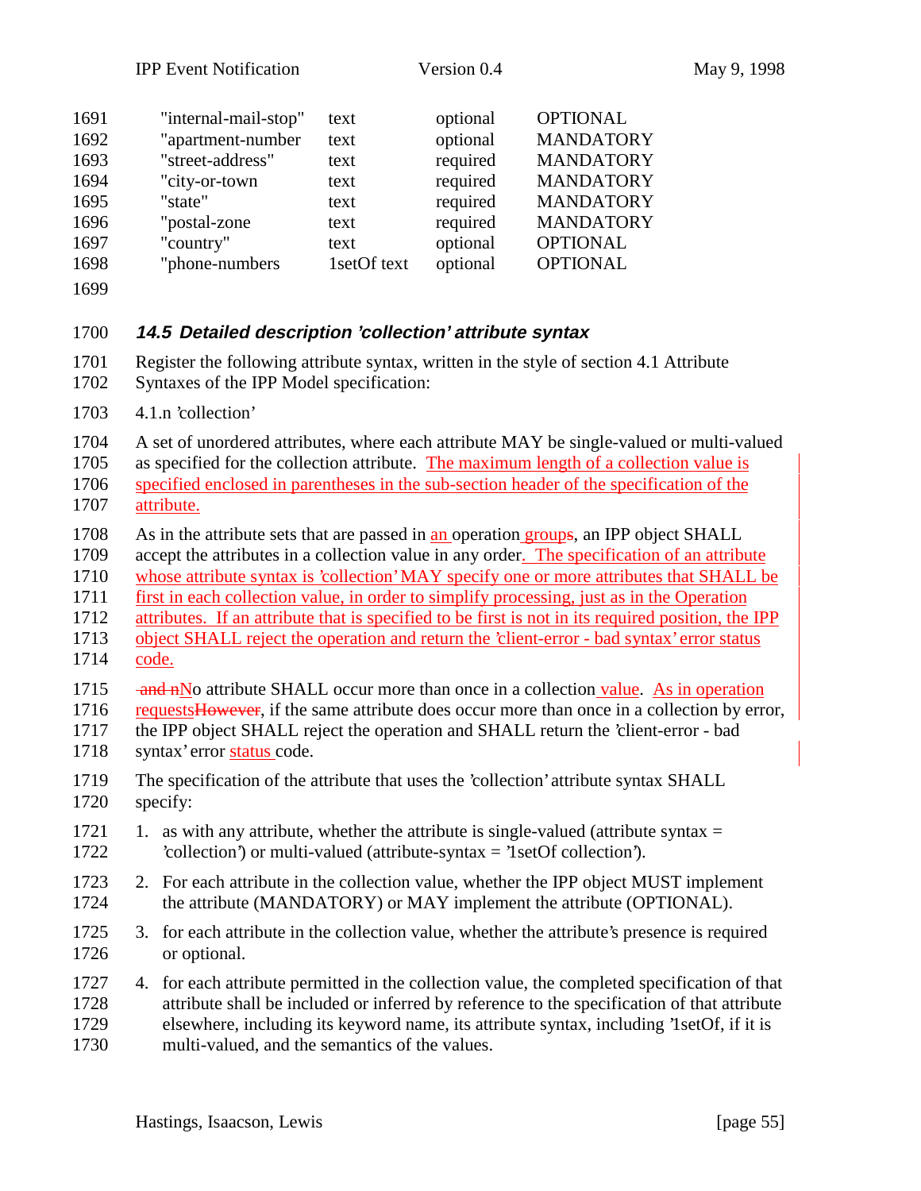| | | | |
|---|---|---|---|
| "internal-mail-stop" | text | optional | OPTIONAL |
| "apartment-number | text | optional | MANDATORY |
| "street-address" | text | required | MANDATORY |
| "city-or-town | text | required | MANDATORY |
| "state" | text | required | MANDATORY |
| "postal-zone | text | required | MANDATORY |
| "country" | text | optional | OPTIONAL |
| "phone-numbers | 1setOf text | optional | OPTIONAL |

### 14.5 Detailed description 'collection' attribute syntax

Register the following attribute syntax, written in the style of section 4.1 Attribute Syntaxes of the IPP Model specification:

4.1.n 'collection'

A set of unordered attributes, where each attribute MAY be single-valued or multi-valued as specified for the collection attribute. The maximum length of a collection value is specified enclosed in parentheses in the sub-section header of the specification of the attribute.

As in the attribute sets that are passed in an operation groups, an IPP object SHALL accept the attributes in a collection value in any order. The specification of an attribute whose attribute syntax is 'collection' MAY specify one or more attributes that SHALL be first in each collection value, in order to simplify processing, just as in the Operation attributes. If an attribute that is specified to be first is not in its required position, the IPP object SHALL reject the operation and return the 'client-error - bad syntax' error status code.

~~and n~~No attribute SHALL occur more than once in a collection value. As in operation requests~~However~~, if the same attribute does occur more than once in a collection by error, the IPP object SHALL reject the operation and SHALL return the 'client-error - bad syntax' error status code.

The specification of the attribute that uses the 'collection' attribute syntax SHALL specify:

1. as with any attribute, whether the attribute is single-valued (attribute syntax = 'collection') or multi-valued (attribute-syntax = '1setOf collection').
2. For each attribute in the collection value, whether the IPP object MUST implement the attribute (MANDATORY) or MAY implement the attribute (OPTIONAL).
3. for each attribute in the collection value, whether the attribute's presence is required or optional.
4. for each attribute permitted in the collection value, the completed specification of that attribute shall be included or inferred by reference to the specification of that attribute elsewhere, including its keyword name, its attribute syntax, including '1setOf, if it is multi-valued, and the semantics of the values.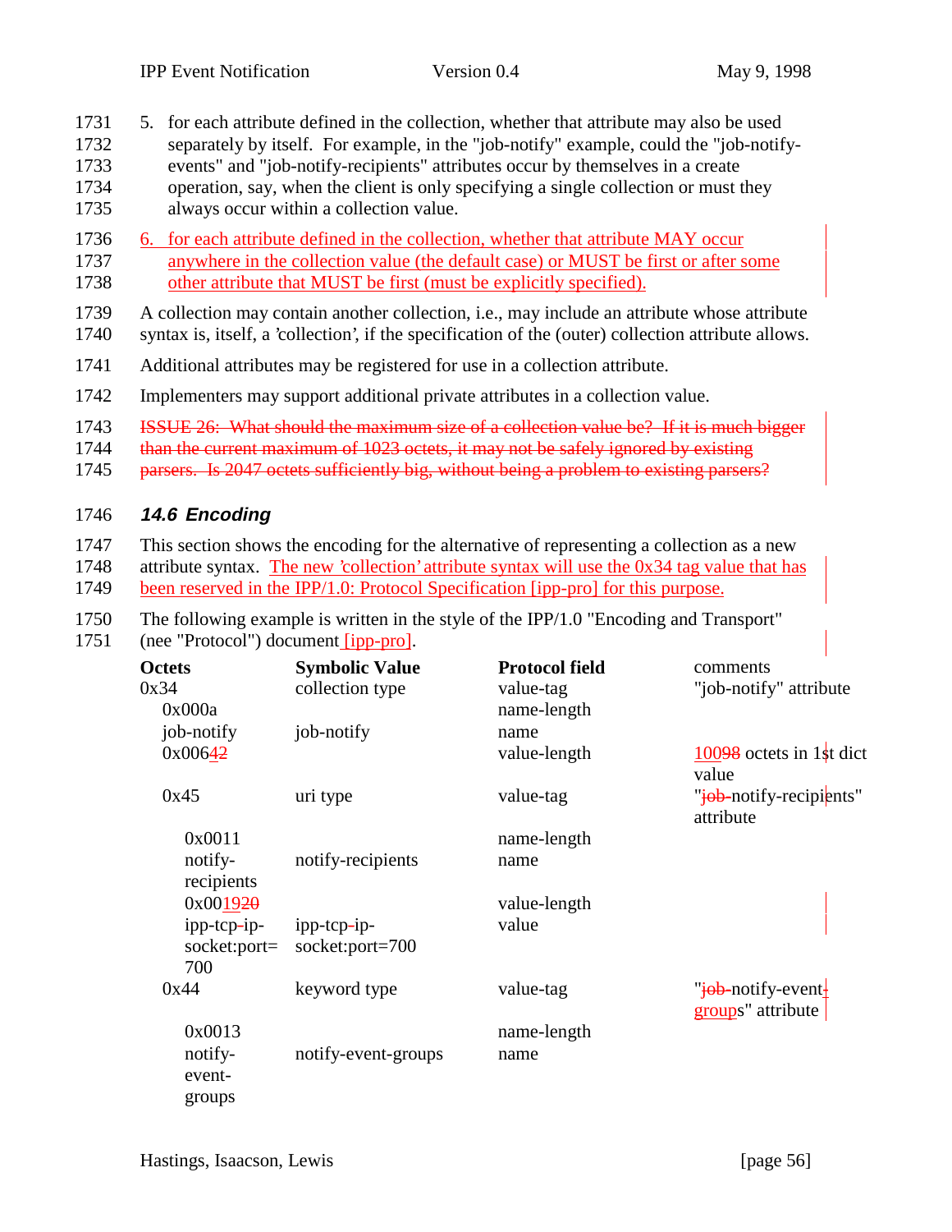5. for each attribute defined in the collection, whether that attribute may also be used separately by itself. For example, in the "job-notify" example, could the "job-notify-events" and "job-notify-recipients" attributes occur by themselves in a create operation, say, when the client is only specifying a single collection or must they always occur within a collection value.

6. for each attribute defined in the collection, whether that attribute MAY occur anywhere in the collection value (the default case) or MUST be first or after some other attribute that MUST be first (must be explicitly specified).

A collection may contain another collection, i.e., may include an attribute whose attribute syntax is, itself, a 'collection', if the specification of the (outer) collection attribute allows.

Additional attributes may be registered for use in a collection attribute.

Implementers may support additional private attributes in a collection value.

~~ISSUE 26: What should the maximum size of a collection value be? If it is much bigger than the current maximum of 1023 octets, it may not be safely ignored by existing parsers. Is 2047 octets sufficiently big, without being a problem to existing parsers?~~

### *14.6 Encoding*

This section shows the encoding for the alternative of representing a collection as a new attribute syntax. The new 'collection' attribute syntax will use the 0x34 tag value that has been reserved in the IPP/1.0: Protocol Specification [ipp-pro] for this purpose.

The following example is written in the style of the IPP/1.0 "Encoding and Transport" (nee "Protocol") document [ipp-pro].

| **Octets** | **Symbolic Value** | **Protocol field** | comments |
|---|---|---|---|
| 0x34 | collection type | value-tag | "job-notify" attribute |
| 0x000a | | name-length | |
| job-notify | job-notify | name | |
| 0x0064~~2~~ | | value-length | 100~~98~~ octets in 1~~s~~t dict value |
| 0x45 | uri type | value-tag | "~~job-~~notify-recipi~~e~~nts" attribute |
| 0x0011 | | name-length | |
| notify-recipients | notify-recipients | name | |
| 0x0019~~20~~ | | value-length | |
| ipp-tcp~~-~~ip-socket:port=700 | ipp-tcp~~-~~ip-socket:port=700 | value | |
| 0x44 | keyword type | value-tag | "~~job-~~notify-event~~-~~groups" attribute |
| 0x0013 | | name-length | |
| notify-event-groups | notify-event-groups | name | |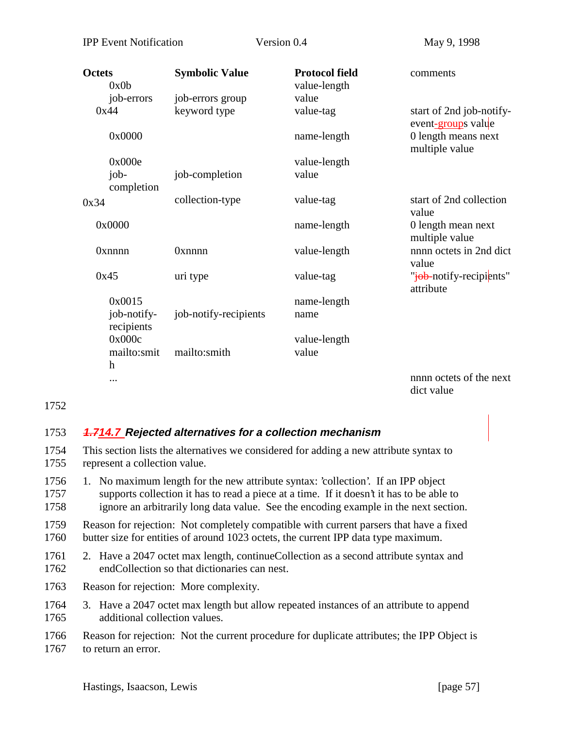| Octets | Symbolic Value | Protocol field | comments |
|---|---|---|---|
| 0x0b | | value-length | |
| job-errors | job-errors group | value | |
| 0x44 | keyword type | value-tag | start of 2nd job-notify-event-groups value |
| 0x0000 | | name-length | 0 length means next multiple value |
| 0x000e | | value-length | |
| job-completion | job-completion | value | |
| 0x34 | collection-type | value-tag | start of 2nd collection value |
| 0x0000 | | name-length | 0 length mean next multiple value |
| 0xnnnn | 0xnnnn | value-length | nnnn octets in 2nd dict value |
| 0x45 | uri type | value-tag | "job-notify-recipients" attribute |
| 0x0015 | | name-length | |
| job-notify-recipients | job-notify-recipients | name | |
| 0x000c | | value-length | |
| mailto:smith | mailto:smith | value | |
| ... | | | nnnn octets of the next dict value |

1752

### 14.7 Rejected alternatives for a collection mechanism

1753

1754 This section lists the alternatives we considered for adding a new attribute syntax to
1755 represent a collection value.

1756 1. No maximum length for the new attribute syntax: 'collection'. If an IPP object
1757 supports collection it has to read a piece at a time. If it doesn't it has to be able to
1758 ignore an arbitrarily long data value. See the encoding example in the next section.

1759 Reason for rejection: Not completely compatible with current parsers that have a fixed
1760 butter size for entities of around 1023 octets, the current IPP data type maximum.

1761 2. Have a 2047 octet max length, continueCollection as a second attribute syntax and
1762 endCollection so that dictionaries can nest.

1763 Reason for rejection: More complexity.

1764 3. Have a 2047 octet max length but allow repeated instances of an attribute to append
1765 additional collection values.

1766 Reason for rejection: Not the current procedure for duplicate attributes; the IPP Object is
1767 to return an error.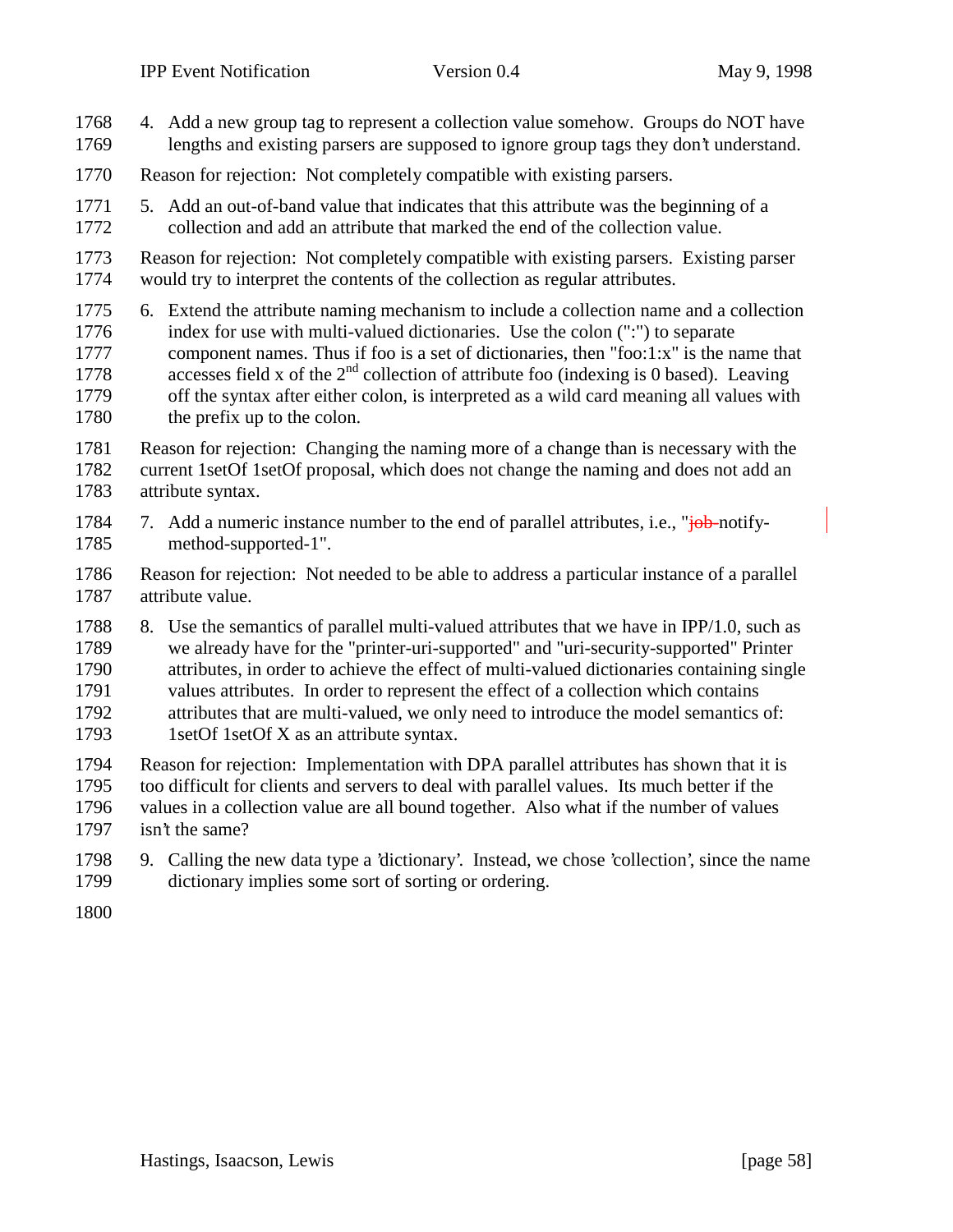4. Add a new group tag to represent a collection value somehow. Groups do NOT have lengths and existing parsers are supposed to ignore group tags they don't understand.

Reason for rejection: Not completely compatible with existing parsers.

5. Add an out-of-band value that indicates that this attribute was the beginning of a collection and add an attribute that marked the end of the collection value.

Reason for rejection: Not completely compatible with existing parsers. Existing parser would try to interpret the contents of the collection as regular attributes.

6. Extend the attribute naming mechanism to include a collection name and a collection index for use with multi-valued dictionaries. Use the colon (":") to separate component names. Thus if foo is a set of dictionaries, then "foo:1:x" is the name that accesses field x of the 2nd collection of attribute foo (indexing is 0 based). Leaving off the syntax after either colon, is interpreted as a wild card meaning all values with the prefix up to the colon.

Reason for rejection: Changing the naming more of a change than is necessary with the current 1setOf 1setOf proposal, which does not change the naming and does not add an attribute syntax.

7. Add a numeric instance number to the end of parallel attributes, i.e., "~~job-~~notify-method-supported-1".

Reason for rejection: Not needed to be able to address a particular instance of a parallel attribute value.

8. Use the semantics of parallel multi-valued attributes that we have in IPP/1.0, such as we already have for the "printer-uri-supported" and "uri-security-supported" Printer attributes, in order to achieve the effect of multi-valued dictionaries containing single values attributes. In order to represent the effect of a collection which contains attributes that are multi-valued, we only need to introduce the model semantics of: 1setOf 1setOf X as an attribute syntax.

Reason for rejection: Implementation with DPA parallel attributes has shown that it is too difficult for clients and servers to deal with parallel values. Its much better if the values in a collection value are all bound together. Also what if the number of values isn't the same?

9. Calling the new data type a 'dictionary'. Instead, we chose 'collection', since the name dictionary implies some sort of sorting or ordering.